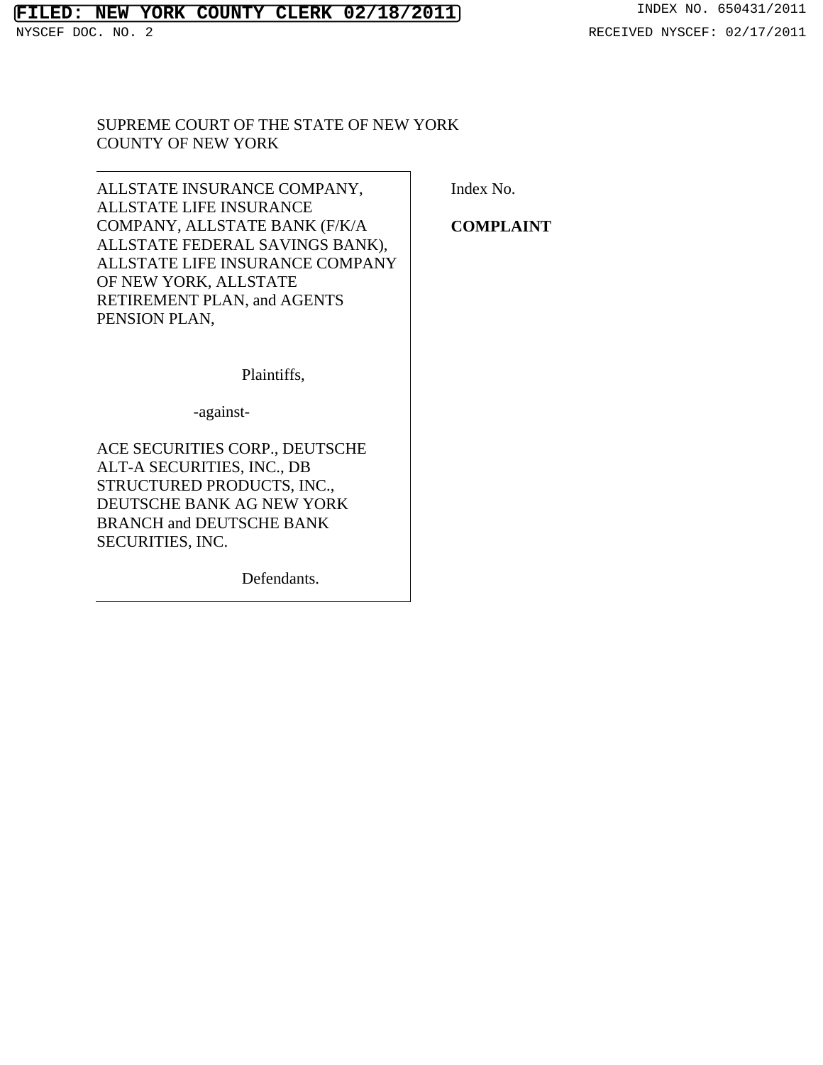SUPREME COURT OF THE STATE OF NEW YORK
COUNTY OF NEW YORK

| | |
|---|---|
| ALLSTATE INSURANCE COMPANY, ALLSTATE LIFE INSURANCE COMPANY, ALLSTATE BANK (F/K/A ALLSTATE FEDERAL SAVINGS BANK), ALLSTATE LIFE INSURANCE COMPANY OF NEW YORK, ALLSTATE RETIREMENT PLAN, and AGENTS PENSION PLAN,<br><br>Plaintiffs,<br><br>-against-<br><br>ACE SECURITIES CORP., DEUTSCHE ALT-A SECURITIES, INC., DB STRUCTURED PRODUCTS, INC., DEUTSCHE BANK AG NEW YORK BRANCH and DEUTSCHE BANK SECURITIES, INC.<br><br>Defendants. | Index No.<br><br>**COMPLAINT** |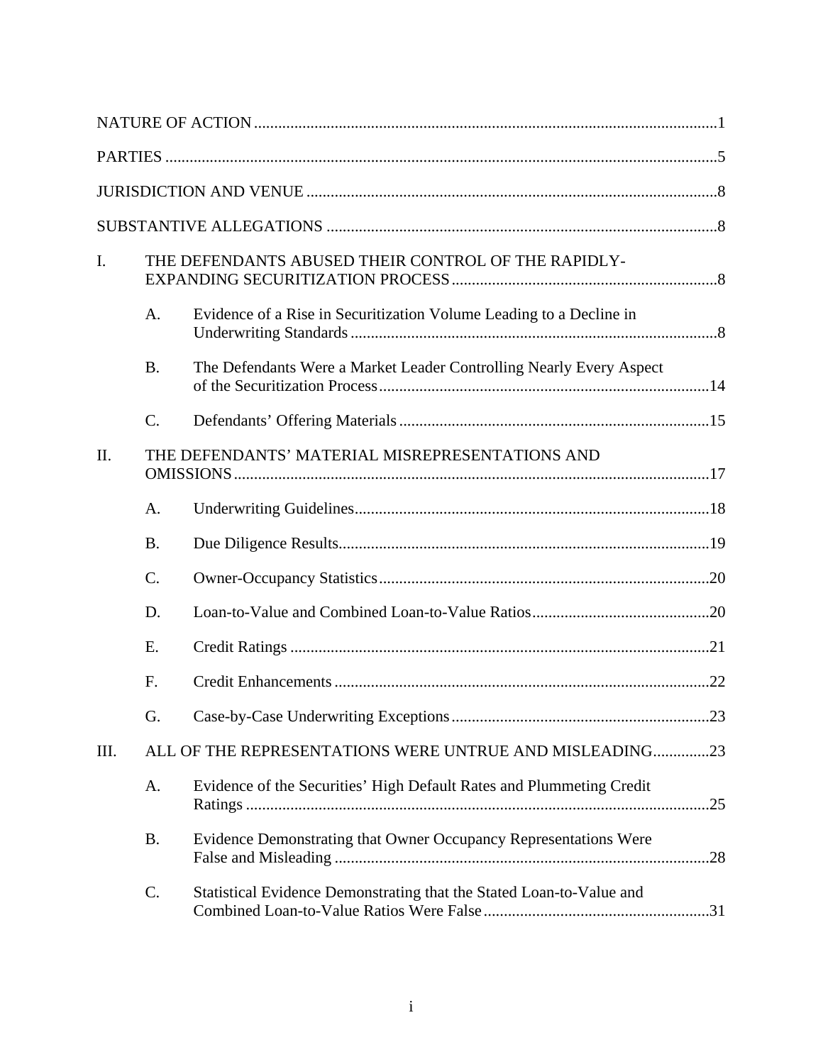NATURE OF ACTION ..................................................................................................................1

PARTIES .......................................................................................................................................5

JURISDICTION AND VENUE .....................................................................................................8

SUBSTANTIVE ALLEGATIONS ................................................................................................8

I. THE DEFENDANTS ABUSED THEIR CONTROL OF THE RAPIDLY-EXPANDING SECURITIZATION PROCESS .................................................................8

   A. Evidence of a Rise in Securitization Volume Leading to a Decline in Underwriting Standards ..........................................................................................8

   B. The Defendants Were a Market Leader Controlling Nearly Every Aspect of the Securitization Process .................................................................................14

   C. Defendants' Offering Materials ............................................................................15

II. THE DEFENDANTS' MATERIAL MISREPRESENTATIONS AND OMISSIONS ....................................................................................................................17

   A. Underwriting Guidelines.......................................................................................18

   B. Due Diligence Results...........................................................................................19

   C. Owner-Occupancy Statistics .................................................................................20

   D. Loan-to-Value and Combined Loan-to-Value Ratios ............................................20

   E. Credit Ratings .......................................................................................................21

   F. Credit Enhancements ............................................................................................22

   G. Case-by-Case Underwriting Exceptions ...............................................................23

III. ALL OF THE REPRESENTATIONS WERE UNTRUE AND MISLEADING..............23

   A. Evidence of the Securities' High Default Rates and Plummeting Credit Ratings ..................................................................................................................25

   B. Evidence Demonstrating that Owner Occupancy Representations Were False and Misleading ............................................................................................28

   C. Statistical Evidence Demonstrating that the Stated Loan-to-Value and Combined Loan-to-Value Ratios Were False .......................................................31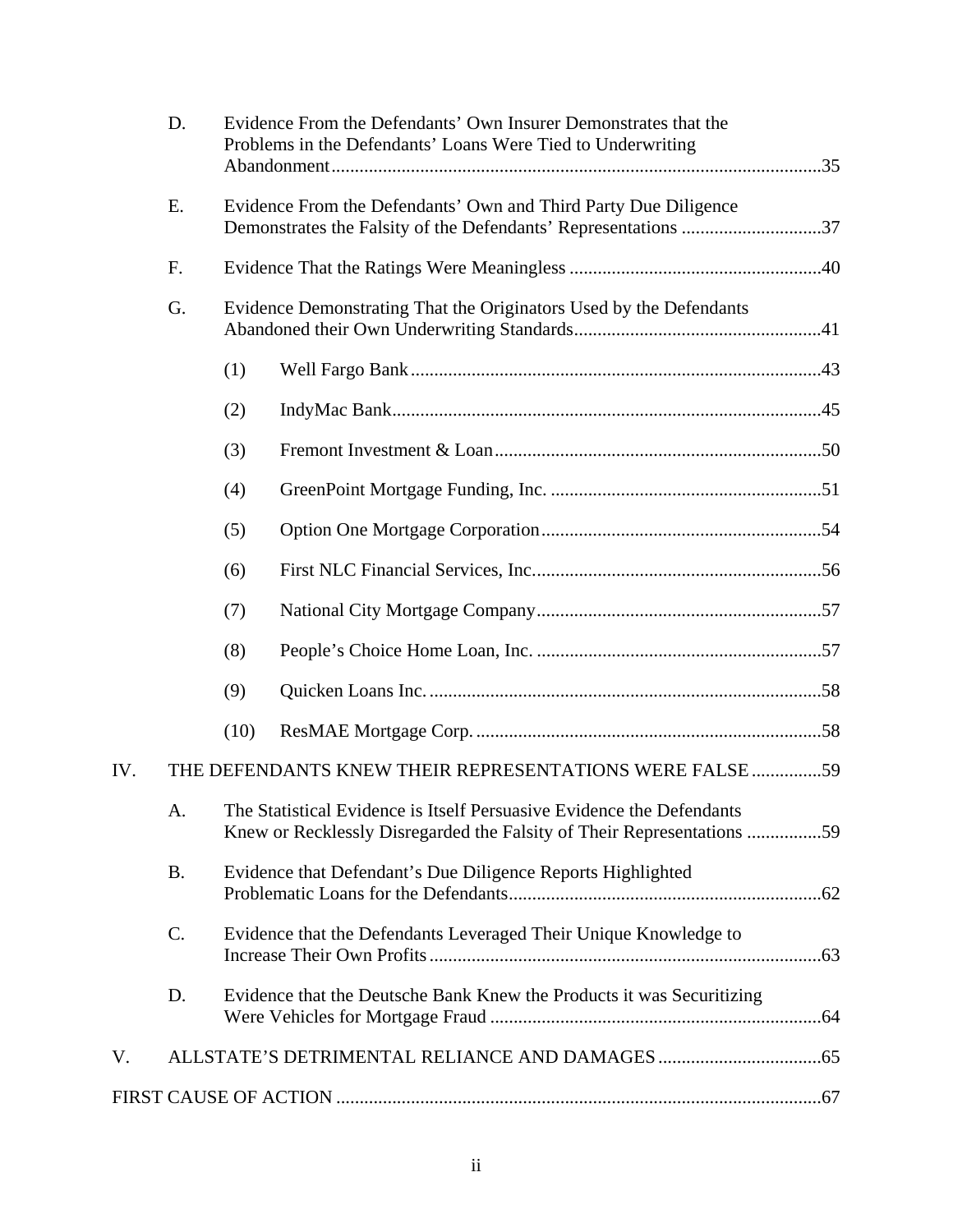D. Evidence From the Defendants' Own Insurer Demonstrates that the Problems in the Defendants' Loans Were Tied to Underwriting Abandonment ........................................................................................................35

E. Evidence From the Defendants' Own and Third Party Due Diligence Demonstrates the Falsity of the Defendants' Representations ..............................37

F. Evidence That the Ratings Were Meaningless ......................................................40

G. Evidence Demonstrating That the Originators Used by the Defendants Abandoned their Own Underwriting Standards.....................................................41

(1) Well Fargo Bank.......................................................................................43

(2) IndyMac Bank...........................................................................................45

(3) Fremont Investment & Loan.....................................................................50

(4) GreenPoint Mortgage Funding, Inc. ..........................................................51

(5) Option One Mortgage Corporation............................................................54

(6) First NLC Financial Services, Inc..............................................................56

(7) National City Mortgage Company.............................................................57

(8) People's Choice Home Loan, Inc. .............................................................57

(9) Quicken Loans Inc. ....................................................................................58

(10) ResMAE Mortgage Corp. ..........................................................................58

IV. THE DEFENDANTS KNEW THEIR REPRESENTATIONS WERE FALSE ...............59

A. The Statistical Evidence is Itself Persuasive Evidence the Defendants Knew or Recklessly Disregarded the Falsity of Their Representations ................59

B. Evidence that Defendant's Due Diligence Reports Highlighted Problematic Loans for the Defendants...................................................................62

C. Evidence that the Defendants Leveraged Their Unique Knowledge to Increase Their Own Profits ...................................................................................63

D. Evidence that the Deutsche Bank Knew the Products it was Securitizing Were Vehicles for Mortgage Fraud .......................................................................64

V. ALLSTATE'S DETRIMENTAL RELIANCE AND DAMAGES ...................................65

FIRST CAUSE OF ACTION ........................................................................................................67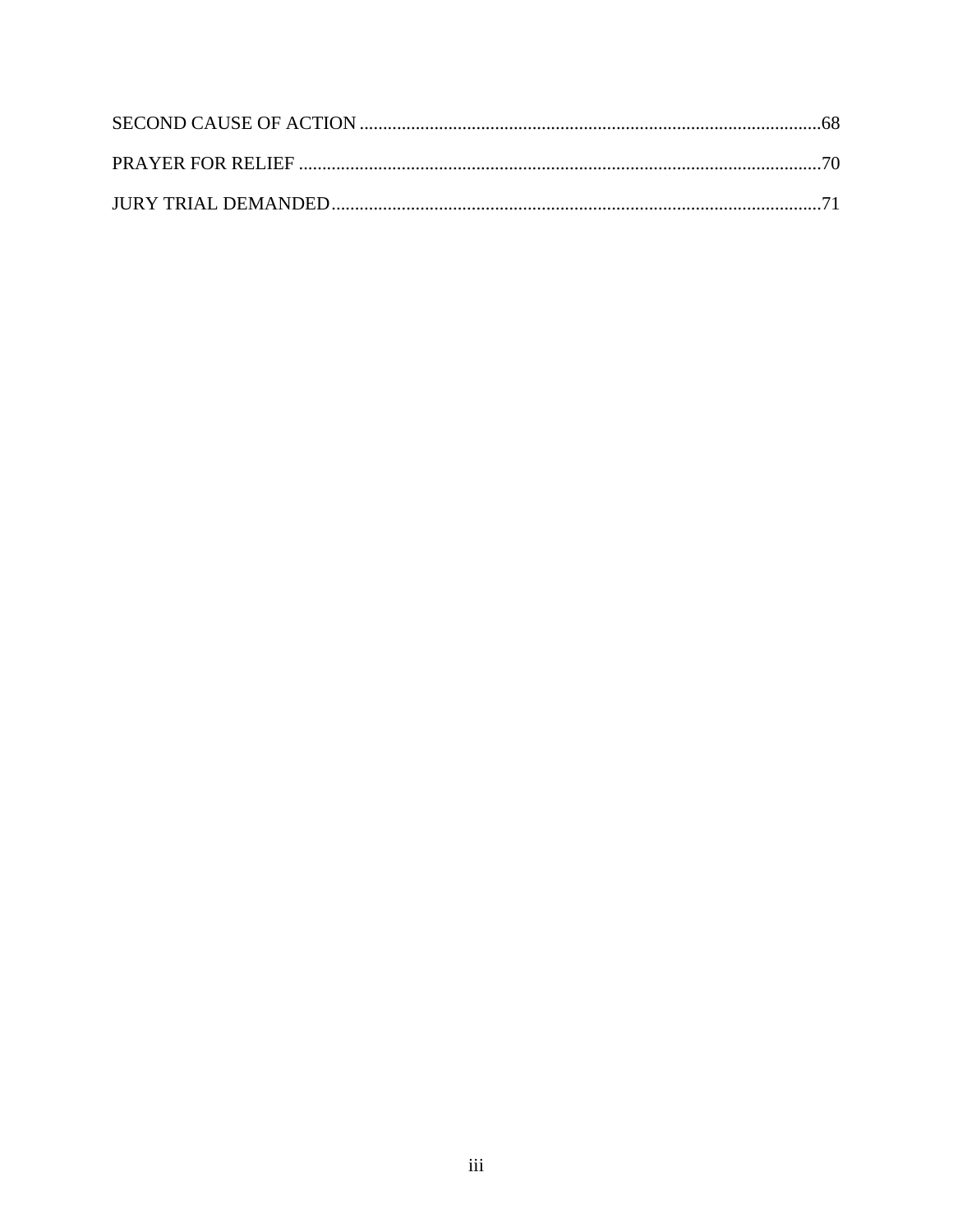SECOND CAUSE OF ACTION ....................................................................................................68

PRAYER FOR RELIEF ..............................................................................................................70

JURY TRIAL DEMANDED........................................................................................................71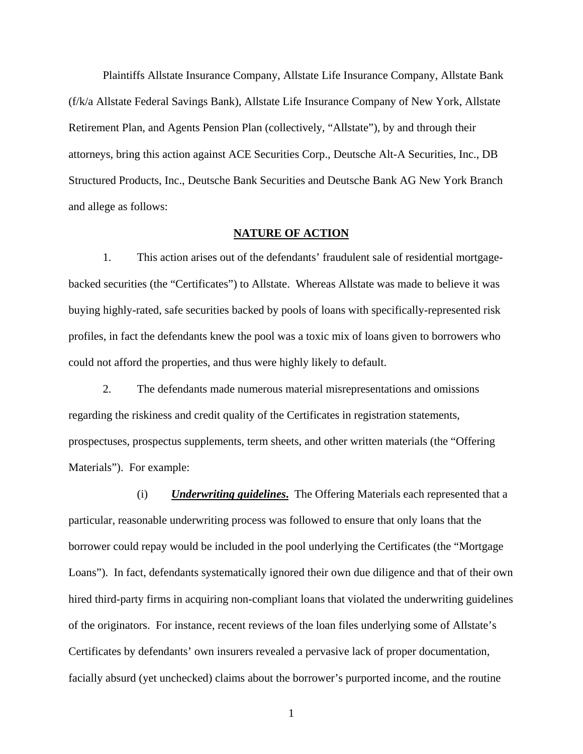Plaintiffs Allstate Insurance Company, Allstate Life Insurance Company, Allstate Bank (f/k/a Allstate Federal Savings Bank), Allstate Life Insurance Company of New York, Allstate Retirement Plan, and Agents Pension Plan (collectively, "Allstate"), by and through their attorneys, bring this action against ACE Securities Corp., Deutsche Alt-A Securities, Inc., DB Structured Products, Inc., Deutsche Bank Securities and Deutsche Bank AG New York Branch and allege as follows:

## NATURE OF ACTION

1. This action arises out of the defendants' fraudulent sale of residential mortgage-backed securities (the "Certificates") to Allstate. Whereas Allstate was made to believe it was buying highly-rated, safe securities backed by pools of loans with specifically-represented risk profiles, in fact the defendants knew the pool was a toxic mix of loans given to borrowers who could not afford the properties, and thus were highly likely to default.

2. The defendants made numerous material misrepresentations and omissions regarding the riskiness and credit quality of the Certificates in registration statements, prospectuses, prospectus supplements, term sheets, and other written materials (the "Offering Materials"). For example:

(i) ***Underwriting guidelines***. The Offering Materials each represented that a particular, reasonable underwriting process was followed to ensure that only loans that the borrower could repay would be included in the pool underlying the Certificates (the "Mortgage Loans"). In fact, defendants systematically ignored their own due diligence and that of their own hired third-party firms in acquiring non-compliant loans that violated the underwriting guidelines of the originators. For instance, recent reviews of the loan files underlying some of Allstate's Certificates by defendants' own insurers revealed a pervasive lack of proper documentation, facially absurd (yet unchecked) claims about the borrower's purported income, and the routine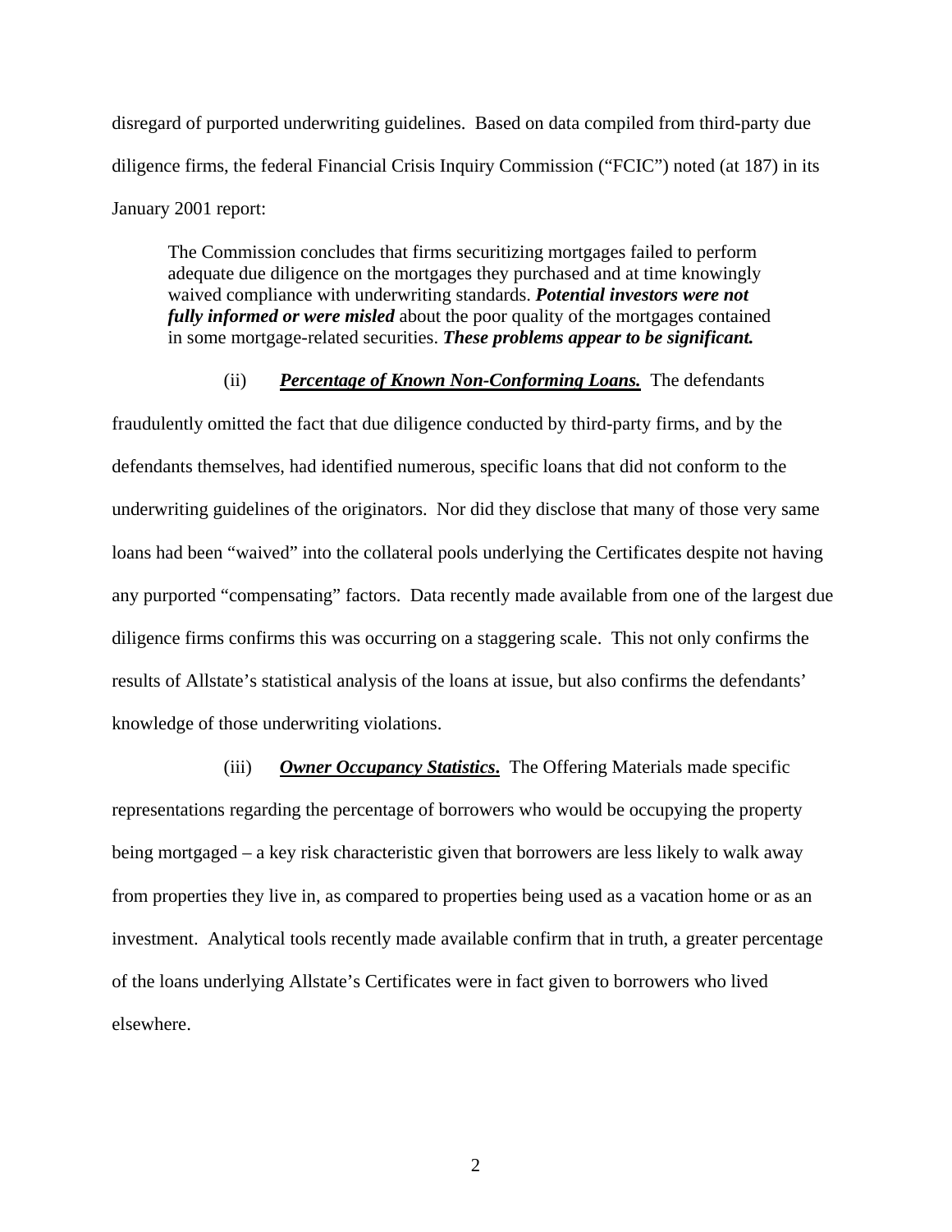disregard of purported underwriting guidelines. Based on data compiled from third-party due diligence firms, the federal Financial Crisis Inquiry Commission ("FCIC") noted (at 187) in its January 2001 report:

> The Commission concludes that firms securitizing mortgages failed to perform adequate due diligence on the mortgages they purchased and at time knowingly waived compliance with underwriting standards. ***Potential investors were not fully informed or were misled*** about the poor quality of the mortgages contained in some mortgage-related securities. ***These problems appear to be significant.***

(ii) ***<u>Percentage of Known Non-Conforming Loans.</u>*** The defendants fraudulently omitted the fact that due diligence conducted by third-party firms, and by the defendants themselves, had identified numerous, specific loans that did not conform to the underwriting guidelines of the originators. Nor did they disclose that many of those very same loans had been "waived" into the collateral pools underlying the Certificates despite not having any purported "compensating" factors. Data recently made available from one of the largest due diligence firms confirms this was occurring on a staggering scale. This not only confirms the results of Allstate's statistical analysis of the loans at issue, but also confirms the defendants' knowledge of those underwriting violations.

(iii) ***<u>Owner Occupancy Statistics</u>*.** The Offering Materials made specific representations regarding the percentage of borrowers who would be occupying the property being mortgaged – a key risk characteristic given that borrowers are less likely to walk away from properties they live in, as compared to properties being used as a vacation home or as an investment. Analytical tools recently made available confirm that in truth, a greater percentage of the loans underlying Allstate's Certificates were in fact given to borrowers who lived elsewhere.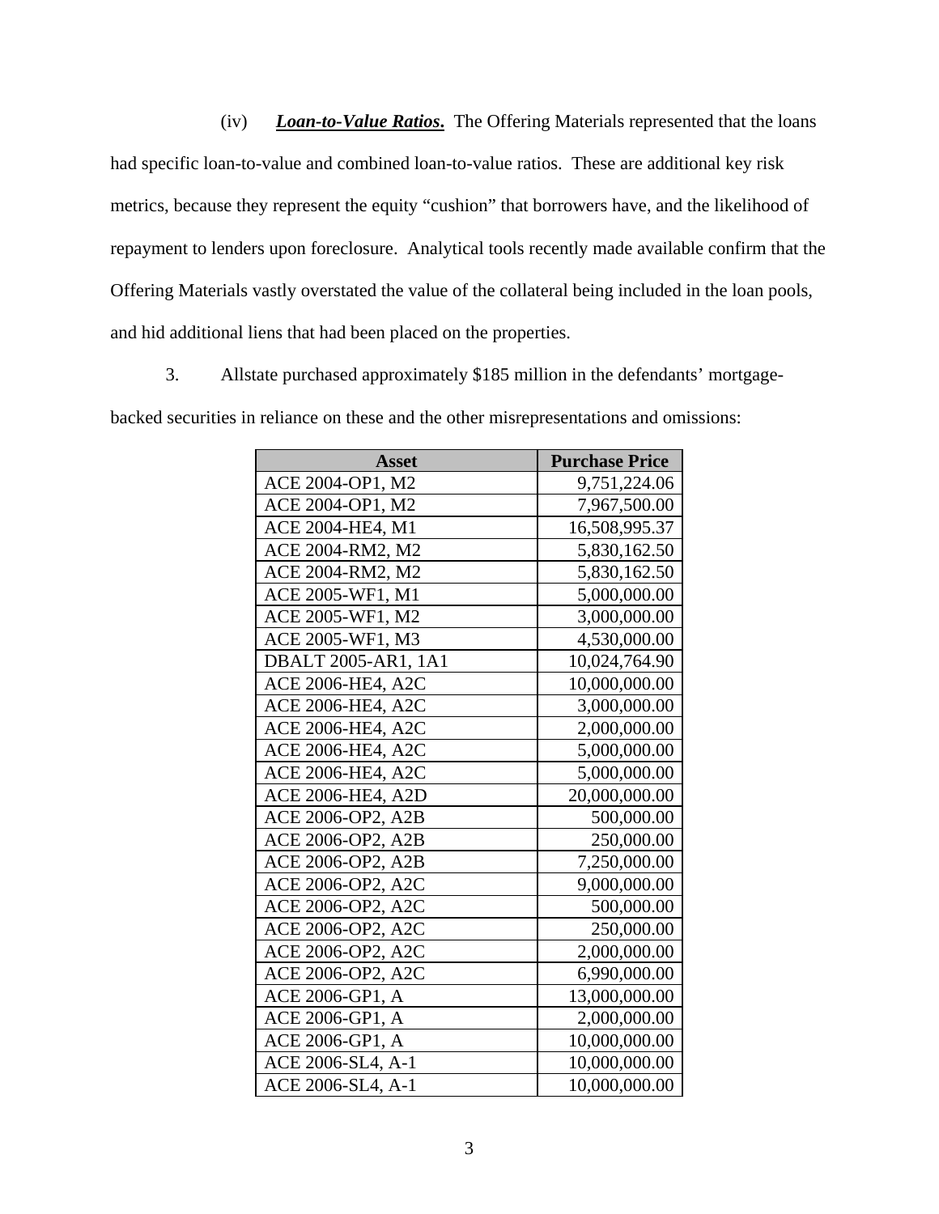(iv) ***Loan-to-Value Ratios*.** The Offering Materials represented that the loans had specific loan-to-value and combined loan-to-value ratios. These are additional key risk metrics, because they represent the equity "cushion" that borrowers have, and the likelihood of repayment to lenders upon foreclosure. Analytical tools recently made available confirm that the Offering Materials vastly overstated the value of the collateral being included in the loan pools, and hid additional liens that had been placed on the properties.

3. Allstate purchased approximately $185 million in the defendants' mortgage-backed securities in reliance on these and the other misrepresentations and omissions:

| Asset | Purchase Price |
|---|---:|
| ACE 2004-OP1, M2 | 9,751,224.06 |
| ACE 2004-OP1, M2 | 7,967,500.00 |
| ACE 2004-HE4, M1 | 16,508,995.37 |
| ACE 2004-RM2, M2 | 5,830,162.50 |
| ACE 2004-RM2, M2 | 5,830,162.50 |
| ACE 2005-WF1, M1 | 5,000,000.00 |
| ACE 2005-WF1, M2 | 3,000,000.00 |
| ACE 2005-WF1, M3 | 4,530,000.00 |
| DBALT 2005-AR1, 1A1 | 10,024,764.90 |
| ACE 2006-HE4, A2C | 10,000,000.00 |
| ACE 2006-HE4, A2C | 3,000,000.00 |
| ACE 2006-HE4, A2C | 2,000,000.00 |
| ACE 2006-HE4, A2C | 5,000,000.00 |
| ACE 2006-HE4, A2C | 5,000,000.00 |
| ACE 2006-HE4, A2D | 20,000,000.00 |
| ACE 2006-OP2, A2B | 500,000.00 |
| ACE 2006-OP2, A2B | 250,000.00 |
| ACE 2006-OP2, A2B | 7,250,000.00 |
| ACE 2006-OP2, A2C | 9,000,000.00 |
| ACE 2006-OP2, A2C | 500,000.00 |
| ACE 2006-OP2, A2C | 250,000.00 |
| ACE 2006-OP2, A2C | 2,000,000.00 |
| ACE 2006-OP2, A2C | 6,990,000.00 |
| ACE 2006-GP1, A | 13,000,000.00 |
| ACE 2006-GP1, A | 2,000,000.00 |
| ACE 2006-GP1, A | 10,000,000.00 |
| ACE 2006-SL4, A-1 | 10,000,000.00 |
| ACE 2006-SL4, A-1 | 10,000,000.00 |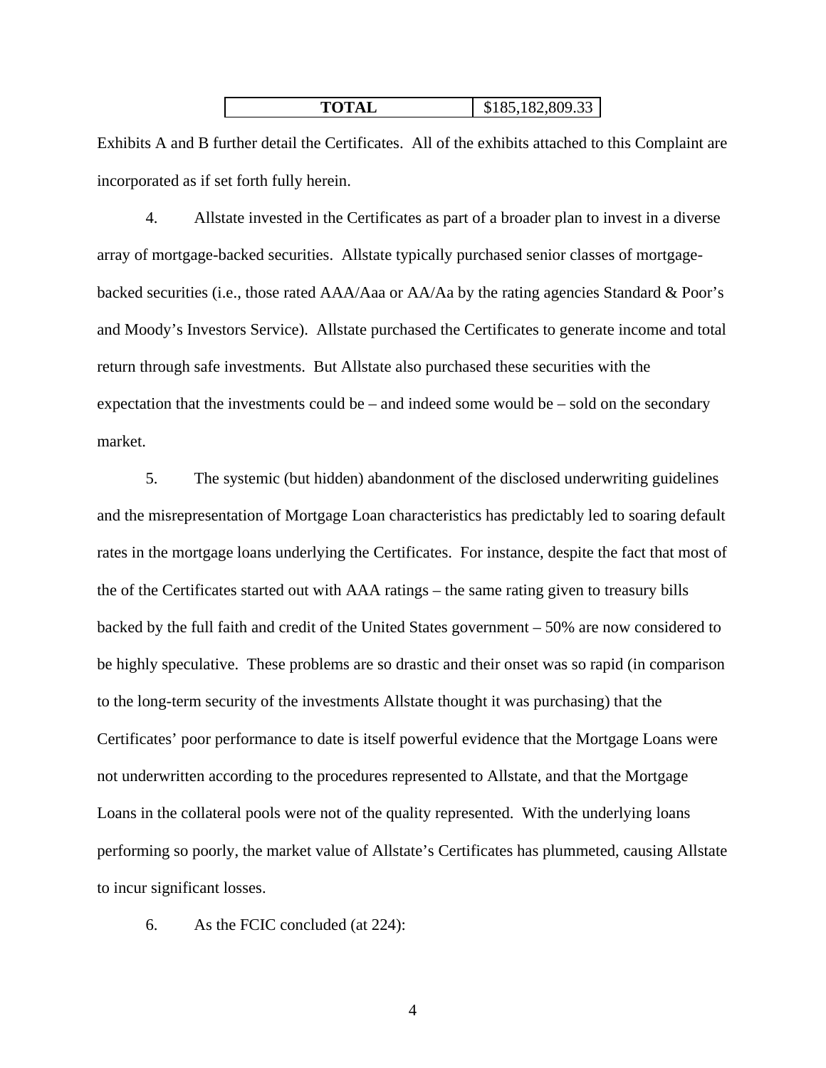| TOTAL | $185,182,809.33 |
|---|---|

Exhibits A and B further detail the Certificates. All of the exhibits attached to this Complaint are incorporated as if set forth fully herein.

4. Allstate invested in the Certificates as part of a broader plan to invest in a diverse array of mortgage-backed securities. Allstate typically purchased senior classes of mortgage-backed securities (i.e., those rated AAA/Aaa or AA/Aa by the rating agencies Standard & Poor's and Moody's Investors Service). Allstate purchased the Certificates to generate income and total return through safe investments. But Allstate also purchased these securities with the expectation that the investments could be – and indeed some would be – sold on the secondary market.

5. The systemic (but hidden) abandonment of the disclosed underwriting guidelines and the misrepresentation of Mortgage Loan characteristics has predictably led to soaring default rates in the mortgage loans underlying the Certificates. For instance, despite the fact that most of the of the Certificates started out with AAA ratings – the same rating given to treasury bills backed by the full faith and credit of the United States government – 50% are now considered to be highly speculative. These problems are so drastic and their onset was so rapid (in comparison to the long-term security of the investments Allstate thought it was purchasing) that the Certificates' poor performance to date is itself powerful evidence that the Mortgage Loans were not underwritten according to the procedures represented to Allstate, and that the Mortgage Loans in the collateral pools were not of the quality represented. With the underlying loans performing so poorly, the market value of Allstate's Certificates has plummeted, causing Allstate to incur significant losses.

6. As the FCIC concluded (at 224):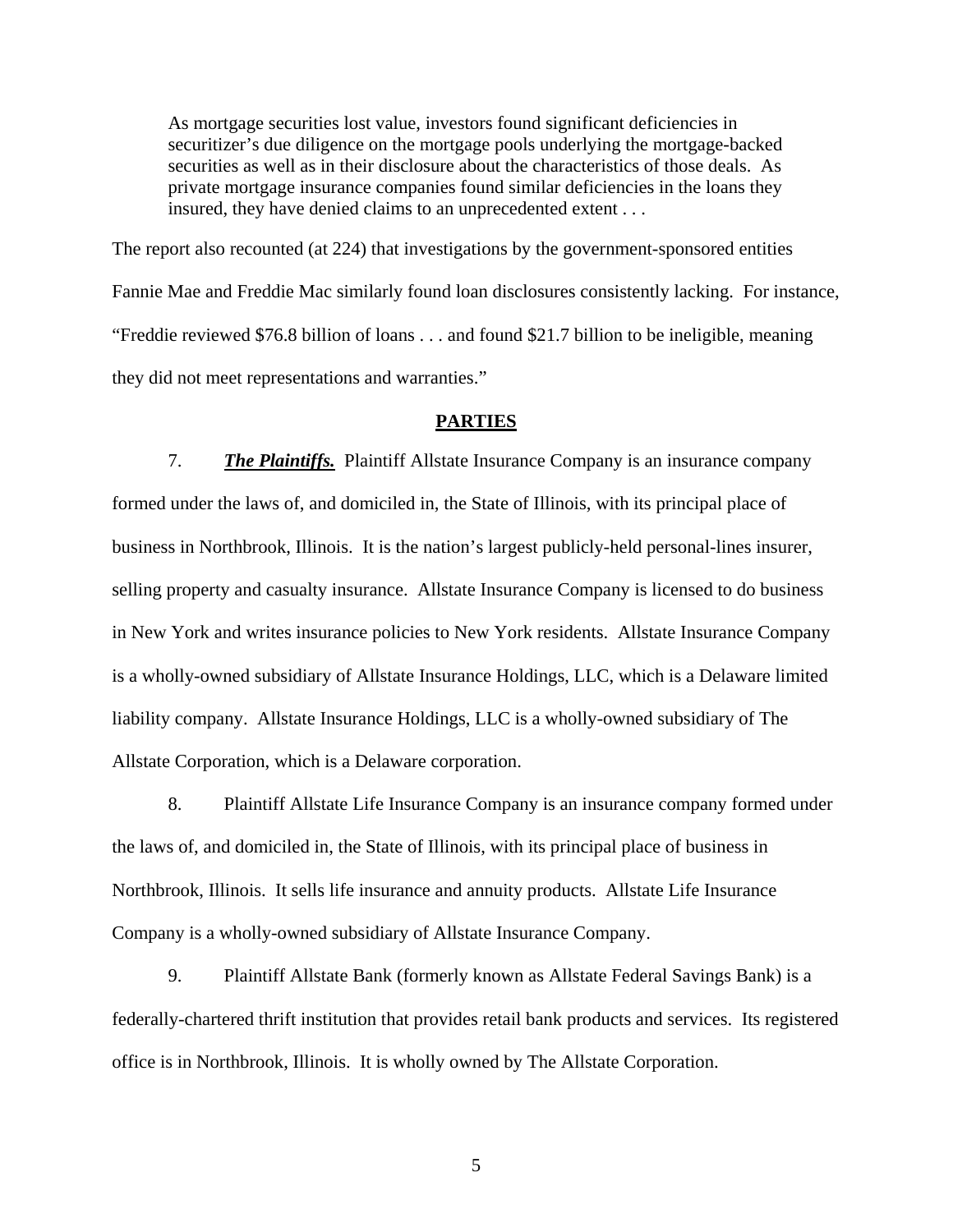> As mortgage securities lost value, investors found significant deficiencies in securitizer's due diligence on the mortgage pools underlying the mortgage-backed securities as well as in their disclosure about the characteristics of those deals. As private mortgage insurance companies found similar deficiencies in the loans they insured, they have denied claims to an unprecedented extent . . .

The report also recounted (at 224) that investigations by the government-sponsored entities Fannie Mae and Freddie Mac similarly found loan disclosures consistently lacking. For instance, "Freddie reviewed $76.8 billion of loans . . . and found $21.7 billion to be ineligible, meaning they did not meet representations and warranties."

## PARTIES

7. ***The Plaintiffs.*** Plaintiff Allstate Insurance Company is an insurance company formed under the laws of, and domiciled in, the State of Illinois, with its principal place of business in Northbrook, Illinois. It is the nation's largest publicly-held personal-lines insurer, selling property and casualty insurance. Allstate Insurance Company is licensed to do business in New York and writes insurance policies to New York residents. Allstate Insurance Company is a wholly-owned subsidiary of Allstate Insurance Holdings, LLC, which is a Delaware limited liability company. Allstate Insurance Holdings, LLC is a wholly-owned subsidiary of The Allstate Corporation, which is a Delaware corporation.

8. Plaintiff Allstate Life Insurance Company is an insurance company formed under the laws of, and domiciled in, the State of Illinois, with its principal place of business in Northbrook, Illinois. It sells life insurance and annuity products. Allstate Life Insurance Company is a wholly-owned subsidiary of Allstate Insurance Company.

9. Plaintiff Allstate Bank (formerly known as Allstate Federal Savings Bank) is a federally-chartered thrift institution that provides retail bank products and services. Its registered office is in Northbrook, Illinois. It is wholly owned by The Allstate Corporation.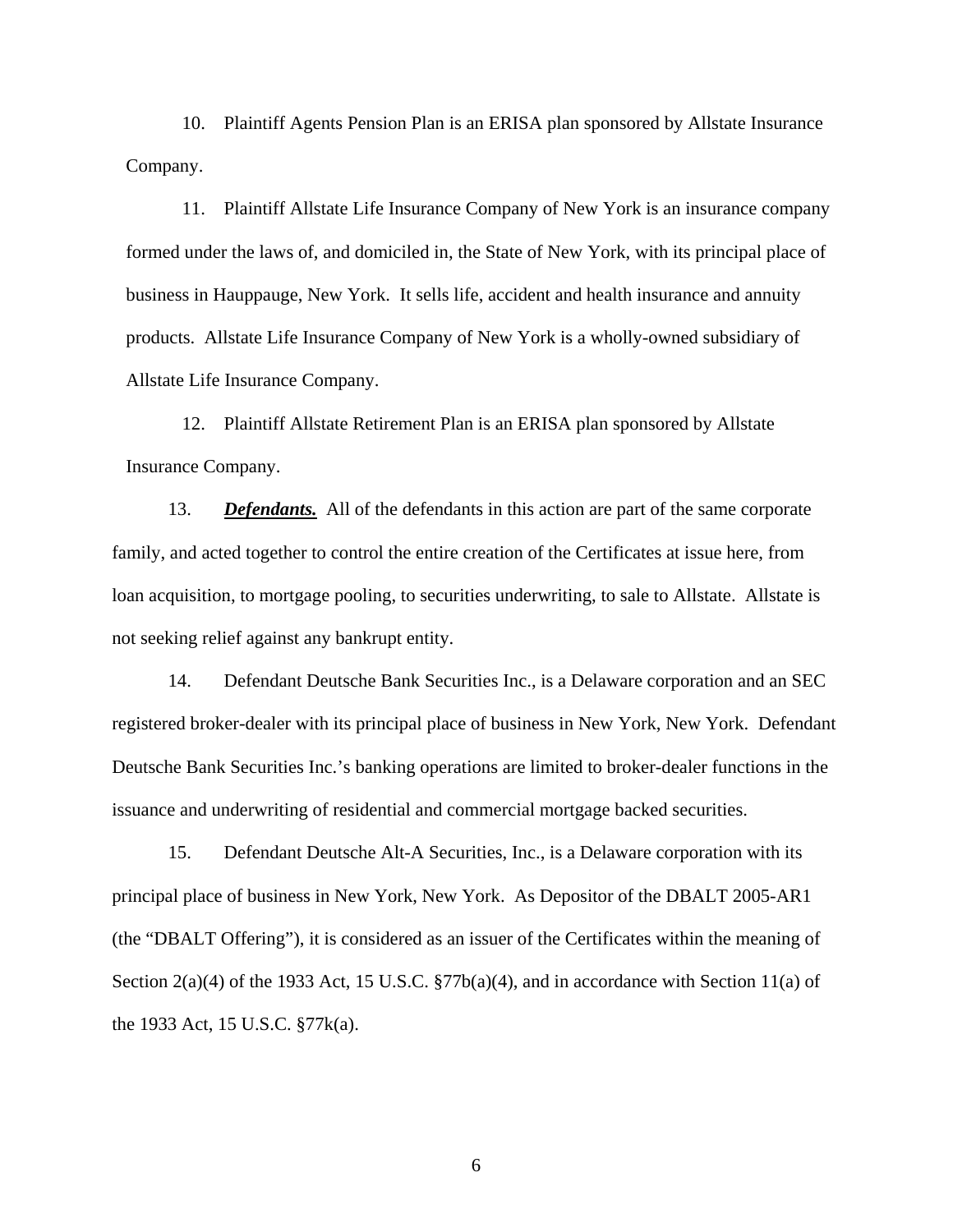10. Plaintiff Agents Pension Plan is an ERISA plan sponsored by Allstate Insurance Company.

11. Plaintiff Allstate Life Insurance Company of New York is an insurance company formed under the laws of, and domiciled in, the State of New York, with its principal place of business in Hauppauge, New York. It sells life, accident and health insurance and annuity products. Allstate Life Insurance Company of New York is a wholly-owned subsidiary of Allstate Life Insurance Company.

12. Plaintiff Allstate Retirement Plan is an ERISA plan sponsored by Allstate Insurance Company.

13. ***Defendants.*** All of the defendants in this action are part of the same corporate family, and acted together to control the entire creation of the Certificates at issue here, from loan acquisition, to mortgage pooling, to securities underwriting, to sale to Allstate. Allstate is not seeking relief against any bankrupt entity.

14. Defendant Deutsche Bank Securities Inc., is a Delaware corporation and an SEC registered broker-dealer with its principal place of business in New York, New York. Defendant Deutsche Bank Securities Inc.'s banking operations are limited to broker-dealer functions in the issuance and underwriting of residential and commercial mortgage backed securities.

15. Defendant Deutsche Alt-A Securities, Inc., is a Delaware corporation with its principal place of business in New York, New York. As Depositor of the DBALT 2005-AR1 (the "DBALT Offering"), it is considered as an issuer of the Certificates within the meaning of Section 2(a)(4) of the 1933 Act, 15 U.S.C. §77b(a)(4), and in accordance with Section 11(a) of the 1933 Act, 15 U.S.C. §77k(a).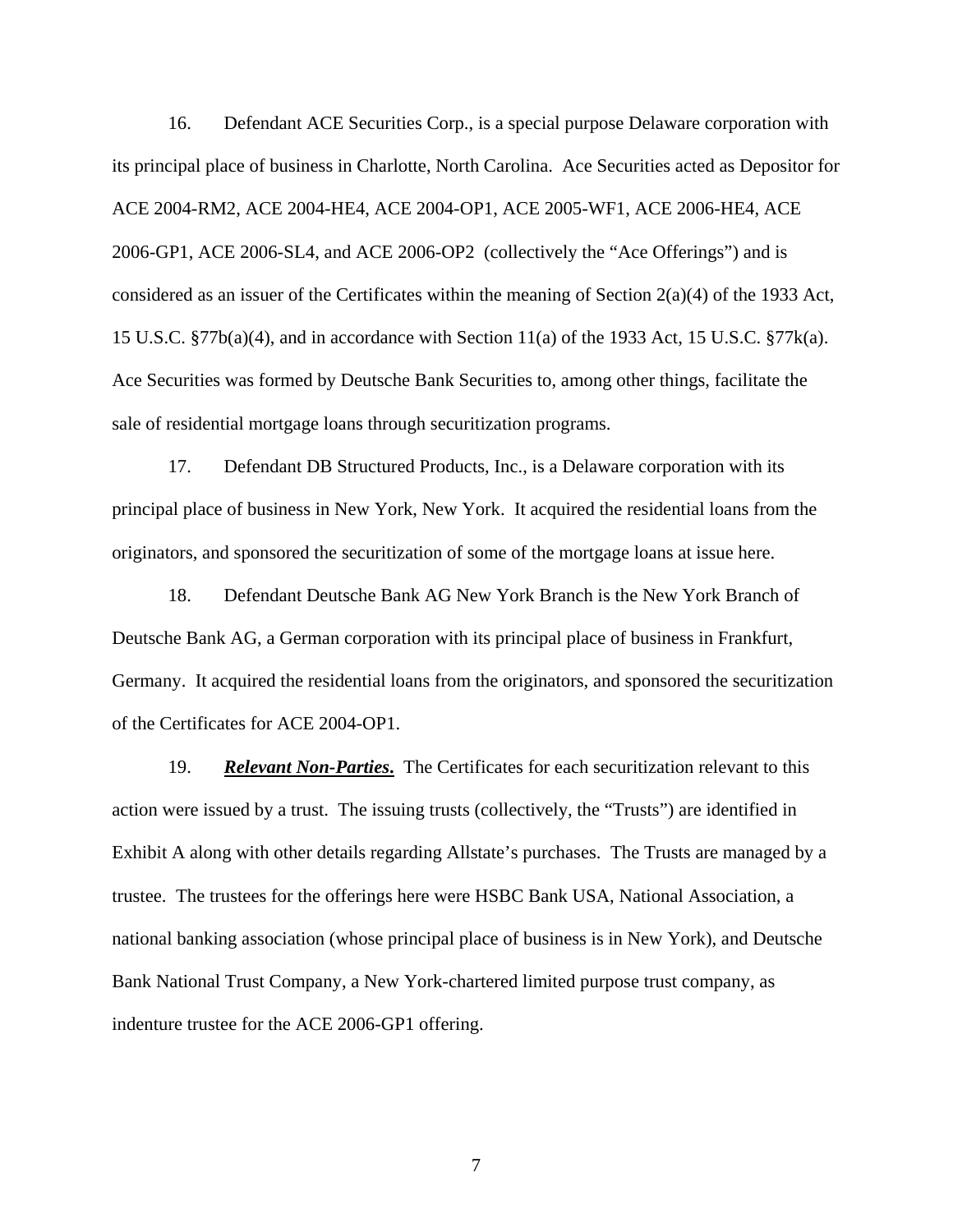16. Defendant ACE Securities Corp., is a special purpose Delaware corporation with its principal place of business in Charlotte, North Carolina. Ace Securities acted as Depositor for ACE 2004-RM2, ACE 2004-HE4, ACE 2004-OP1, ACE 2005-WF1, ACE 2006-HE4, ACE 2006-GP1, ACE 2006-SL4, and ACE 2006-OP2 (collectively the "Ace Offerings") and is considered as an issuer of the Certificates within the meaning of Section 2(a)(4) of the 1933 Act, 15 U.S.C. §77b(a)(4), and in accordance with Section 11(a) of the 1933 Act, 15 U.S.C. §77k(a). Ace Securities was formed by Deutsche Bank Securities to, among other things, facilitate the sale of residential mortgage loans through securitization programs.

17. Defendant DB Structured Products, Inc., is a Delaware corporation with its principal place of business in New York, New York. It acquired the residential loans from the originators, and sponsored the securitization of some of the mortgage loans at issue here.

18. Defendant Deutsche Bank AG New York Branch is the New York Branch of Deutsche Bank AG, a German corporation with its principal place of business in Frankfurt, Germany. It acquired the residential loans from the originators, and sponsored the securitization of the Certificates for ACE 2004-OP1.

19. ***<u>Relevant Non-Parties</u>.*** The Certificates for each securitization relevant to this action were issued by a trust. The issuing trusts (collectively, the "Trusts") are identified in Exhibit A along with other details regarding Allstate's purchases. The Trusts are managed by a trustee. The trustees for the offerings here were HSBC Bank USA, National Association, a national banking association (whose principal place of business is in New York), and Deutsche Bank National Trust Company, a New York-chartered limited purpose trust company, as indenture trustee for the ACE 2006-GP1 offering.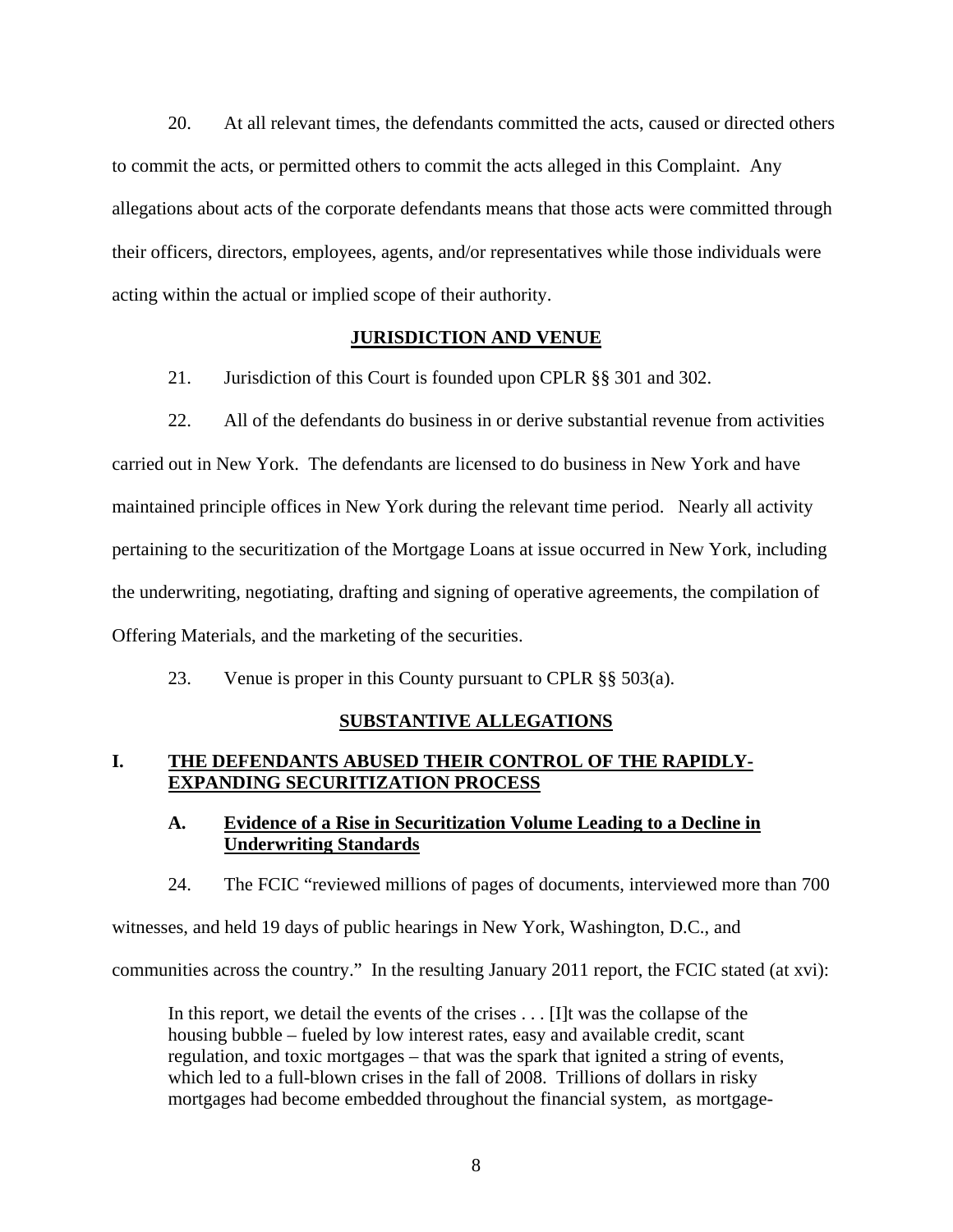20. At all relevant times, the defendants committed the acts, caused or directed others to commit the acts, or permitted others to commit the acts alleged in this Complaint. Any allegations about acts of the corporate defendants means that those acts were committed through their officers, directors, employees, agents, and/or representatives while those individuals were acting within the actual or implied scope of their authority.

## JURISDICTION AND VENUE

21. Jurisdiction of this Court is founded upon CPLR §§ 301 and 302.

22. All of the defendants do business in or derive substantial revenue from activities carried out in New York. The defendants are licensed to do business in New York and have maintained principle offices in New York during the relevant time period. Nearly all activity pertaining to the securitization of the Mortgage Loans at issue occurred in New York, including the underwriting, negotiating, drafting and signing of operative agreements, the compilation of Offering Materials, and the marketing of the securities.

23. Venue is proper in this County pursuant to CPLR §§ 503(a).

## SUBSTANTIVE ALLEGATIONS

### I. THE DEFENDANTS ABUSED THEIR CONTROL OF THE RAPIDLY-EXPANDING SECURITIZATION PROCESS

#### A. Evidence of a Rise in Securitization Volume Leading to a Decline in Underwriting Standards

24. The FCIC "reviewed millions of pages of documents, interviewed more than 700 witnesses, and held 19 days of public hearings in New York, Washington, D.C., and communities across the country." In the resulting January 2011 report, the FCIC stated (at xvi):

> In this report, we detail the events of the crises . . . [I]t was the collapse of the housing bubble – fueled by low interest rates, easy and available credit, scant regulation, and toxic mortgages – that was the spark that ignited a string of events, which led to a full-blown crises in the fall of 2008. Trillions of dollars in risky mortgages had become embedded throughout the financial system, as mortgage-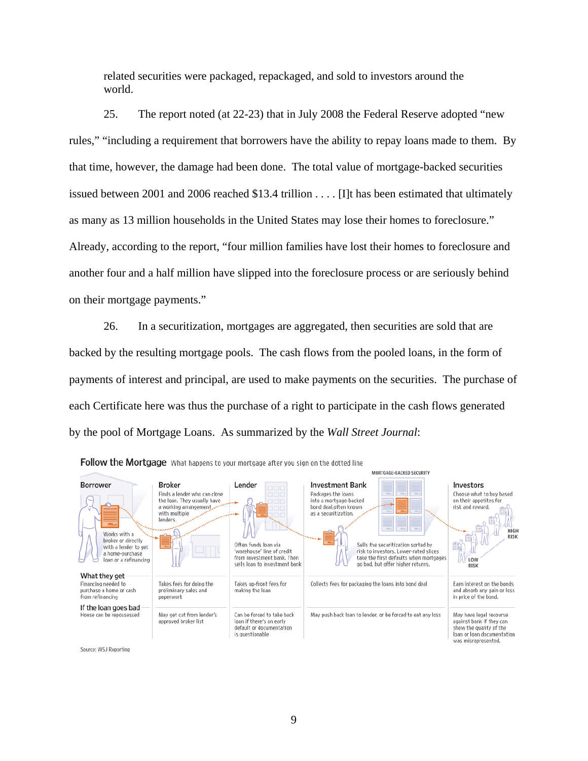related securities were packaged, repackaged, and sold to investors around the world.

25. The report noted (at 22-23) that in July 2008 the Federal Reserve adopted "new rules," "including a requirement that borrowers have the ability to repay loans made to them. By that time, however, the damage had been done. The total value of mortgage-backed securities issued between 2001 and 2006 reached $13.4 trillion . . . . [I]t has been estimated that ultimately as many as 13 million households in the United States may lose their homes to foreclosure." Already, according to the report, "four million families have lost their homes to foreclosure and another four and a half million have slipped into the foreclosure process or are seriously behind on their mortgage payments."

26. In a securitization, mortgages are aggregated, then securities are sold that are backed by the resulting mortgage pools. The cash flows from the pooled loans, in the form of payments of interest and principal, are used to make payments on the securities. The purchase of each Certificate here was thus the purchase of a right to participate in the cash flows generated by the pool of Mortgage Loans. As summarized by the *Wall Street Journal*:

**Follow the Mortgage** What happens to your mortgage after you sign on the dotted line

| | Borrower | Broker | Lender | Investment Bank | Investors |
|---|---|---|---|---|---|
| | Works with a broker or directly with a lender to get a home-purchase loan or a refinancing | Finds a lender who can close the loan. They usually have a working arrangement with multiple lenders. | Often funds loan via 'warehouse' line of credit from investment bank. Then sells loan to investment bank | Packages the loans into a mortgage-backed bond deal, often known as a securitization. Sells the securitization sorted by risk to investors. Lower-rated slices take the first defaults when mortgages go bad, but offer higher returns. | Choose what to buy based on their appetites for risk and reward. (HIGH RISK / LOW RISK) |
| **What they get** | Financing needed to purchase a home or cash from refinancing | Takes fees for doing the preliminary sales and paperwork | Takes up-front fees for making the loan | Collects fees for packaging the loans into bond deal | Earn interest on the bonds and absorb any gain or loss in price of the bond. |
| **If the loan goes bad** | House can be repossessed | May get cut from lender's approved broker list | Can be forced to take back loan if there's an early default or documentation is questionable | May push back loan to lender, or be forced to eat any loss | May have legal recourse against bank if they can show the quality of the loan or loan documentation was misrepresented. |

MORTGAGE-BACKED SECURITY

Source: WSJ Reporting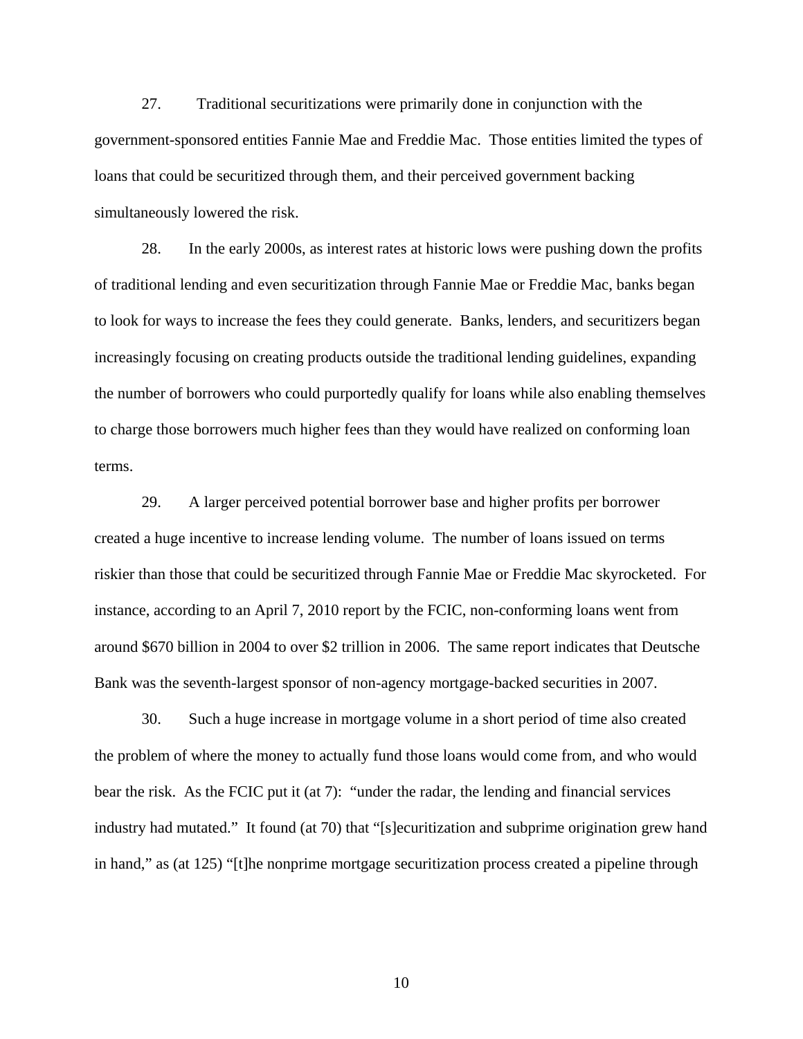27. Traditional securitizations were primarily done in conjunction with the government-sponsored entities Fannie Mae and Freddie Mac. Those entities limited the types of loans that could be securitized through them, and their perceived government backing simultaneously lowered the risk.

28. In the early 2000s, as interest rates at historic lows were pushing down the profits of traditional lending and even securitization through Fannie Mae or Freddie Mac, banks began to look for ways to increase the fees they could generate. Banks, lenders, and securitizers began increasingly focusing on creating products outside the traditional lending guidelines, expanding the number of borrowers who could purportedly qualify for loans while also enabling themselves to charge those borrowers much higher fees than they would have realized on conforming loan terms.

29. A larger perceived potential borrower base and higher profits per borrower created a huge incentive to increase lending volume. The number of loans issued on terms riskier than those that could be securitized through Fannie Mae or Freddie Mac skyrocketed. For instance, according to an April 7, 2010 report by the FCIC, non-conforming loans went from around $670 billion in 2004 to over $2 trillion in 2006. The same report indicates that Deutsche Bank was the seventh-largest sponsor of non-agency mortgage-backed securities in 2007.

30. Such a huge increase in mortgage volume in a short period of time also created the problem of where the money to actually fund those loans would come from, and who would bear the risk. As the FCIC put it (at 7): "under the radar, the lending and financial services industry had mutated." It found (at 70) that "[s]ecuritization and subprime origination grew hand in hand," as (at 125) "[t]he nonprime mortgage securitization process created a pipeline through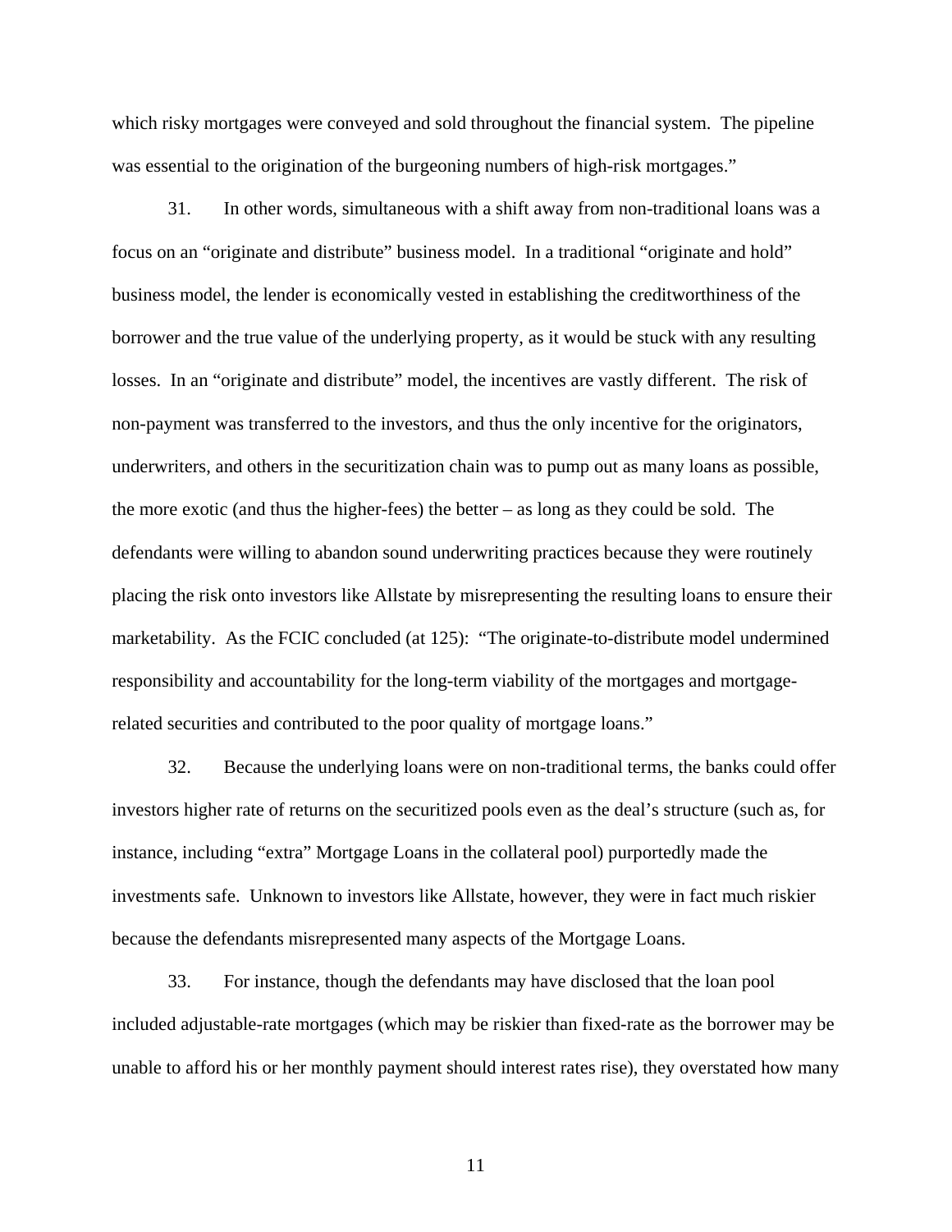which risky mortgages were conveyed and sold throughout the financial system. The pipeline was essential to the origination of the burgeoning numbers of high-risk mortgages."

31. In other words, simultaneous with a shift away from non-traditional loans was a focus on an "originate and distribute" business model. In a traditional "originate and hold" business model, the lender is economically vested in establishing the creditworthiness of the borrower and the true value of the underlying property, as it would be stuck with any resulting losses. In an "originate and distribute" model, the incentives are vastly different. The risk of non-payment was transferred to the investors, and thus the only incentive for the originators, underwriters, and others in the securitization chain was to pump out as many loans as possible, the more exotic (and thus the higher-fees) the better – as long as they could be sold. The defendants were willing to abandon sound underwriting practices because they were routinely placing the risk onto investors like Allstate by misrepresenting the resulting loans to ensure their marketability. As the FCIC concluded (at 125): "The originate-to-distribute model undermined responsibility and accountability for the long-term viability of the mortgages and mortgage-related securities and contributed to the poor quality of mortgage loans."

32. Because the underlying loans were on non-traditional terms, the banks could offer investors higher rate of returns on the securitized pools even as the deal's structure (such as, for instance, including "extra" Mortgage Loans in the collateral pool) purportedly made the investments safe. Unknown to investors like Allstate, however, they were in fact much riskier because the defendants misrepresented many aspects of the Mortgage Loans.

33. For instance, though the defendants may have disclosed that the loan pool included adjustable-rate mortgages (which may be riskier than fixed-rate as the borrower may be unable to afford his or her monthly payment should interest rates rise), they overstated how many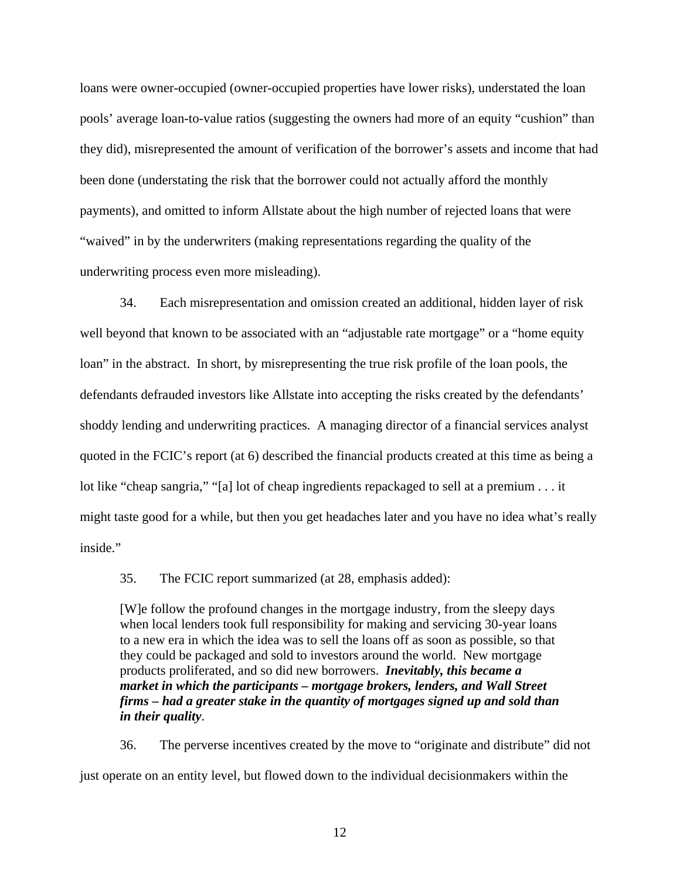loans were owner-occupied (owner-occupied properties have lower risks), understated the loan pools' average loan-to-value ratios (suggesting the owners had more of an equity "cushion" than they did), misrepresented the amount of verification of the borrower's assets and income that had been done (understating the risk that the borrower could not actually afford the monthly payments), and omitted to inform Allstate about the high number of rejected loans that were "waived" in by the underwriters (making representations regarding the quality of the underwriting process even more misleading).

34. Each misrepresentation and omission created an additional, hidden layer of risk well beyond that known to be associated with an "adjustable rate mortgage" or a "home equity loan" in the abstract. In short, by misrepresenting the true risk profile of the loan pools, the defendants defrauded investors like Allstate into accepting the risks created by the defendants' shoddy lending and underwriting practices. A managing director of a financial services analyst quoted in the FCIC's report (at 6) described the financial products created at this time as being a lot like "cheap sangria," "[a] lot of cheap ingredients repackaged to sell at a premium . . . it might taste good for a while, but then you get headaches later and you have no idea what's really inside."

35. The FCIC report summarized (at 28, emphasis added):

> [W]e follow the profound changes in the mortgage industry, from the sleepy days when local lenders took full responsibility for making and servicing 30-year loans to a new era in which the idea was to sell the loans off as soon as possible, so that they could be packaged and sold to investors around the world. New mortgage products proliferated, and so did new borrowers. ***Inevitably, this became a market in which the participants – mortgage brokers, lenders, and Wall Street firms – had a greater stake in the quantity of mortgages signed up and sold than in their quality***.

36. The perverse incentives created by the move to "originate and distribute" did not just operate on an entity level, but flowed down to the individual decisionmakers within the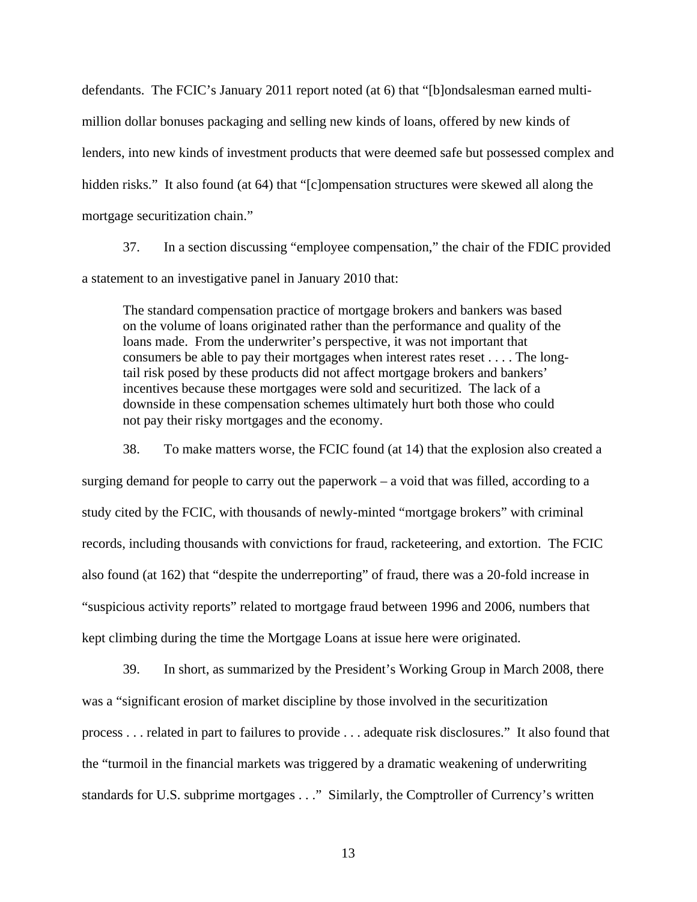defendants. The FCIC's January 2011 report noted (at 6) that "[b]ondsalesman earned multi-million dollar bonuses packaging and selling new kinds of loans, offered by new kinds of lenders, into new kinds of investment products that were deemed safe but possessed complex and hidden risks." It also found (at 64) that "[c]ompensation structures were skewed all along the mortgage securitization chain."

37. In a section discussing "employee compensation," the chair of the FDIC provided a statement to an investigative panel in January 2010 that:

> The standard compensation practice of mortgage brokers and bankers was based on the volume of loans originated rather than the performance and quality of the loans made. From the underwriter's perspective, it was not important that consumers be able to pay their mortgages when interest rates reset . . . . The long-tail risk posed by these products did not affect mortgage brokers and bankers' incentives because these mortgages were sold and securitized. The lack of a downside in these compensation schemes ultimately hurt both those who could not pay their risky mortgages and the economy.

38. To make matters worse, the FCIC found (at 14) that the explosion also created a surging demand for people to carry out the paperwork – a void that was filled, according to a study cited by the FCIC, with thousands of newly-minted "mortgage brokers" with criminal records, including thousands with convictions for fraud, racketeering, and extortion. The FCIC also found (at 162) that "despite the underreporting" of fraud, there was a 20-fold increase in "suspicious activity reports" related to mortgage fraud between 1996 and 2006, numbers that kept climbing during the time the Mortgage Loans at issue here were originated.

39. In short, as summarized by the President's Working Group in March 2008, there was a "significant erosion of market discipline by those involved in the securitization process . . . related in part to failures to provide . . . adequate risk disclosures." It also found that the "turmoil in the financial markets was triggered by a dramatic weakening of underwriting standards for U.S. subprime mortgages . . ." Similarly, the Comptroller of Currency's written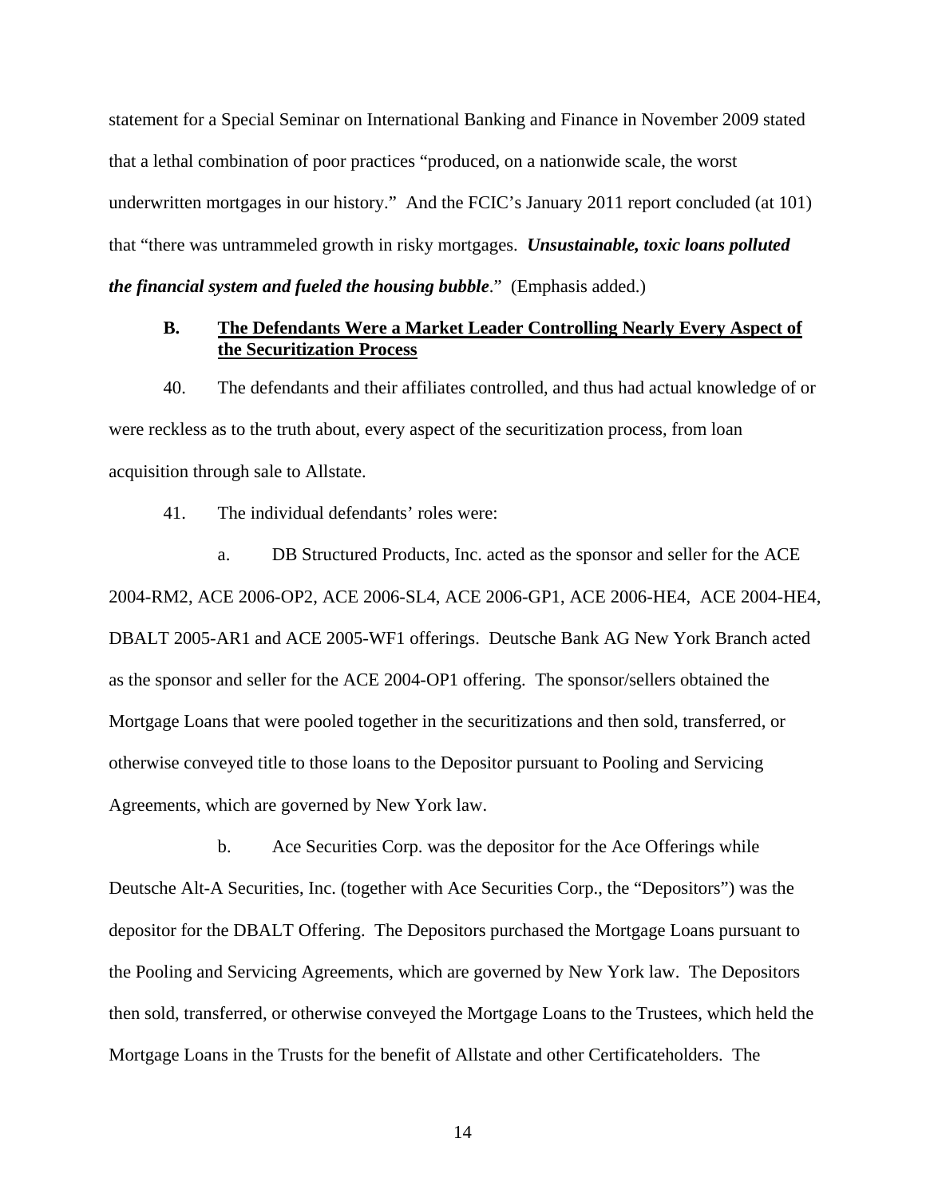statement for a Special Seminar on International Banking and Finance in November 2009 stated that a lethal combination of poor practices "produced, on a nationwide scale, the worst underwritten mortgages in our history." And the FCIC's January 2011 report concluded (at 101) that "there was untrammeled growth in risky mortgages. ***Unsustainable, toxic loans polluted the financial system and fueled the housing bubble***." (Emphasis added.)

## B. The Defendants Were a Market Leader Controlling Nearly Every Aspect of the Securitization Process

40. The defendants and their affiliates controlled, and thus had actual knowledge of or were reckless as to the truth about, every aspect of the securitization process, from loan acquisition through sale to Allstate.

41. The individual defendants' roles were:

a. DB Structured Products, Inc. acted as the sponsor and seller for the ACE 2004-RM2, ACE 2006-OP2, ACE 2006-SL4, ACE 2006-GP1, ACE 2006-HE4, ACE 2004-HE4, DBALT 2005-AR1 and ACE 2005-WF1 offerings. Deutsche Bank AG New York Branch acted as the sponsor and seller for the ACE 2004-OP1 offering. The sponsor/sellers obtained the Mortgage Loans that were pooled together in the securitizations and then sold, transferred, or otherwise conveyed title to those loans to the Depositor pursuant to Pooling and Servicing Agreements, which are governed by New York law.

b. Ace Securities Corp. was the depositor for the Ace Offerings while Deutsche Alt-A Securities, Inc. (together with Ace Securities Corp., the "Depositors") was the depositor for the DBALT Offering. The Depositors purchased the Mortgage Loans pursuant to the Pooling and Servicing Agreements, which are governed by New York law. The Depositors then sold, transferred, or otherwise conveyed the Mortgage Loans to the Trustees, which held the Mortgage Loans in the Trusts for the benefit of Allstate and other Certificateholders. The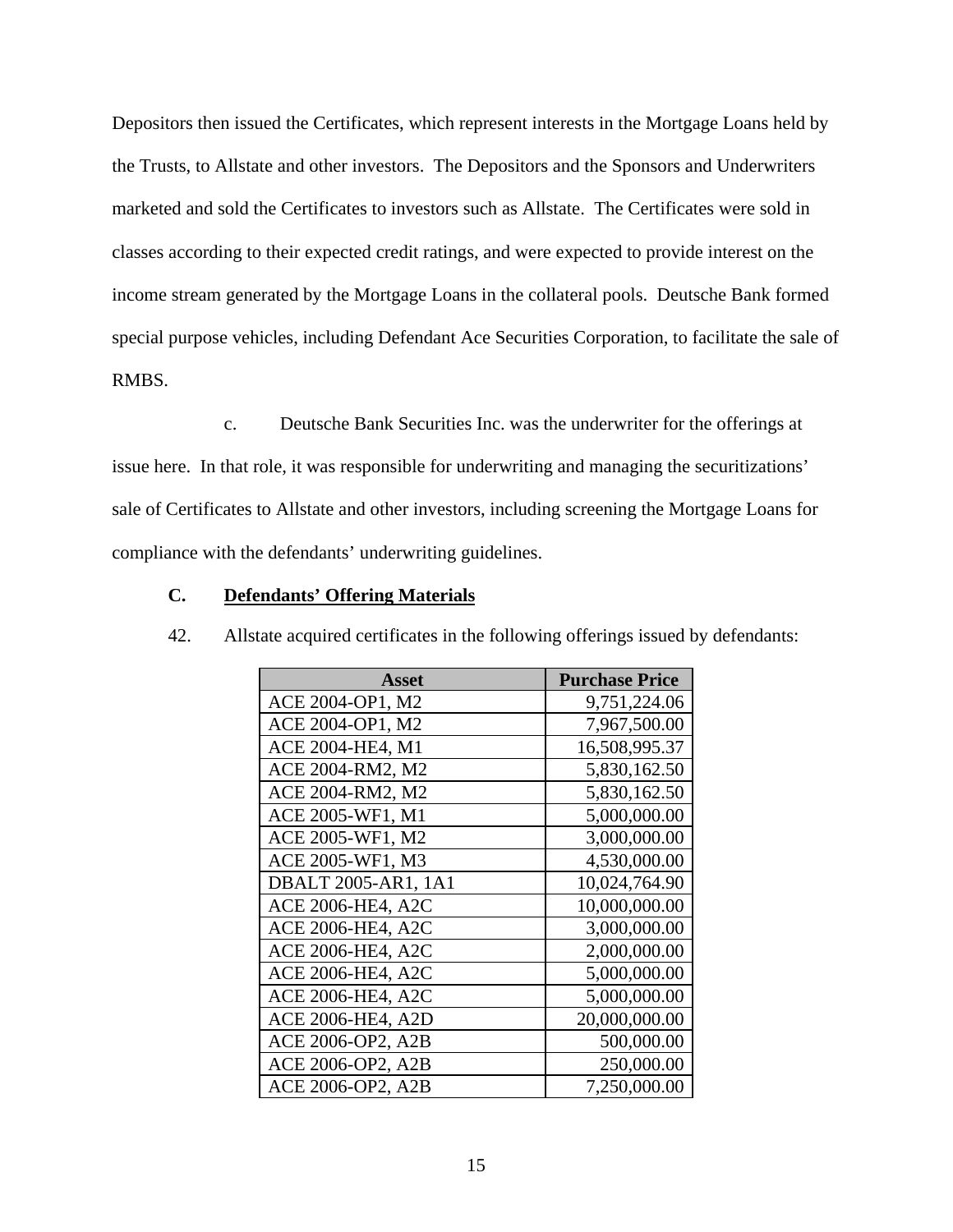Depositors then issued the Certificates, which represent interests in the Mortgage Loans held by the Trusts, to Allstate and other investors. The Depositors and the Sponsors and Underwriters marketed and sold the Certificates to investors such as Allstate. The Certificates were sold in classes according to their expected credit ratings, and were expected to provide interest on the income stream generated by the Mortgage Loans in the collateral pools. Deutsche Bank formed special purpose vehicles, including Defendant Ace Securities Corporation, to facilitate the sale of RMBS.

c. Deutsche Bank Securities Inc. was the underwriter for the offerings at issue here. In that role, it was responsible for underwriting and managing the securitizations' sale of Certificates to Allstate and other investors, including screening the Mortgage Loans for compliance with the defendants' underwriting guidelines.

### C. **Defendants' Offering Materials**

42. Allstate acquired certificates in the following offerings issued by defendants:

| Asset | Purchase Price |
|---|---:|
| ACE 2004-OP1, M2 | 9,751,224.06 |
| ACE 2004-OP1, M2 | 7,967,500.00 |
| ACE 2004-HE4, M1 | 16,508,995.37 |
| ACE 2004-RM2, M2 | 5,830,162.50 |
| ACE 2004-RM2, M2 | 5,830,162.50 |
| ACE 2005-WF1, M1 | 5,000,000.00 |
| ACE 2005-WF1, M2 | 3,000,000.00 |
| ACE 2005-WF1, M3 | 4,530,000.00 |
| DBALT 2005-AR1, 1A1 | 10,024,764.90 |
| ACE 2006-HE4, A2C | 10,000,000.00 |
| ACE 2006-HE4, A2C | 3,000,000.00 |
| ACE 2006-HE4, A2C | 2,000,000.00 |
| ACE 2006-HE4, A2C | 5,000,000.00 |
| ACE 2006-HE4, A2C | 5,000,000.00 |
| ACE 2006-HE4, A2D | 20,000,000.00 |
| ACE 2006-OP2, A2B | 500,000.00 |
| ACE 2006-OP2, A2B | 250,000.00 |
| ACE 2006-OP2, A2B | 7,250,000.00 |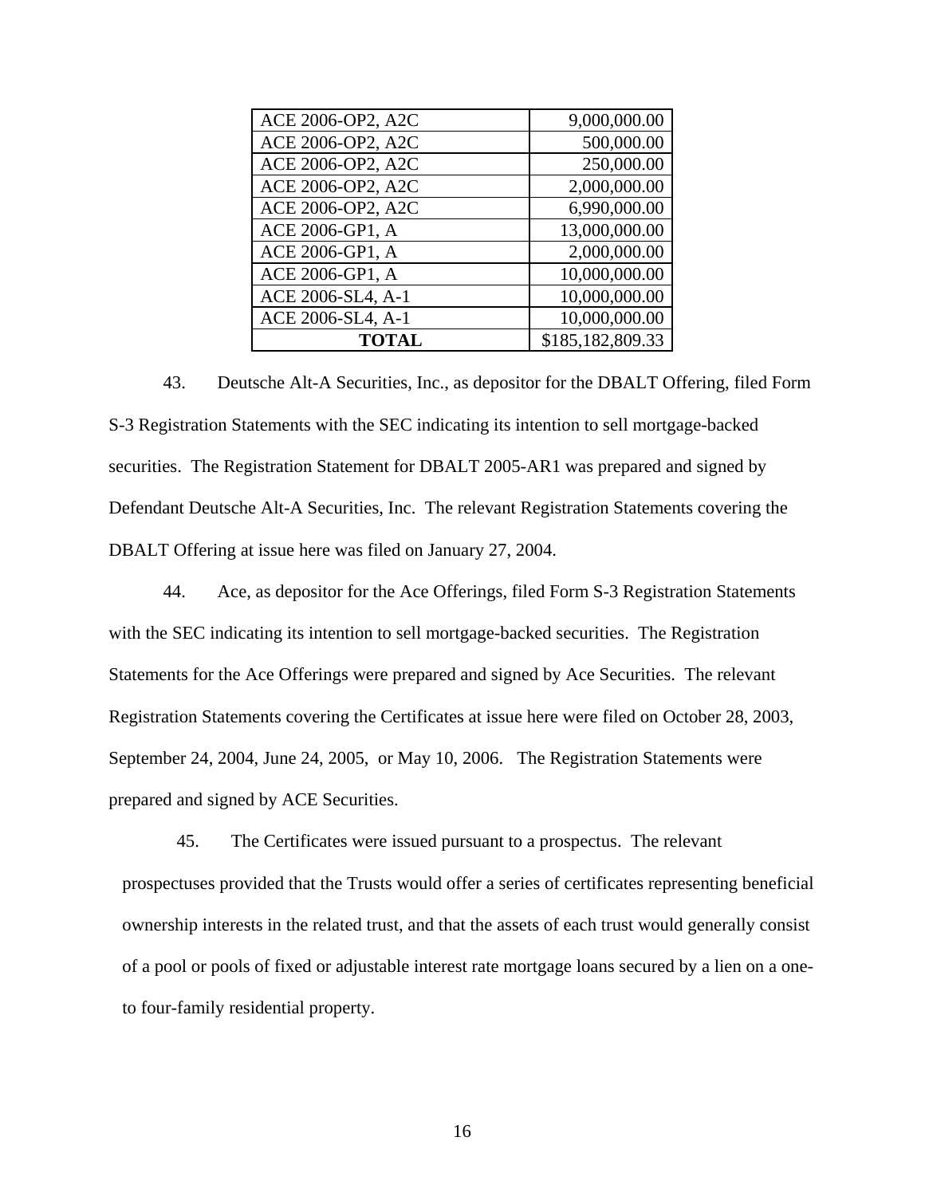| | |
|---|---|
| ACE 2006-OP2, A2C | 9,000,000.00 |
| ACE 2006-OP2, A2C | 500,000.00 |
| ACE 2006-OP2, A2C | 250,000.00 |
| ACE 2006-OP2, A2C | 2,000,000.00 |
| ACE 2006-OP2, A2C | 6,990,000.00 |
| ACE 2006-GP1, A | 13,000,000.00 |
| ACE 2006-GP1, A | 2,000,000.00 |
| ACE 2006-GP1, A | 10,000,000.00 |
| ACE 2006-SL4, A-1 | 10,000,000.00 |
| ACE 2006-SL4, A-1 | 10,000,000.00 |
| **TOTAL** | $185,182,809.33 |

43. Deutsche Alt-A Securities, Inc., as depositor for the DBALT Offering, filed Form S-3 Registration Statements with the SEC indicating its intention to sell mortgage-backed securities. The Registration Statement for DBALT 2005-AR1 was prepared and signed by Defendant Deutsche Alt-A Securities, Inc. The relevant Registration Statements covering the DBALT Offering at issue here was filed on January 27, 2004.

44. Ace, as depositor for the Ace Offerings, filed Form S-3 Registration Statements with the SEC indicating its intention to sell mortgage-backed securities. The Registration Statements for the Ace Offerings were prepared and signed by Ace Securities. The relevant Registration Statements covering the Certificates at issue here were filed on October 28, 2003, September 24, 2004, June 24, 2005, or May 10, 2006. The Registration Statements were prepared and signed by ACE Securities.

45. The Certificates were issued pursuant to a prospectus. The relevant prospectuses provided that the Trusts would offer a series of certificates representing beneficial ownership interests in the related trust, and that the assets of each trust would generally consist of a pool or pools of fixed or adjustable interest rate mortgage loans secured by a lien on a one- to four-family residential property.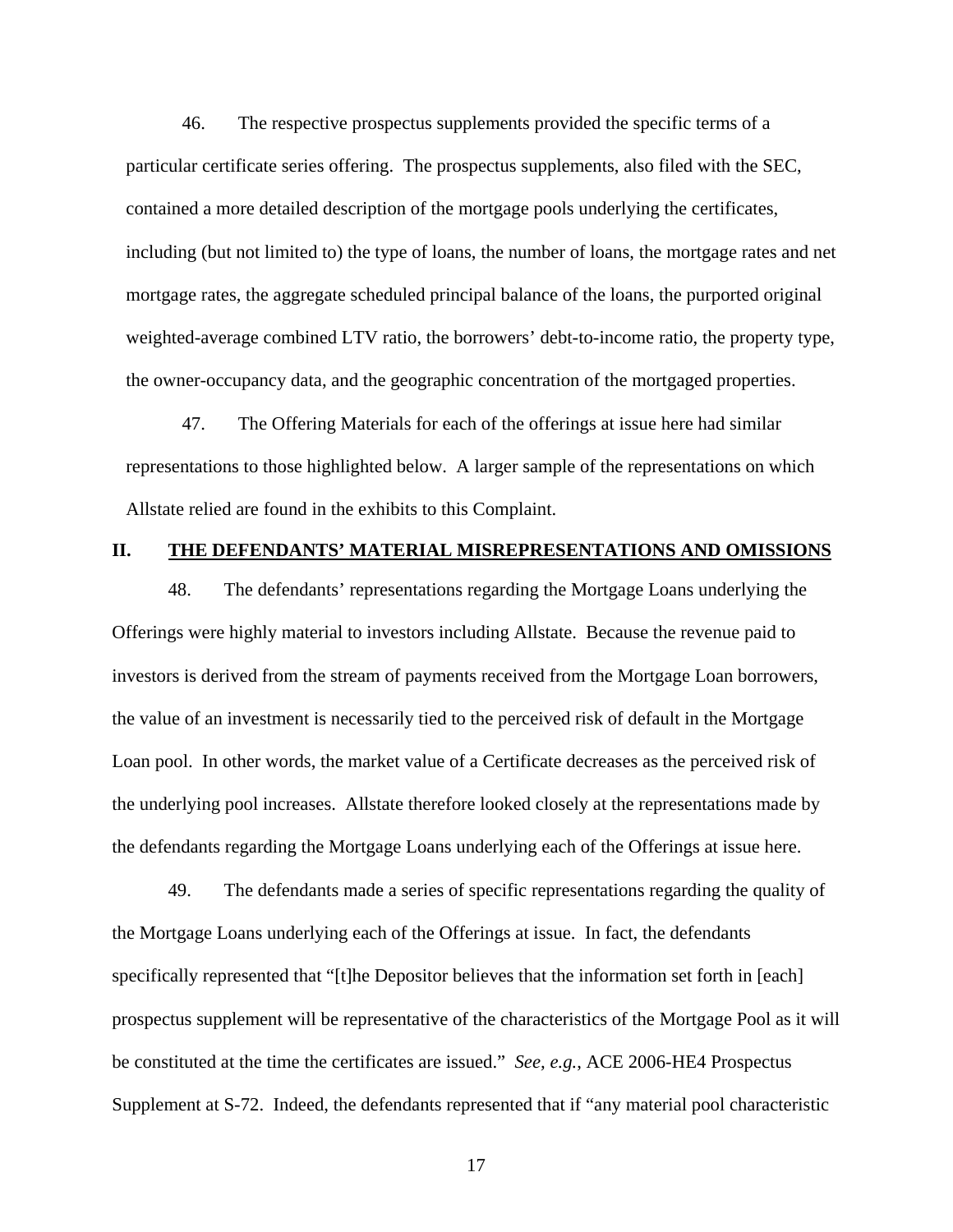46. The respective prospectus supplements provided the specific terms of a particular certificate series offering. The prospectus supplements, also filed with the SEC, contained a more detailed description of the mortgage pools underlying the certificates, including (but not limited to) the type of loans, the number of loans, the mortgage rates and net mortgage rates, the aggregate scheduled principal balance of the loans, the purported original weighted-average combined LTV ratio, the borrowers' debt-to-income ratio, the property type, the owner-occupancy data, and the geographic concentration of the mortgaged properties.

47. The Offering Materials for each of the offerings at issue here had similar representations to those highlighted below. A larger sample of the representations on which Allstate relied are found in the exhibits to this Complaint.

## II. THE DEFENDANTS' MATERIAL MISREPRESENTATIONS AND OMISSIONS

48. The defendants' representations regarding the Mortgage Loans underlying the Offerings were highly material to investors including Allstate. Because the revenue paid to investors is derived from the stream of payments received from the Mortgage Loan borrowers, the value of an investment is necessarily tied to the perceived risk of default in the Mortgage Loan pool. In other words, the market value of a Certificate decreases as the perceived risk of the underlying pool increases. Allstate therefore looked closely at the representations made by the defendants regarding the Mortgage Loans underlying each of the Offerings at issue here.

49. The defendants made a series of specific representations regarding the quality of the Mortgage Loans underlying each of the Offerings at issue. In fact, the defendants specifically represented that "[t]he Depositor believes that the information set forth in [each] prospectus supplement will be representative of the characteristics of the Mortgage Pool as it will be constituted at the time the certificates are issued." *See, e.g.*, ACE 2006-HE4 Prospectus Supplement at S-72. Indeed, the defendants represented that if "any material pool characteristic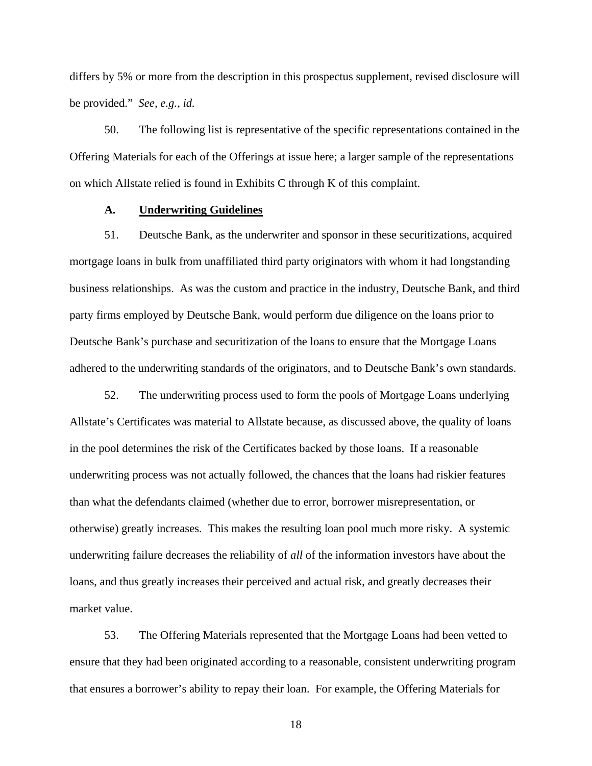differs by 5% or more from the description in this prospectus supplement, revised disclosure will be provided." *See, e.g.*, *id.*

50. The following list is representative of the specific representations contained in the Offering Materials for each of the Offerings at issue here; a larger sample of the representations on which Allstate relied is found in Exhibits C through K of this complaint.

### A. Underwriting Guidelines

51. Deutsche Bank, as the underwriter and sponsor in these securitizations, acquired mortgage loans in bulk from unaffiliated third party originators with whom it had longstanding business relationships. As was the custom and practice in the industry, Deutsche Bank, and third party firms employed by Deutsche Bank, would perform due diligence on the loans prior to Deutsche Bank's purchase and securitization of the loans to ensure that the Mortgage Loans adhered to the underwriting standards of the originators, and to Deutsche Bank's own standards.

52. The underwriting process used to form the pools of Mortgage Loans underlying Allstate's Certificates was material to Allstate because, as discussed above, the quality of loans in the pool determines the risk of the Certificates backed by those loans. If a reasonable underwriting process was not actually followed, the chances that the loans had riskier features than what the defendants claimed (whether due to error, borrower misrepresentation, or otherwise) greatly increases. This makes the resulting loan pool much more risky. A systemic underwriting failure decreases the reliability of *all* of the information investors have about the loans, and thus greatly increases their perceived and actual risk, and greatly decreases their market value.

53. The Offering Materials represented that the Mortgage Loans had been vetted to ensure that they had been originated according to a reasonable, consistent underwriting program that ensures a borrower's ability to repay their loan. For example, the Offering Materials for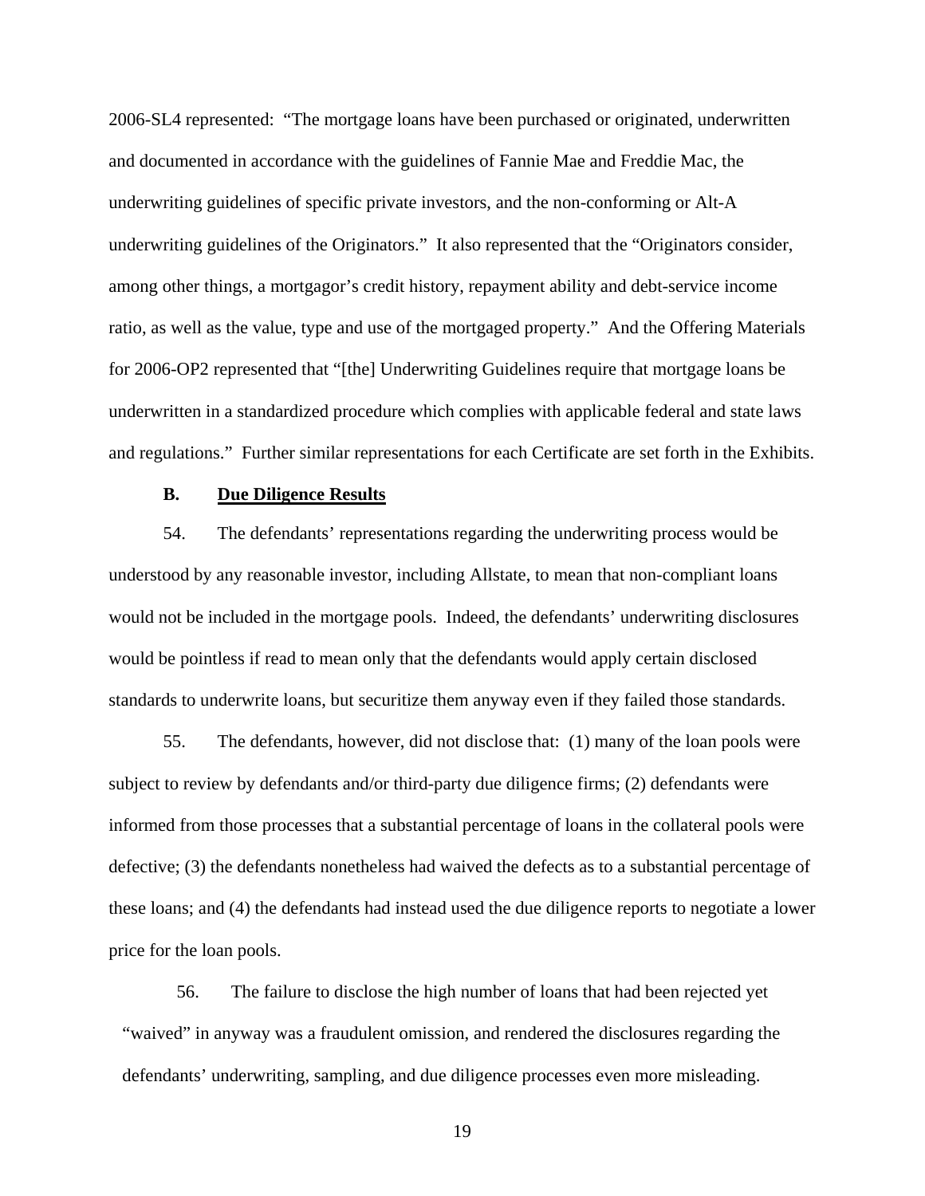2006-SL4 represented: "The mortgage loans have been purchased or originated, underwritten and documented in accordance with the guidelines of Fannie Mae and Freddie Mac, the underwriting guidelines of specific private investors, and the non-conforming or Alt-A underwriting guidelines of the Originators." It also represented that the "Originators consider, among other things, a mortgagor's credit history, repayment ability and debt-service income ratio, as well as the value, type and use of the mortgaged property." And the Offering Materials for 2006-OP2 represented that "[the] Underwriting Guidelines require that mortgage loans be underwritten in a standardized procedure which complies with applicable federal and state laws and regulations." Further similar representations for each Certificate are set forth in the Exhibits.

### B. Due Diligence Results

54. The defendants' representations regarding the underwriting process would be understood by any reasonable investor, including Allstate, to mean that non-compliant loans would not be included in the mortgage pools. Indeed, the defendants' underwriting disclosures would be pointless if read to mean only that the defendants would apply certain disclosed standards to underwrite loans, but securitize them anyway even if they failed those standards.

55. The defendants, however, did not disclose that: (1) many of the loan pools were subject to review by defendants and/or third-party due diligence firms; (2) defendants were informed from those processes that a substantial percentage of loans in the collateral pools were defective; (3) the defendants nonetheless had waived the defects as to a substantial percentage of these loans; and (4) the defendants had instead used the due diligence reports to negotiate a lower price for the loan pools.

56. The failure to disclose the high number of loans that had been rejected yet "waived" in anyway was a fraudulent omission, and rendered the disclosures regarding the defendants' underwriting, sampling, and due diligence processes even more misleading.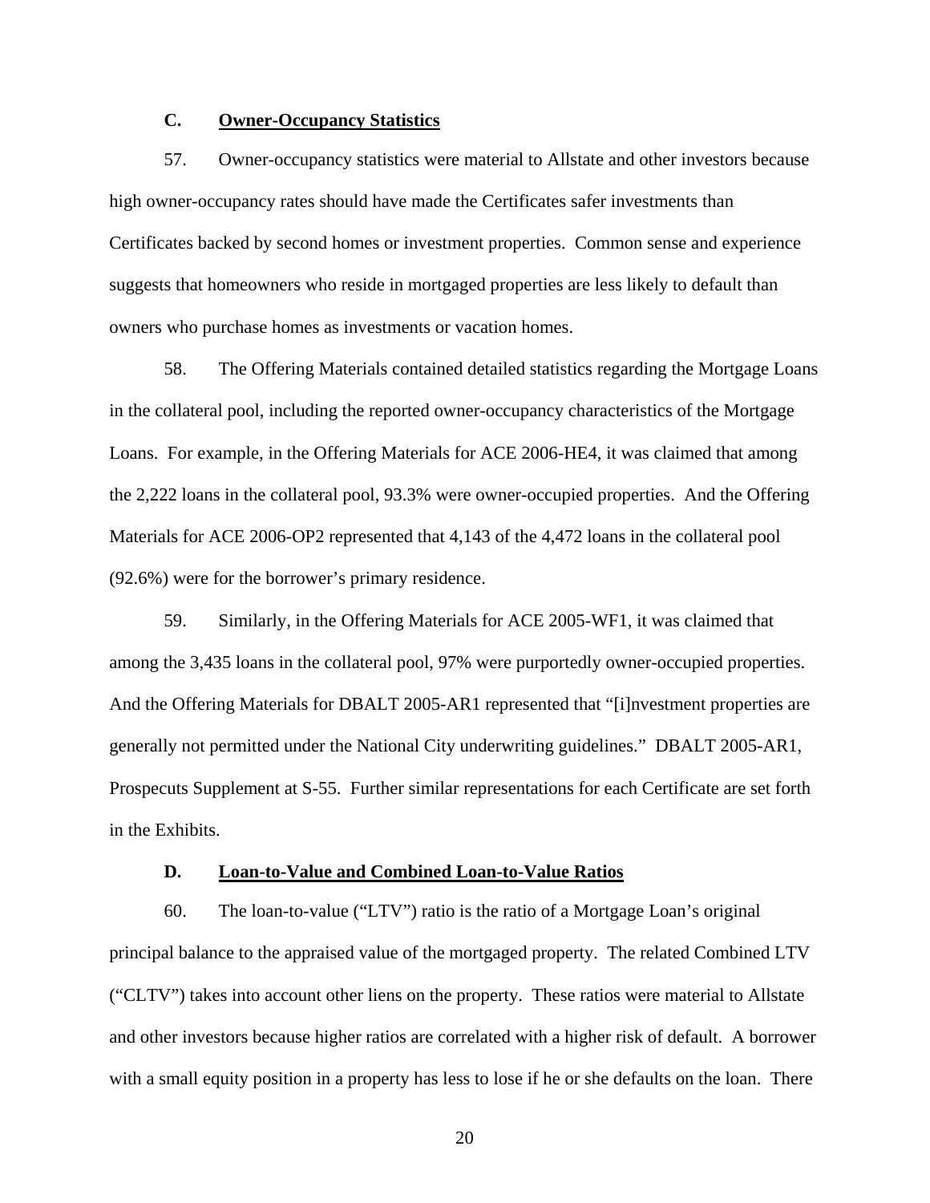### C. **Owner-Occupancy Statistics**

57. Owner-occupancy statistics were material to Allstate and other investors because high owner-occupancy rates should have made the Certificates safer investments than Certificates backed by second homes or investment properties. Common sense and experience suggests that homeowners who reside in mortgaged properties are less likely to default than owners who purchase homes as investments or vacation homes.

58. The Offering Materials contained detailed statistics regarding the Mortgage Loans in the collateral pool, including the reported owner-occupancy characteristics of the Mortgage Loans. For example, in the Offering Materials for ACE 2006-HE4, it was claimed that among the 2,222 loans in the collateral pool, 93.3% were owner-occupied properties. And the Offering Materials for ACE 2006-OP2 represented that 4,143 of the 4,472 loans in the collateral pool (92.6%) were for the borrower's primary residence.

59. Similarly, in the Offering Materials for ACE 2005-WF1, it was claimed that among the 3,435 loans in the collateral pool, 97% were purportedly owner-occupied properties. And the Offering Materials for DBALT 2005-AR1 represented that "[i]nvestment properties are generally not permitted under the National City underwriting guidelines." DBALT 2005-AR1, Prospecuts Supplement at S-55. Further similar representations for each Certificate are set forth in the Exhibits.

### D. **Loan-to-Value and Combined Loan-to-Value Ratios**

60. The loan-to-value ("LTV") ratio is the ratio of a Mortgage Loan's original principal balance to the appraised value of the mortgaged property. The related Combined LTV ("CLTV") takes into account other liens on the property. These ratios were material to Allstate and other investors because higher ratios are correlated with a higher risk of default. A borrower with a small equity position in a property has less to lose if he or she defaults on the loan. There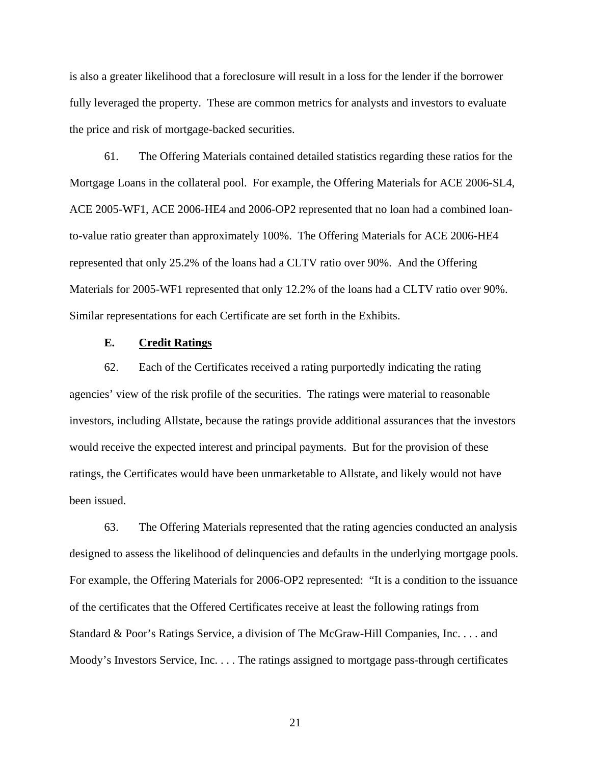is also a greater likelihood that a foreclosure will result in a loss for the lender if the borrower fully leveraged the property. These are common metrics for analysts and investors to evaluate the price and risk of mortgage-backed securities.

61. The Offering Materials contained detailed statistics regarding these ratios for the Mortgage Loans in the collateral pool. For example, the Offering Materials for ACE 2006-SL4, ACE 2005-WF1, ACE 2006-HE4 and 2006-OP2 represented that no loan had a combined loan-to-value ratio greater than approximately 100%. The Offering Materials for ACE 2006-HE4 represented that only 25.2% of the loans had a CLTV ratio over 90%. And the Offering Materials for 2005-WF1 represented that only 12.2% of the loans had a CLTV ratio over 90%. Similar representations for each Certificate are set forth in the Exhibits.

### E. <u>Credit Ratings</u>

62. Each of the Certificates received a rating purportedly indicating the rating agencies' view of the risk profile of the securities. The ratings were material to reasonable investors, including Allstate, because the ratings provide additional assurances that the investors would receive the expected interest and principal payments. But for the provision of these ratings, the Certificates would have been unmarketable to Allstate, and likely would not have been issued.

63. The Offering Materials represented that the rating agencies conducted an analysis designed to assess the likelihood of delinquencies and defaults in the underlying mortgage pools. For example, the Offering Materials for 2006-OP2 represented: "It is a condition to the issuance of the certificates that the Offered Certificates receive at least the following ratings from Standard & Poor's Ratings Service, a division of The McGraw-Hill Companies, Inc. . . . and Moody's Investors Service, Inc. . . . The ratings assigned to mortgage pass-through certificates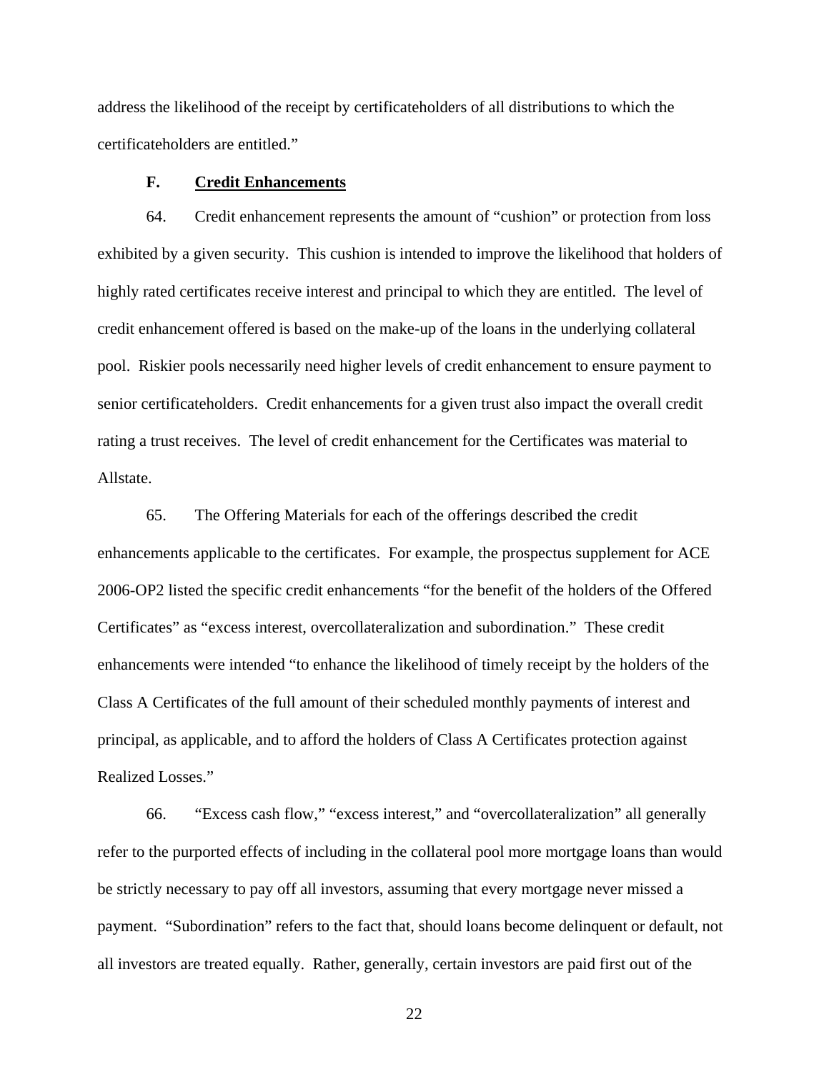address the likelihood of the receipt by certificateholders of all distributions to which the certificateholders are entitled."

### F. Credit Enhancements

64. Credit enhancement represents the amount of "cushion" or protection from loss exhibited by a given security. This cushion is intended to improve the likelihood that holders of highly rated certificates receive interest and principal to which they are entitled. The level of credit enhancement offered is based on the make-up of the loans in the underlying collateral pool. Riskier pools necessarily need higher levels of credit enhancement to ensure payment to senior certificateholders. Credit enhancements for a given trust also impact the overall credit rating a trust receives. The level of credit enhancement for the Certificates was material to Allstate.

65. The Offering Materials for each of the offerings described the credit enhancements applicable to the certificates. For example, the prospectus supplement for ACE 2006-OP2 listed the specific credit enhancements "for the benefit of the holders of the Offered Certificates" as "excess interest, overcollateralization and subordination." These credit enhancements were intended "to enhance the likelihood of timely receipt by the holders of the Class A Certificates of the full amount of their scheduled monthly payments of interest and principal, as applicable, and to afford the holders of Class A Certificates protection against Realized Losses."

66. "Excess cash flow," "excess interest," and "overcollateralization" all generally refer to the purported effects of including in the collateral pool more mortgage loans than would be strictly necessary to pay off all investors, assuming that every mortgage never missed a payment. "Subordination" refers to the fact that, should loans become delinquent or default, not all investors are treated equally. Rather, generally, certain investors are paid first out of the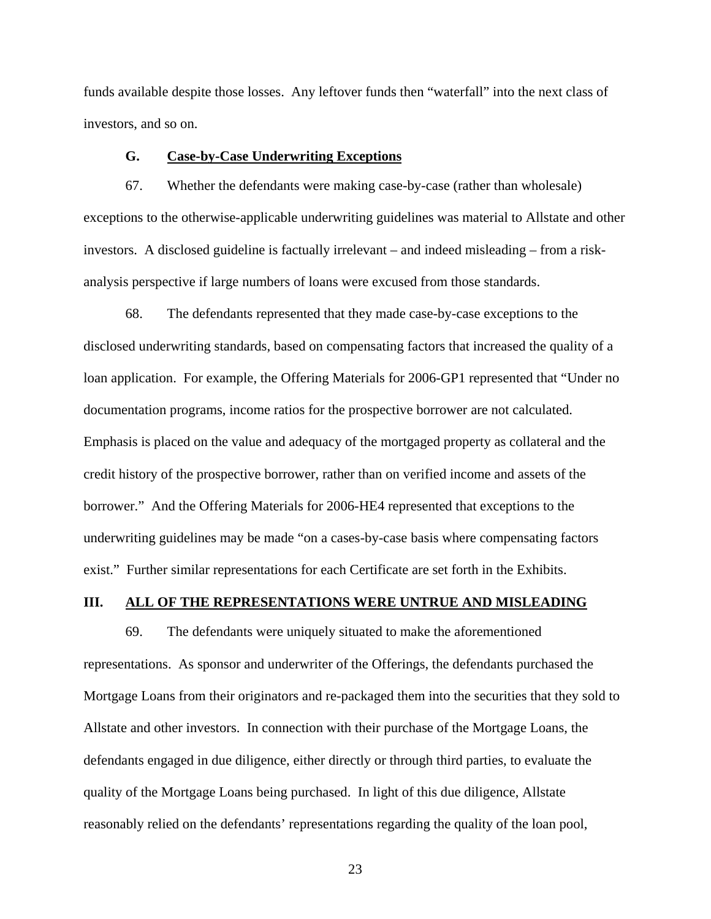funds available despite those losses. Any leftover funds then "waterfall" into the next class of investors, and so on.

### G. Case-by-Case Underwriting Exceptions

67. Whether the defendants were making case-by-case (rather than wholesale) exceptions to the otherwise-applicable underwriting guidelines was material to Allstate and other investors. A disclosed guideline is factually irrelevant – and indeed misleading – from a risk-analysis perspective if large numbers of loans were excused from those standards.

68. The defendants represented that they made case-by-case exceptions to the disclosed underwriting standards, based on compensating factors that increased the quality of a loan application. For example, the Offering Materials for 2006-GP1 represented that "Under no documentation programs, income ratios for the prospective borrower are not calculated. Emphasis is placed on the value and adequacy of the mortgaged property as collateral and the credit history of the prospective borrower, rather than on verified income and assets of the borrower." And the Offering Materials for 2006-HE4 represented that exceptions to the underwriting guidelines may be made "on a cases-by-case basis where compensating factors exist." Further similar representations for each Certificate are set forth in the Exhibits.

## III. ALL OF THE REPRESENTATIONS WERE UNTRUE AND MISLEADING

69. The defendants were uniquely situated to make the aforementioned representations. As sponsor and underwriter of the Offerings, the defendants purchased the Mortgage Loans from their originators and re-packaged them into the securities that they sold to Allstate and other investors. In connection with their purchase of the Mortgage Loans, the defendants engaged in due diligence, either directly or through third parties, to evaluate the quality of the Mortgage Loans being purchased. In light of this due diligence, Allstate reasonably relied on the defendants' representations regarding the quality of the loan pool,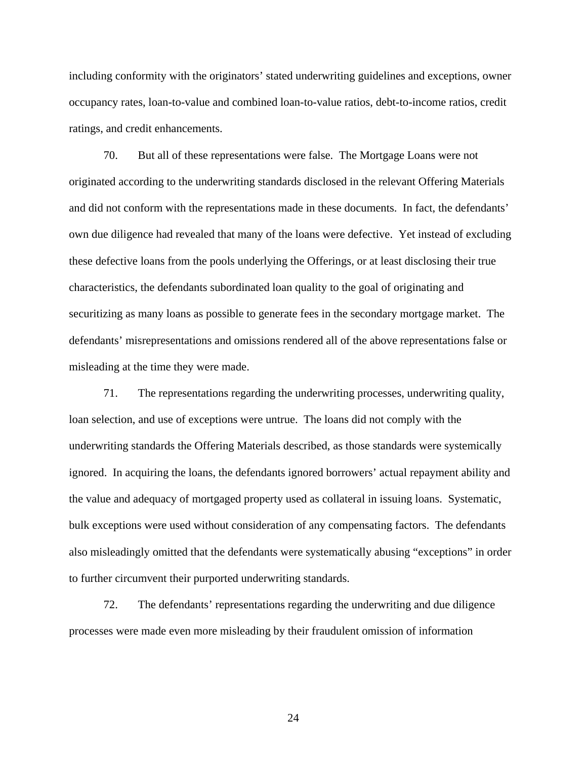including conformity with the originators' stated underwriting guidelines and exceptions, owner occupancy rates, loan-to-value and combined loan-to-value ratios, debt-to-income ratios, credit ratings, and credit enhancements.

70. But all of these representations were false. The Mortgage Loans were not originated according to the underwriting standards disclosed in the relevant Offering Materials and did not conform with the representations made in these documents. In fact, the defendants' own due diligence had revealed that many of the loans were defective. Yet instead of excluding these defective loans from the pools underlying the Offerings, or at least disclosing their true characteristics, the defendants subordinated loan quality to the goal of originating and securitizing as many loans as possible to generate fees in the secondary mortgage market. The defendants' misrepresentations and omissions rendered all of the above representations false or misleading at the time they were made.

71. The representations regarding the underwriting processes, underwriting quality, loan selection, and use of exceptions were untrue. The loans did not comply with the underwriting standards the Offering Materials described, as those standards were systemically ignored. In acquiring the loans, the defendants ignored borrowers' actual repayment ability and the value and adequacy of mortgaged property used as collateral in issuing loans. Systematic, bulk exceptions were used without consideration of any compensating factors. The defendants also misleadingly omitted that the defendants were systematically abusing "exceptions" in order to further circumvent their purported underwriting standards.

72. The defendants' representations regarding the underwriting and due diligence processes were made even more misleading by their fraudulent omission of information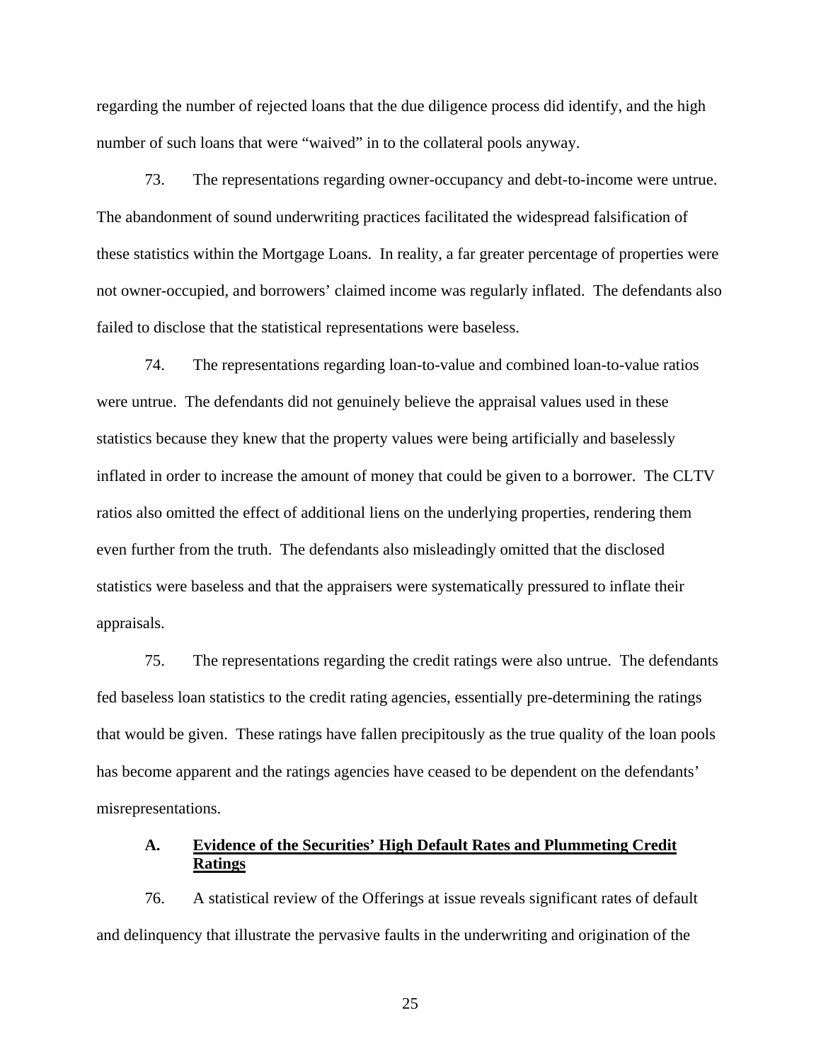regarding the number of rejected loans that the due diligence process did identify, and the high number of such loans that were "waived" in to the collateral pools anyway.

73. The representations regarding owner-occupancy and debt-to-income were untrue. The abandonment of sound underwriting practices facilitated the widespread falsification of these statistics within the Mortgage Loans. In reality, a far greater percentage of properties were not owner-occupied, and borrowers' claimed income was regularly inflated. The defendants also failed to disclose that the statistical representations were baseless.

74. The representations regarding loan-to-value and combined loan-to-value ratios were untrue. The defendants did not genuinely believe the appraisal values used in these statistics because they knew that the property values were being artificially and baselessly inflated in order to increase the amount of money that could be given to a borrower. The CLTV ratios also omitted the effect of additional liens on the underlying properties, rendering them even further from the truth. The defendants also misleadingly omitted that the disclosed statistics were baseless and that the appraisers were systematically pressured to inflate their appraisals.

75. The representations regarding the credit ratings were also untrue. The defendants fed baseless loan statistics to the credit rating agencies, essentially pre-determining the ratings that would be given. These ratings have fallen precipitously as the true quality of the loan pools has become apparent and the ratings agencies have ceased to be dependent on the defendants' misrepresentations.

### A. Evidence of the Securities' High Default Rates and Plummeting Credit Ratings

76. A statistical review of the Offerings at issue reveals significant rates of default and delinquency that illustrate the pervasive faults in the underwriting and origination of the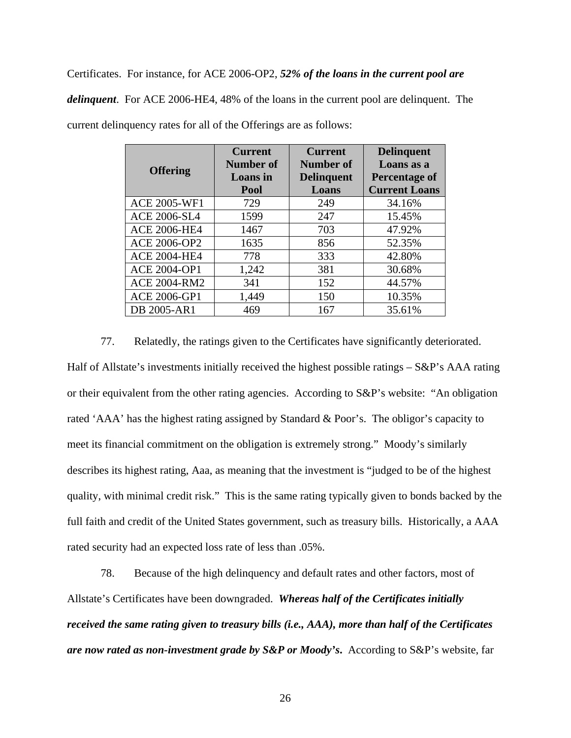Certificates. For instance, for ACE 2006-OP2, ***52% of the loans in the current pool are delinquent***. For ACE 2006-HE4, 48% of the loans in the current pool are delinquent. The current delinquency rates for all of the Offerings are as follows:

| Offering | Current Number of Loans in Pool | Current Number of Delinquent Loans | Delinquent Loans as a Percentage of Current Loans |
|---|---|---|---|
| ACE 2005-WF1 | 729 | 249 | 34.16% |
| ACE 2006-SL4 | 1599 | 247 | 15.45% |
| ACE 2006-HE4 | 1467 | 703 | 47.92% |
| ACE 2006-OP2 | 1635 | 856 | 52.35% |
| ACE 2004-HE4 | 778 | 333 | 42.80% |
| ACE 2004-OP1 | 1,242 | 381 | 30.68% |
| ACE 2004-RM2 | 341 | 152 | 44.57% |
| ACE 2006-GP1 | 1,449 | 150 | 10.35% |
| DB 2005-AR1 | 469 | 167 | 35.61% |

77. Relatedly, the ratings given to the Certificates have significantly deteriorated. Half of Allstate's investments initially received the highest possible ratings – S&P's AAA rating or their equivalent from the other rating agencies. According to S&P's website: "An obligation rated 'AAA' has the highest rating assigned by Standard & Poor's. The obligor's capacity to meet its financial commitment on the obligation is extremely strong." Moody's similarly describes its highest rating, Aaa, as meaning that the investment is "judged to be of the highest quality, with minimal credit risk." This is the same rating typically given to bonds backed by the full faith and credit of the United States government, such as treasury bills. Historically, a AAA rated security had an expected loss rate of less than .05%.

78. Because of the high delinquency and default rates and other factors, most of Allstate's Certificates have been downgraded. ***Whereas half of the Certificates initially received the same rating given to treasury bills (i.e., AAA), more than half of the Certificates are now rated as non-investment grade by S&P or Moody's.*** According to S&P's website, far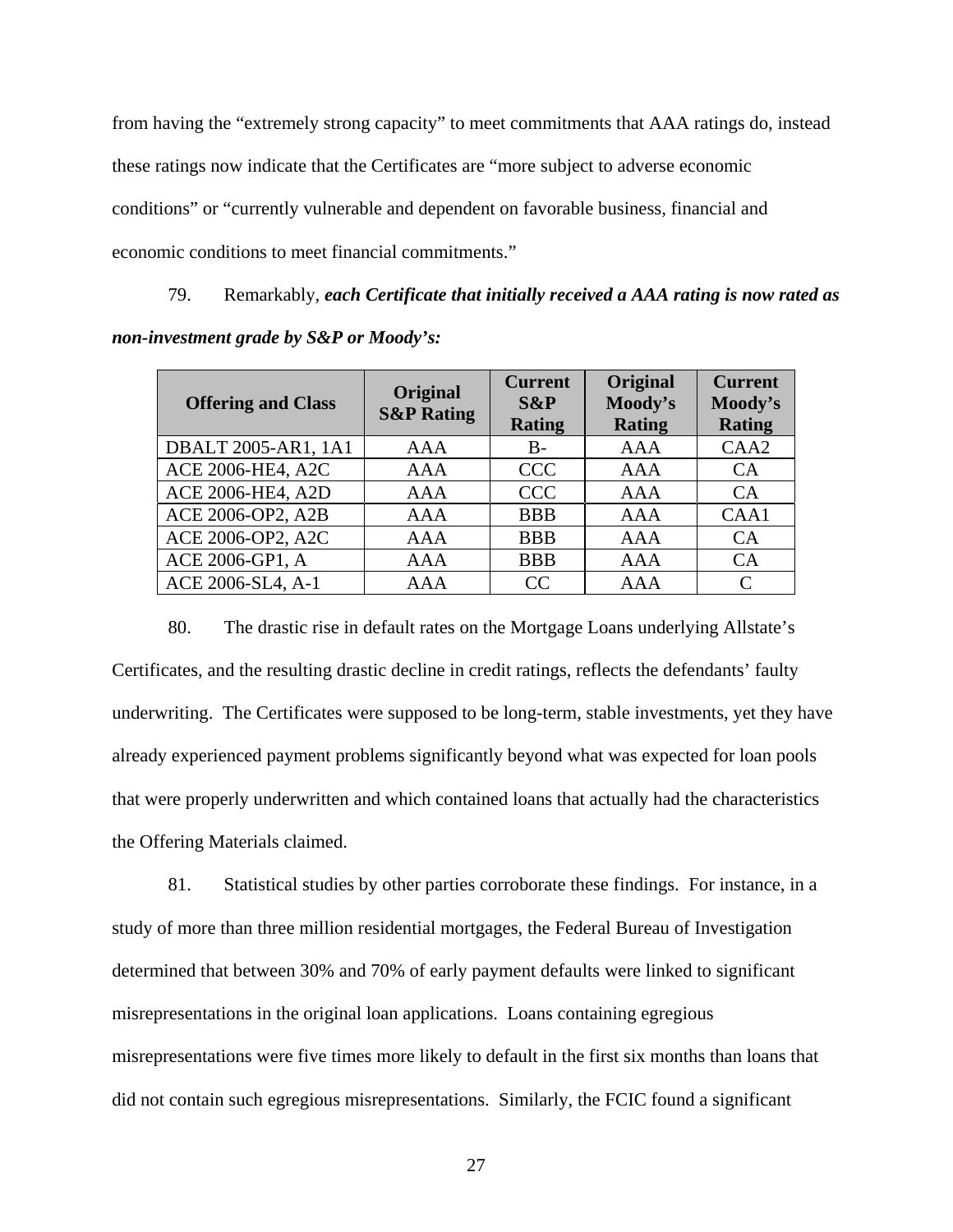from having the "extremely strong capacity" to meet commitments that AAA ratings do, instead these ratings now indicate that the Certificates are "more subject to adverse economic conditions" or "currently vulnerable and dependent on favorable business, financial and economic conditions to meet financial commitments."

79. Remarkably, ***each Certificate that initially received a AAA rating is now rated as non-investment grade by S&P or Moody's:***

| Offering and Class | Original S&P Rating | Current S&P Rating | Original Moody's Rating | Current Moody's Rating |
|---|---|---|---|---|
| DBALT 2005-AR1, 1A1 | AAA | B- | AAA | CAA2 |
| ACE 2006-HE4, A2C | AAA | CCC | AAA | CA |
| ACE 2006-HE4, A2D | AAA | CCC | AAA | CA |
| ACE 2006-OP2, A2B | AAA | BBB | AAA | CAA1 |
| ACE 2006-OP2, A2C | AAA | BBB | AAA | CA |
| ACE 2006-GP1, A | AAA | BBB | AAA | CA |
| ACE 2006-SL4, A-1 | AAA | CC | AAA | C |

80. The drastic rise in default rates on the Mortgage Loans underlying Allstate's Certificates, and the resulting drastic decline in credit ratings, reflects the defendants' faulty underwriting. The Certificates were supposed to be long-term, stable investments, yet they have already experienced payment problems significantly beyond what was expected for loan pools that were properly underwritten and which contained loans that actually had the characteristics the Offering Materials claimed.

81. Statistical studies by other parties corroborate these findings. For instance, in a study of more than three million residential mortgages, the Federal Bureau of Investigation determined that between 30% and 70% of early payment defaults were linked to significant misrepresentations in the original loan applications. Loans containing egregious misrepresentations were five times more likely to default in the first six months than loans that did not contain such egregious misrepresentations. Similarly, the FCIC found a significant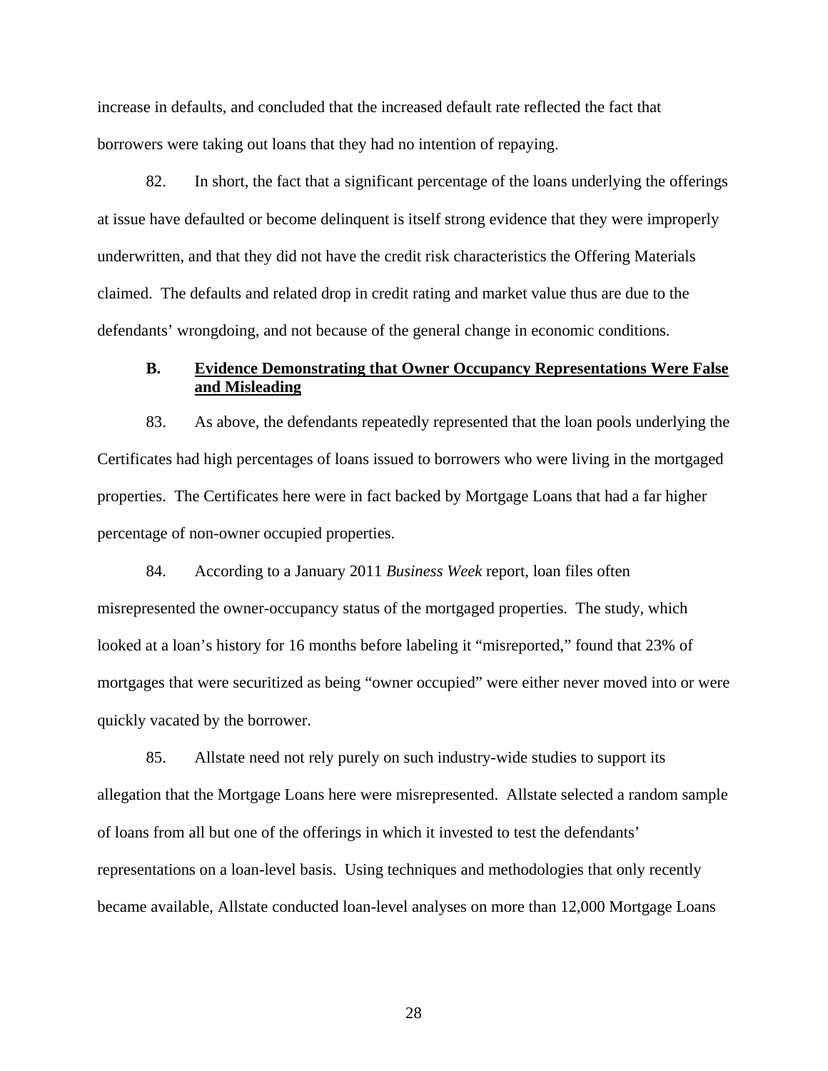increase in defaults, and concluded that the increased default rate reflected the fact that borrowers were taking out loans that they had no intention of repaying.

82. In short, the fact that a significant percentage of the loans underlying the offerings at issue have defaulted or become delinquent is itself strong evidence that they were improperly underwritten, and that they did not have the credit risk characteristics the Offering Materials claimed. The defaults and related drop in credit rating and market value thus are due to the defendants' wrongdoing, and not because of the general change in economic conditions.

### B. Evidence Demonstrating that Owner Occupancy Representations Were False and Misleading

83. As above, the defendants repeatedly represented that the loan pools underlying the Certificates had high percentages of loans issued to borrowers who were living in the mortgaged properties. The Certificates here were in fact backed by Mortgage Loans that had a far higher percentage of non-owner occupied properties.

84. According to a January 2011 *Business Week* report, loan files often misrepresented the owner-occupancy status of the mortgaged properties. The study, which looked at a loan's history for 16 months before labeling it "misreported," found that 23% of mortgages that were securitized as being "owner occupied" were either never moved into or were quickly vacated by the borrower.

85. Allstate need not rely purely on such industry-wide studies to support its allegation that the Mortgage Loans here were misrepresented. Allstate selected a random sample of loans from all but one of the offerings in which it invested to test the defendants' representations on a loan-level basis. Using techniques and methodologies that only recently became available, Allstate conducted loan-level analyses on more than 12,000 Mortgage Loans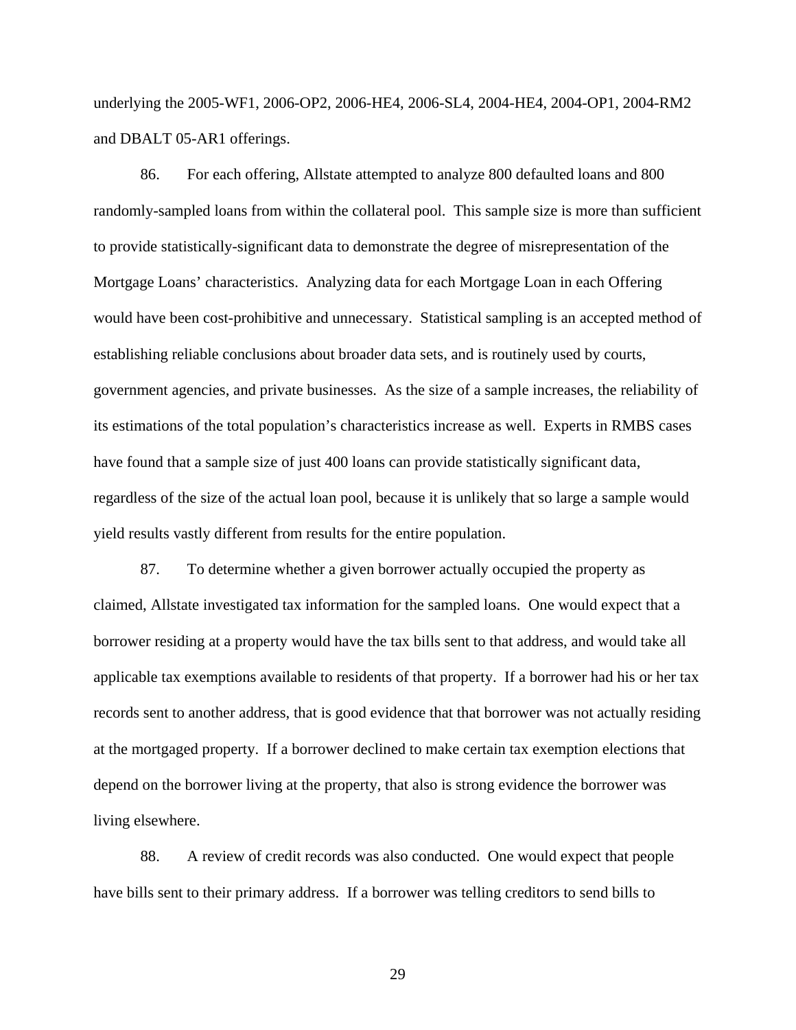underlying the 2005-WF1, 2006-OP2, 2006-HE4, 2006-SL4, 2004-HE4, 2004-OP1, 2004-RM2 and DBALT 05-AR1 offerings.

86. For each offering, Allstate attempted to analyze 800 defaulted loans and 800 randomly-sampled loans from within the collateral pool. This sample size is more than sufficient to provide statistically-significant data to demonstrate the degree of misrepresentation of the Mortgage Loans' characteristics. Analyzing data for each Mortgage Loan in each Offering would have been cost-prohibitive and unnecessary. Statistical sampling is an accepted method of establishing reliable conclusions about broader data sets, and is routinely used by courts, government agencies, and private businesses. As the size of a sample increases, the reliability of its estimations of the total population's characteristics increase as well. Experts in RMBS cases have found that a sample size of just 400 loans can provide statistically significant data, regardless of the size of the actual loan pool, because it is unlikely that so large a sample would yield results vastly different from results for the entire population.

87. To determine whether a given borrower actually occupied the property as claimed, Allstate investigated tax information for the sampled loans. One would expect that a borrower residing at a property would have the tax bills sent to that address, and would take all applicable tax exemptions available to residents of that property. If a borrower had his or her tax records sent to another address, that is good evidence that that borrower was not actually residing at the mortgaged property. If a borrower declined to make certain tax exemption elections that depend on the borrower living at the property, that also is strong evidence the borrower was living elsewhere.

88. A review of credit records was also conducted. One would expect that people have bills sent to their primary address. If a borrower was telling creditors to send bills to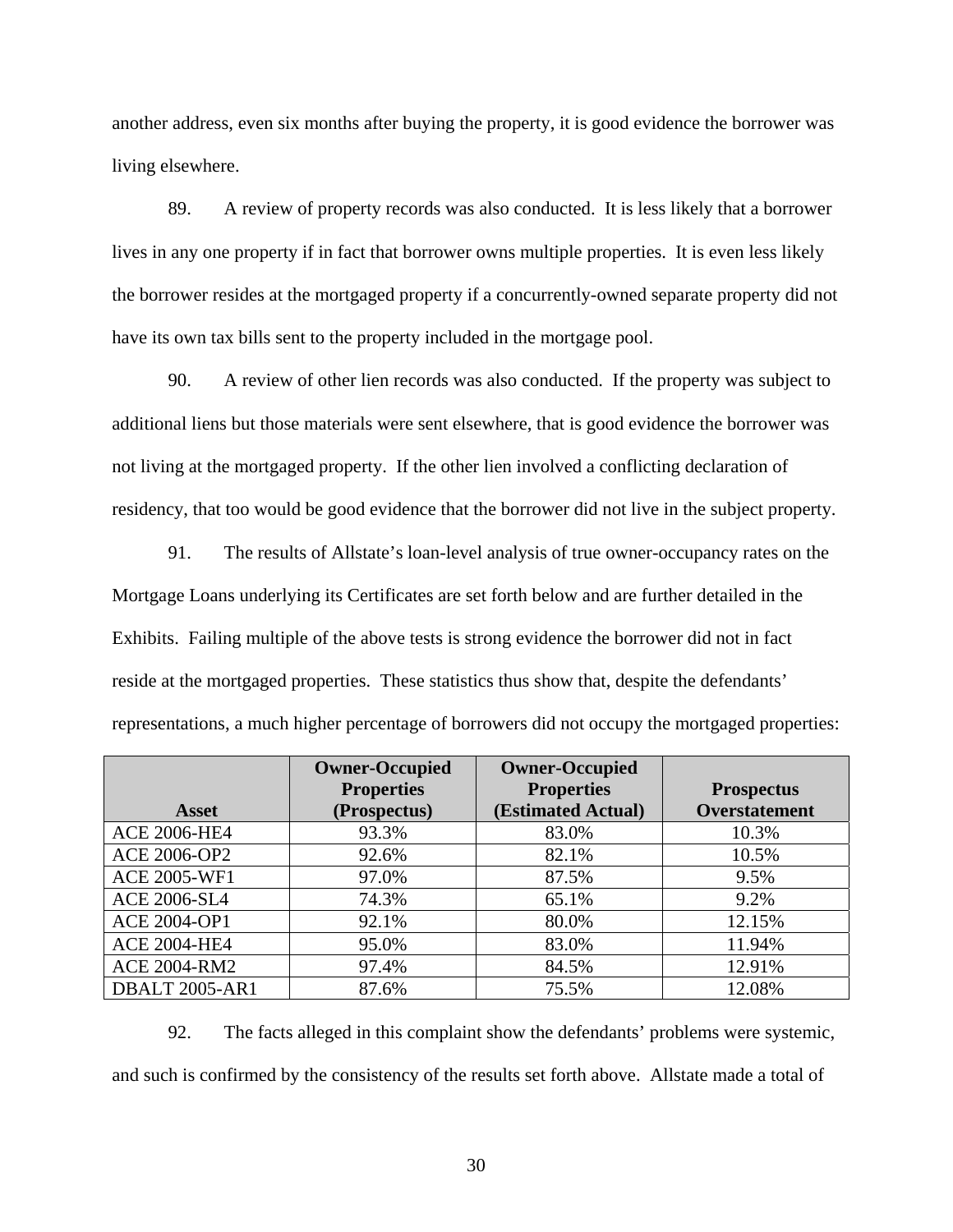another address, even six months after buying the property, it is good evidence the borrower was living elsewhere.

89. A review of property records was also conducted. It is less likely that a borrower lives in any one property if in fact that borrower owns multiple properties. It is even less likely the borrower resides at the mortgaged property if a concurrently-owned separate property did not have its own tax bills sent to the property included in the mortgage pool.

90. A review of other lien records was also conducted. If the property was subject to additional liens but those materials were sent elsewhere, that is good evidence the borrower was not living at the mortgaged property. If the other lien involved a conflicting declaration of residency, that too would be good evidence that the borrower did not live in the subject property.

91. The results of Allstate's loan-level analysis of true owner-occupancy rates on the Mortgage Loans underlying its Certificates are set forth below and are further detailed in the Exhibits. Failing multiple of the above tests is strong evidence the borrower did not in fact reside at the mortgaged properties. These statistics thus show that, despite the defendants' representations, a much higher percentage of borrowers did not occupy the mortgaged properties:

| Asset | Owner-Occupied Properties (Prospectus) | Owner-Occupied Properties (Estimated Actual) | Prospectus Overstatement |
|---|---|---|---|
| ACE 2006-HE4 | 93.3% | 83.0% | 10.3% |
| ACE 2006-OP2 | 92.6% | 82.1% | 10.5% |
| ACE 2005-WF1 | 97.0% | 87.5% | 9.5% |
| ACE 2006-SL4 | 74.3% | 65.1% | 9.2% |
| ACE 2004-OP1 | 92.1% | 80.0% | 12.15% |
| ACE 2004-HE4 | 95.0% | 83.0% | 11.94% |
| ACE 2004-RM2 | 97.4% | 84.5% | 12.91% |
| DBALT 2005-AR1 | 87.6% | 75.5% | 12.08% |

92. The facts alleged in this complaint show the defendants' problems were systemic, and such is confirmed by the consistency of the results set forth above. Allstate made a total of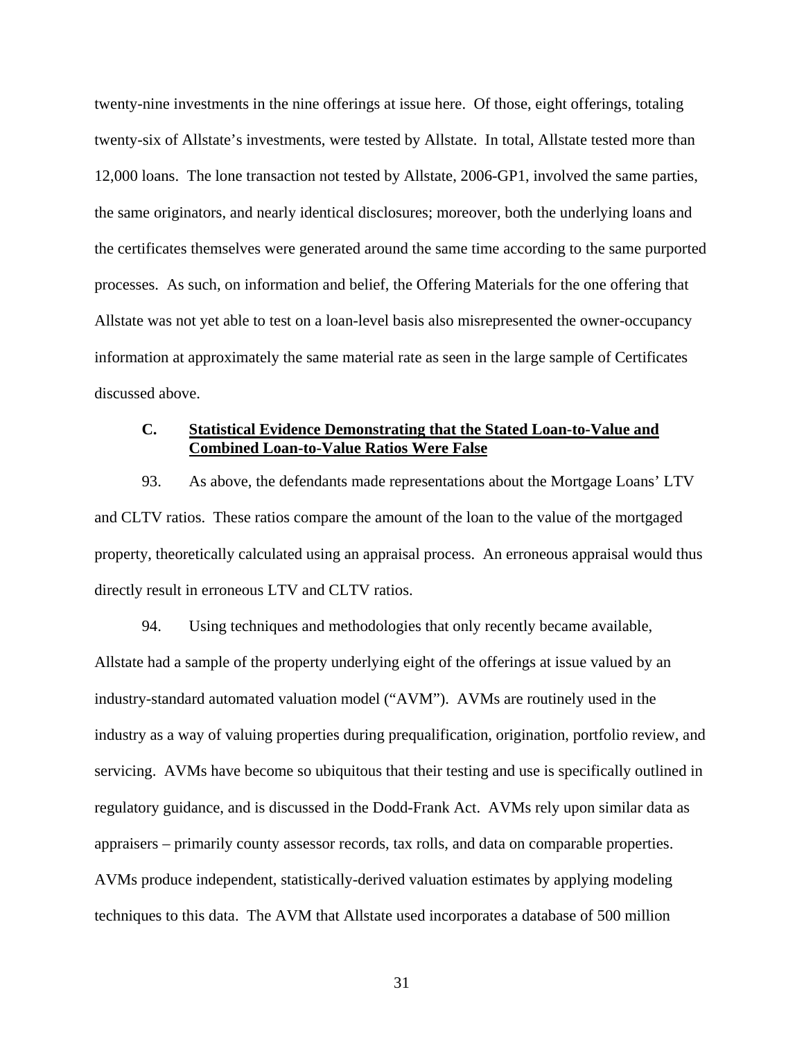twenty-nine investments in the nine offerings at issue here. Of those, eight offerings, totaling twenty-six of Allstate's investments, were tested by Allstate. In total, Allstate tested more than 12,000 loans. The lone transaction not tested by Allstate, 2006-GP1, involved the same parties, the same originators, and nearly identical disclosures; moreover, both the underlying loans and the certificates themselves were generated around the same time according to the same purported processes. As such, on information and belief, the Offering Materials for the one offering that Allstate was not yet able to test on a loan-level basis also misrepresented the owner-occupancy information at approximately the same material rate as seen in the large sample of Certificates discussed above.

### C. <u>Statistical Evidence Demonstrating that the Stated Loan-to-Value and Combined Loan-to-Value Ratios Were False</u>

93. As above, the defendants made representations about the Mortgage Loans' LTV and CLTV ratios. These ratios compare the amount of the loan to the value of the mortgaged property, theoretically calculated using an appraisal process. An erroneous appraisal would thus directly result in erroneous LTV and CLTV ratios.

94. Using techniques and methodologies that only recently became available, Allstate had a sample of the property underlying eight of the offerings at issue valued by an industry-standard automated valuation model ("AVM"). AVMs are routinely used in the industry as a way of valuing properties during prequalification, origination, portfolio review, and servicing. AVMs have become so ubiquitous that their testing and use is specifically outlined in regulatory guidance, and is discussed in the Dodd-Frank Act. AVMs rely upon similar data as appraisers – primarily county assessor records, tax rolls, and data on comparable properties. AVMs produce independent, statistically-derived valuation estimates by applying modeling techniques to this data. The AVM that Allstate used incorporates a database of 500 million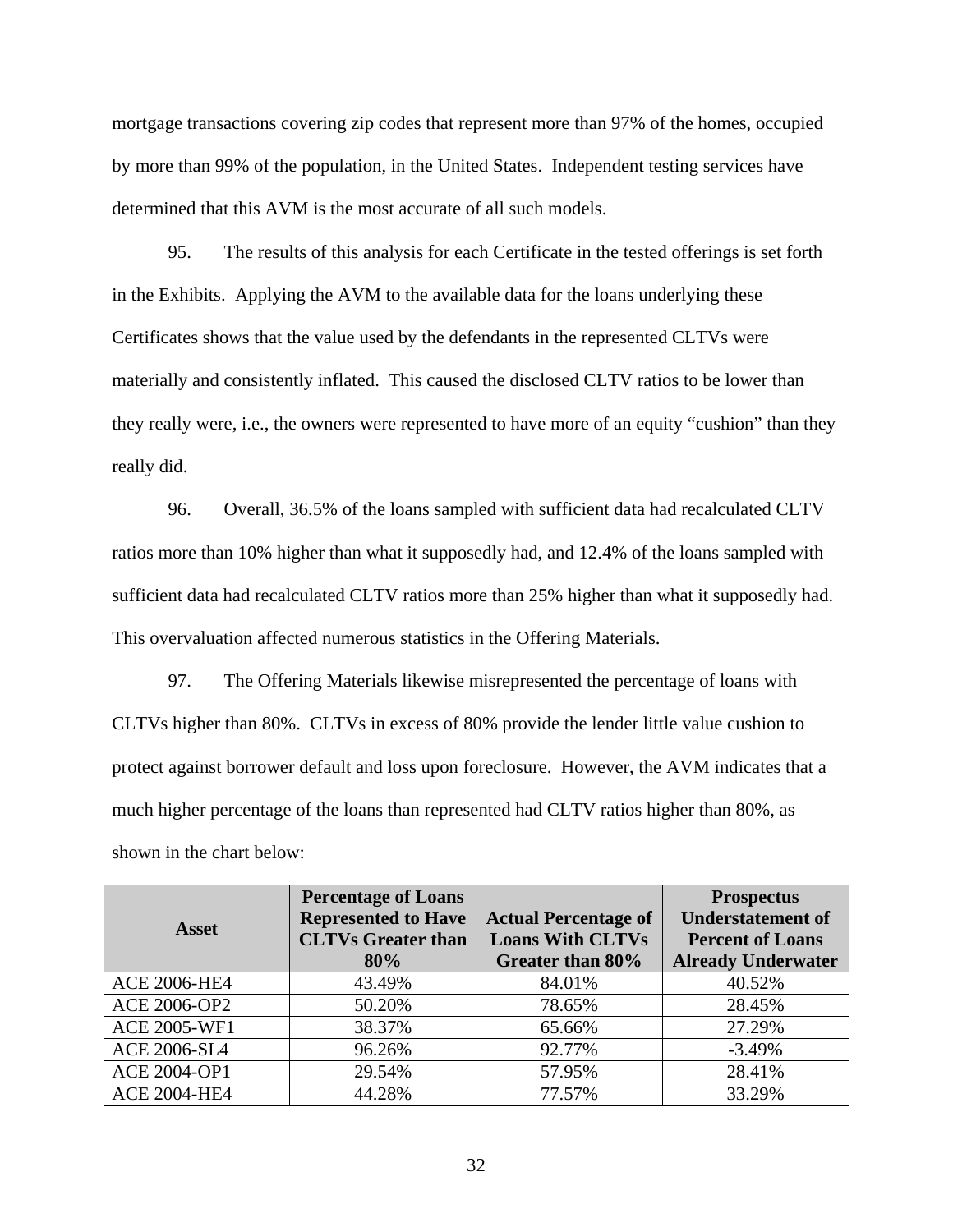mortgage transactions covering zip codes that represent more than 97% of the homes, occupied by more than 99% of the population, in the United States. Independent testing services have determined that this AVM is the most accurate of all such models.

95. The results of this analysis for each Certificate in the tested offerings is set forth in the Exhibits. Applying the AVM to the available data for the loans underlying these Certificates shows that the value used by the defendants in the represented CLTVs were materially and consistently inflated. This caused the disclosed CLTV ratios to be lower than they really were, i.e., the owners were represented to have more of an equity "cushion" than they really did.

96. Overall, 36.5% of the loans sampled with sufficient data had recalculated CLTV ratios more than 10% higher than what it supposedly had, and 12.4% of the loans sampled with sufficient data had recalculated CLTV ratios more than 25% higher than what it supposedly had. This overvaluation affected numerous statistics in the Offering Materials.

97. The Offering Materials likewise misrepresented the percentage of loans with CLTVs higher than 80%. CLTVs in excess of 80% provide the lender little value cushion to protect against borrower default and loss upon foreclosure. However, the AVM indicates that a much higher percentage of the loans than represented had CLTV ratios higher than 80%, as shown in the chart below:

| Asset | Percentage of Loans Represented to Have CLTVs Greater than 80% | Actual Percentage of Loans With CLTVs Greater than 80% | Prospectus Understatement of Percent of Loans Already Underwater |
|---|---|---|---|
| ACE 2006-HE4 | 43.49% | 84.01% | 40.52% |
| ACE 2006-OP2 | 50.20% | 78.65% | 28.45% |
| ACE 2005-WF1 | 38.37% | 65.66% | 27.29% |
| ACE 2006-SL4 | 96.26% | 92.77% | -3.49% |
| ACE 2004-OP1 | 29.54% | 57.95% | 28.41% |
| ACE 2004-HE4 | 44.28% | 77.57% | 33.29% |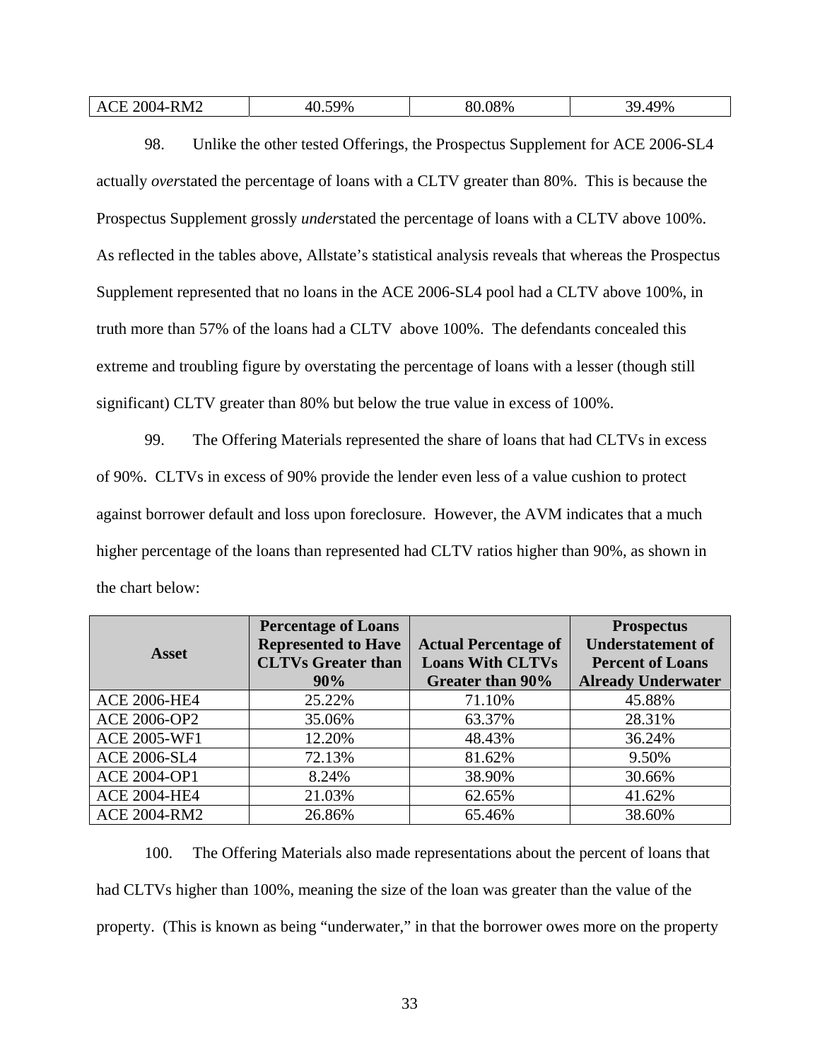| ACE 2004-RM2 | 40.59% | 80.08% | 39.49% |
|---|---|---|---|

98. Unlike the other tested Offerings, the Prospectus Supplement for ACE 2006-SL4 actually *over*stated the percentage of loans with a CLTV greater than 80%. This is because the Prospectus Supplement grossly *under*stated the percentage of loans with a CLTV above 100%. As reflected in the tables above, Allstate's statistical analysis reveals that whereas the Prospectus Supplement represented that no loans in the ACE 2006-SL4 pool had a CLTV above 100%, in truth more than 57% of the loans had a CLTV above 100%. The defendants concealed this extreme and troubling figure by overstating the percentage of loans with a lesser (though still significant) CLTV greater than 80% but below the true value in excess of 100%.

99. The Offering Materials represented the share of loans that had CLTVs in excess of 90%. CLTVs in excess of 90% provide the lender even less of a value cushion to protect against borrower default and loss upon foreclosure. However, the AVM indicates that a much higher percentage of the loans than represented had CLTV ratios higher than 90%, as shown in the chart below:

| Asset | Percentage of Loans Represented to Have CLTVs Greater than 90% | Actual Percentage of Loans With CLTVs Greater than 90% | Prospectus Understatement of Percent of Loans Already Underwater |
|---|---|---|---|
| ACE 2006-HE4 | 25.22% | 71.10% | 45.88% |
| ACE 2006-OP2 | 35.06% | 63.37% | 28.31% |
| ACE 2005-WF1 | 12.20% | 48.43% | 36.24% |
| ACE 2006-SL4 | 72.13% | 81.62% | 9.50% |
| ACE 2004-OP1 | 8.24% | 38.90% | 30.66% |
| ACE 2004-HE4 | 21.03% | 62.65% | 41.62% |
| ACE 2004-RM2 | 26.86% | 65.46% | 38.60% |

100. The Offering Materials also made representations about the percent of loans that had CLTVs higher than 100%, meaning the size of the loan was greater than the value of the property. (This is known as being "underwater," in that the borrower owes more on the property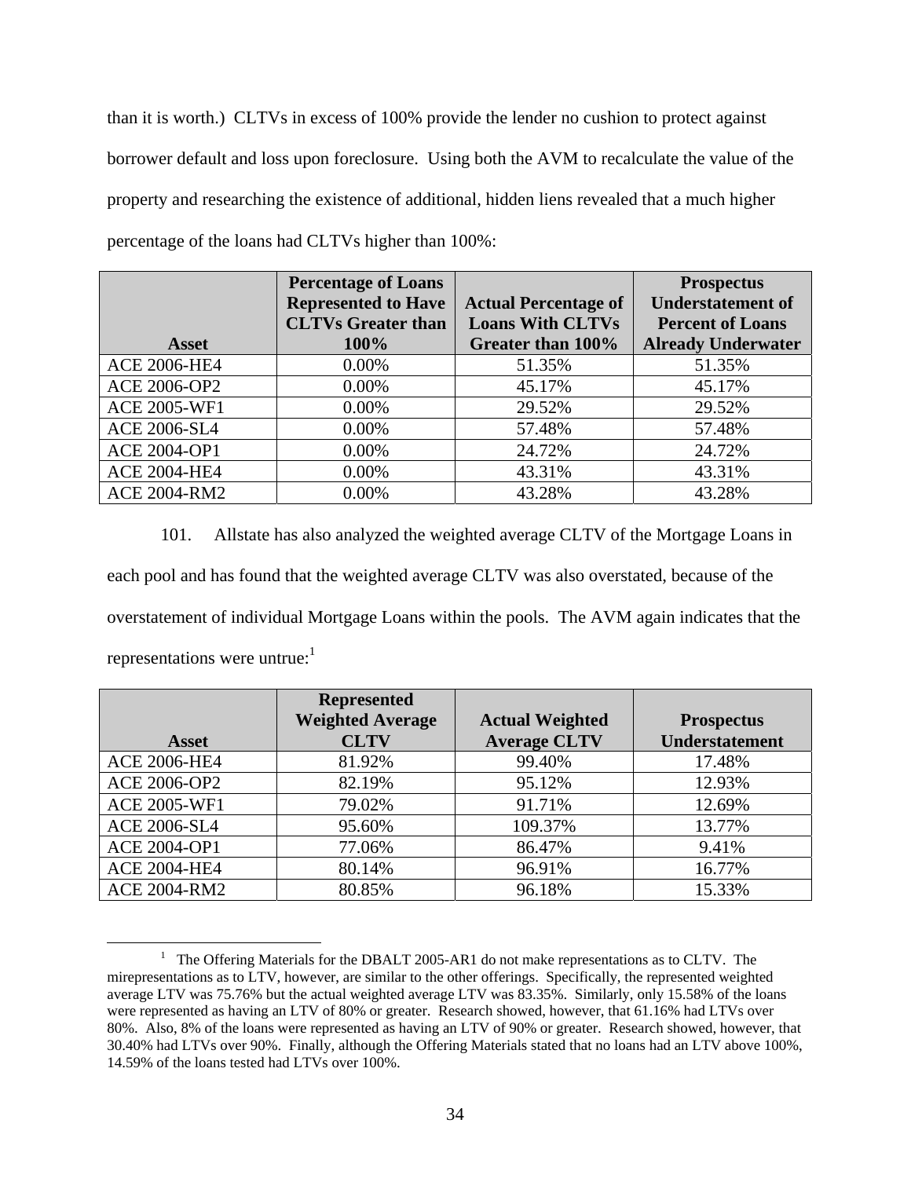than it is worth.) CLTVs in excess of 100% provide the lender no cushion to protect against borrower default and loss upon foreclosure. Using both the AVM to recalculate the value of the property and researching the existence of additional, hidden liens revealed that a much higher percentage of the loans had CLTVs higher than 100%:

| Asset | Percentage of Loans Represented to Have CLTVs Greater than 100% | Actual Percentage of Loans With CLTVs Greater than 100% | Prospectus Understatement of Percent of Loans Already Underwater |
|---|---|---|---|
| ACE 2006-HE4 | 0.00% | 51.35% | 51.35% |
| ACE 2006-OP2 | 0.00% | 45.17% | 45.17% |
| ACE 2005-WF1 | 0.00% | 29.52% | 29.52% |
| ACE 2006-SL4 | 0.00% | 57.48% | 57.48% |
| ACE 2004-OP1 | 0.00% | 24.72% | 24.72% |
| ACE 2004-HE4 | 0.00% | 43.31% | 43.31% |
| ACE 2004-RM2 | 0.00% | 43.28% | 43.28% |

101. Allstate has also analyzed the weighted average CLTV of the Mortgage Loans in each pool and has found that the weighted average CLTV was also overstated, because of the overstatement of individual Mortgage Loans within the pools. The AVM again indicates that the representations were untrue:[1]

| Asset | Represented Weighted Average CLTV | Actual Weighted Average CLTV | Prospectus Understatement |
|---|---|---|---|
| ACE 2006-HE4 | 81.92% | 99.40% | 17.48% |
| ACE 2006-OP2 | 82.19% | 95.12% | 12.93% |
| ACE 2005-WF1 | 79.02% | 91.71% | 12.69% |
| ACE 2006-SL4 | 95.60% | 109.37% | 13.77% |
| ACE 2004-OP1 | 77.06% | 86.47% | 9.41% |
| ACE 2004-HE4 | 80.14% | 96.91% | 16.77% |
| ACE 2004-RM2 | 80.85% | 96.18% | 15.33% |

[1] The Offering Materials for the DBALT 2005-AR1 do not make representations as to CLTV. The mirepresentations as to LTV, however, are similar to the other offerings. Specifically, the represented weighted average LTV was 75.76% but the actual weighted average LTV was 83.35%. Similarly, only 15.58% of the loans were represented as having an LTV of 80% or greater. Research showed, however, that 61.16% had LTVs over 80%. Also, 8% of the loans were represented as having an LTV of 90% or greater. Research showed, however, that 30.40% had LTVs over 90%. Finally, although the Offering Materials stated that no loans had an LTV above 100%, 14.59% of the loans tested had LTVs over 100%.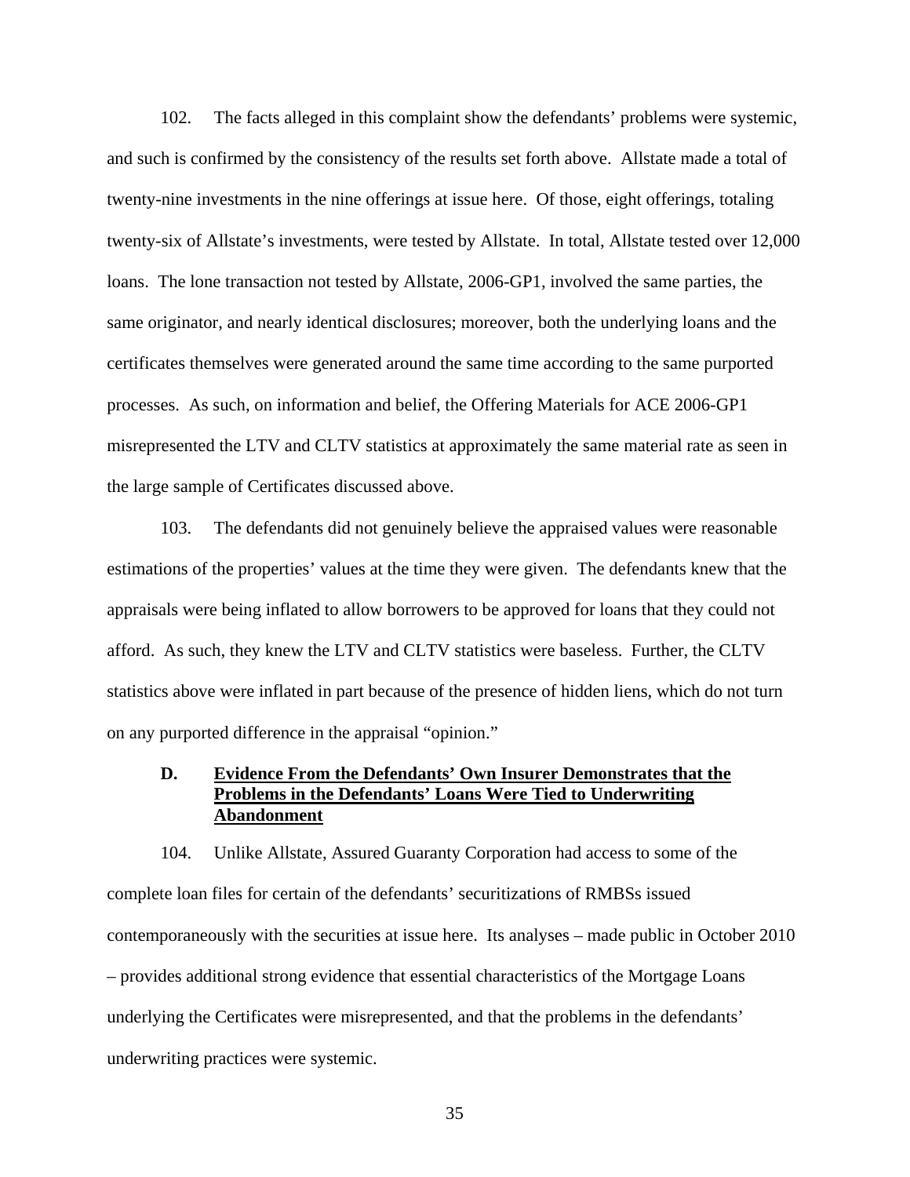102. The facts alleged in this complaint show the defendants' problems were systemic, and such is confirmed by the consistency of the results set forth above. Allstate made a total of twenty-nine investments in the nine offerings at issue here. Of those, eight offerings, totaling twenty-six of Allstate's investments, were tested by Allstate. In total, Allstate tested over 12,000 loans. The lone transaction not tested by Allstate, 2006-GP1, involved the same parties, the same originator, and nearly identical disclosures; moreover, both the underlying loans and the certificates themselves were generated around the same time according to the same purported processes. As such, on information and belief, the Offering Materials for ACE 2006-GP1 misrepresented the LTV and CLTV statistics at approximately the same material rate as seen in the large sample of Certificates discussed above.

103. The defendants did not genuinely believe the appraised values were reasonable estimations of the properties' values at the time they were given. The defendants knew that the appraisals were being inflated to allow borrowers to be approved for loans that they could not afford. As such, they knew the LTV and CLTV statistics were baseless. Further, the CLTV statistics above were inflated in part because of the presence of hidden liens, which do not turn on any purported difference in the appraisal "opinion."

### D. Evidence From the Defendants' Own Insurer Demonstrates that the Problems in the Defendants' Loans Were Tied to Underwriting Abandonment

104. Unlike Allstate, Assured Guaranty Corporation had access to some of the complete loan files for certain of the defendants' securitizations of RMBSs issued contemporaneously with the securities at issue here. Its analyses – made public in October 2010 – provides additional strong evidence that essential characteristics of the Mortgage Loans underlying the Certificates were misrepresented, and that the problems in the defendants' underwriting practices were systemic.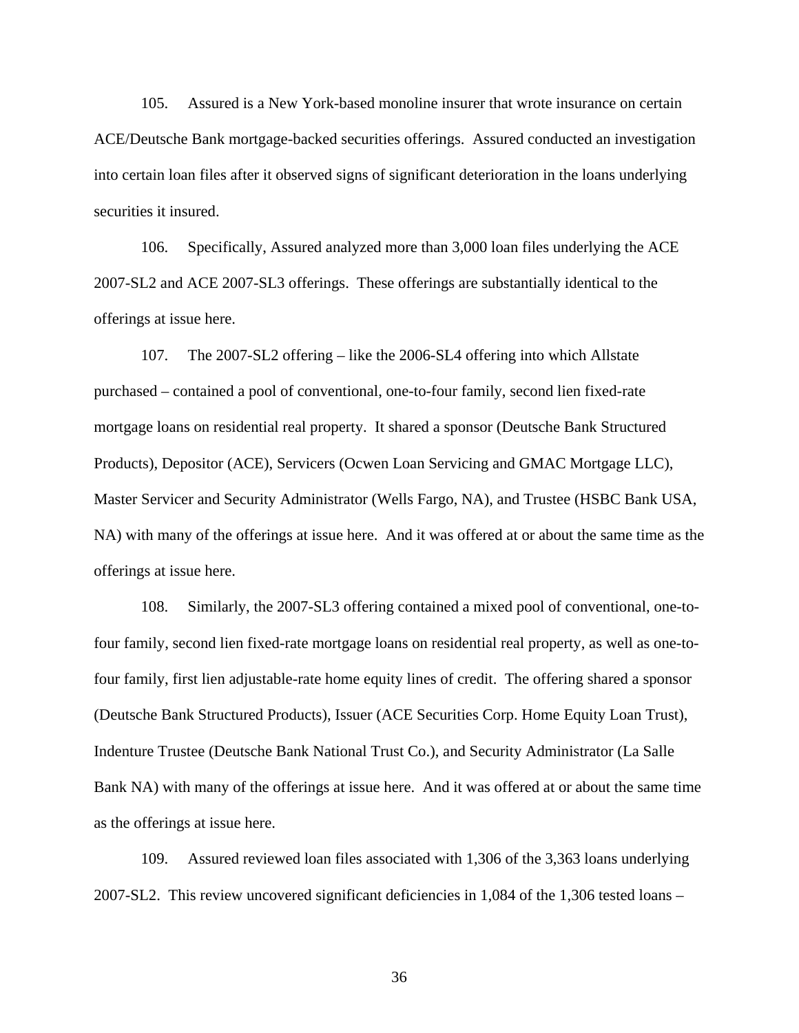105. Assured is a New York-based monoline insurer that wrote insurance on certain ACE/Deutsche Bank mortgage-backed securities offerings. Assured conducted an investigation into certain loan files after it observed signs of significant deterioration in the loans underlying securities it insured.

106. Specifically, Assured analyzed more than 3,000 loan files underlying the ACE 2007-SL2 and ACE 2007-SL3 offerings. These offerings are substantially identical to the offerings at issue here.

107. The 2007-SL2 offering – like the 2006-SL4 offering into which Allstate purchased – contained a pool of conventional, one-to-four family, second lien fixed-rate mortgage loans on residential real property. It shared a sponsor (Deutsche Bank Structured Products), Depositor (ACE), Servicers (Ocwen Loan Servicing and GMAC Mortgage LLC), Master Servicer and Security Administrator (Wells Fargo, NA), and Trustee (HSBC Bank USA, NA) with many of the offerings at issue here. And it was offered at or about the same time as the offerings at issue here.

108. Similarly, the 2007-SL3 offering contained a mixed pool of conventional, one-to-four family, second lien fixed-rate mortgage loans on residential real property, as well as one-to-four family, first lien adjustable-rate home equity lines of credit. The offering shared a sponsor (Deutsche Bank Structured Products), Issuer (ACE Securities Corp. Home Equity Loan Trust), Indenture Trustee (Deutsche Bank National Trust Co.), and Security Administrator (La Salle Bank NA) with many of the offerings at issue here. And it was offered at or about the same time as the offerings at issue here.

109. Assured reviewed loan files associated with 1,306 of the 3,363 loans underlying 2007-SL2. This review uncovered significant deficiencies in 1,084 of the 1,306 tested loans –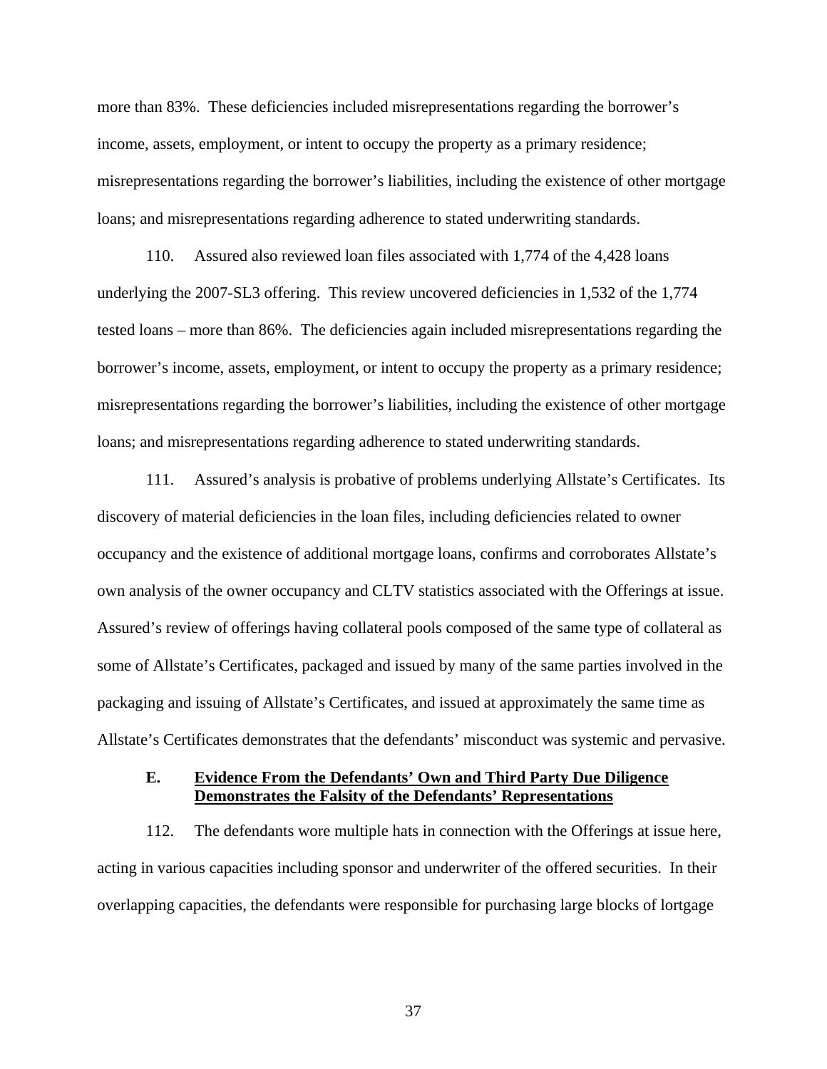more than 83%. These deficiencies included misrepresentations regarding the borrower's income, assets, employment, or intent to occupy the property as a primary residence; misrepresentations regarding the borrower's liabilities, including the existence of other mortgage loans; and misrepresentations regarding adherence to stated underwriting standards.

110. Assured also reviewed loan files associated with 1,774 of the 4,428 loans underlying the 2007-SL3 offering. This review uncovered deficiencies in 1,532 of the 1,774 tested loans – more than 86%. The deficiencies again included misrepresentations regarding the borrower's income, assets, employment, or intent to occupy the property as a primary residence; misrepresentations regarding the borrower's liabilities, including the existence of other mortgage loans; and misrepresentations regarding adherence to stated underwriting standards.

111. Assured's analysis is probative of problems underlying Allstate's Certificates. Its discovery of material deficiencies in the loan files, including deficiencies related to owner occupancy and the existence of additional mortgage loans, confirms and corroborates Allstate's own analysis of the owner occupancy and CLTV statistics associated with the Offerings at issue. Assured's review of offerings having collateral pools composed of the same type of collateral as some of Allstate's Certificates, packaged and issued by many of the same parties involved in the packaging and issuing of Allstate's Certificates, and issued at approximately the same time as Allstate's Certificates demonstrates that the defendants' misconduct was systemic and pervasive.

### E. Evidence From the Defendants' Own and Third Party Due Diligence Demonstrates the Falsity of the Defendants' Representations

112. The defendants wore multiple hats in connection with the Offerings at issue here, acting in various capacities including sponsor and underwriter of the offered securities. In their overlapping capacities, the defendants were responsible for purchasing large blocks of lortgage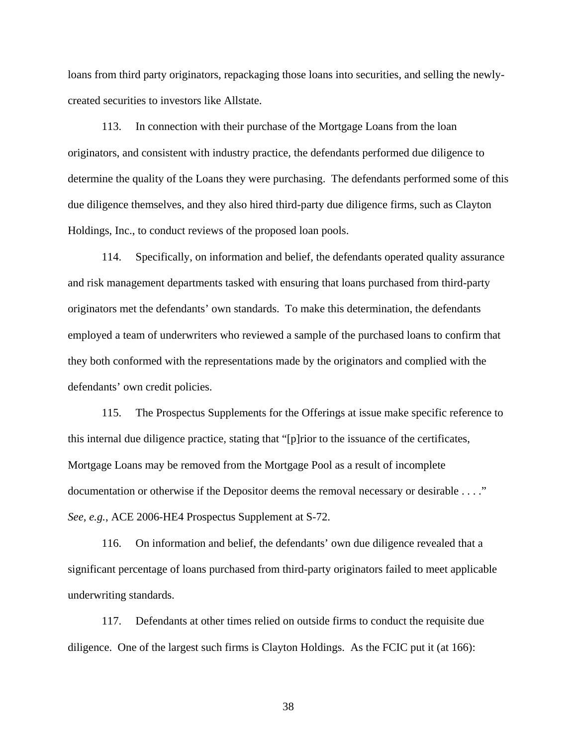loans from third party originators, repackaging those loans into securities, and selling the newly-created securities to investors like Allstate.

113. In connection with their purchase of the Mortgage Loans from the loan originators, and consistent with industry practice, the defendants performed due diligence to determine the quality of the Loans they were purchasing. The defendants performed some of this due diligence themselves, and they also hired third-party due diligence firms, such as Clayton Holdings, Inc., to conduct reviews of the proposed loan pools.

114. Specifically, on information and belief, the defendants operated quality assurance and risk management departments tasked with ensuring that loans purchased from third-party originators met the defendants' own standards. To make this determination, the defendants employed a team of underwriters who reviewed a sample of the purchased loans to confirm that they both conformed with the representations made by the originators and complied with the defendants' own credit policies.

115. The Prospectus Supplements for the Offerings at issue make specific reference to this internal due diligence practice, stating that "[p]rior to the issuance of the certificates, Mortgage Loans may be removed from the Mortgage Pool as a result of incomplete documentation or otherwise if the Depositor deems the removal necessary or desirable . . . ." *See, e.g.*, ACE 2006-HE4 Prospectus Supplement at S-72.

116. On information and belief, the defendants' own due diligence revealed that a significant percentage of loans purchased from third-party originators failed to meet applicable underwriting standards.

117. Defendants at other times relied on outside firms to conduct the requisite due diligence. One of the largest such firms is Clayton Holdings. As the FCIC put it (at 166):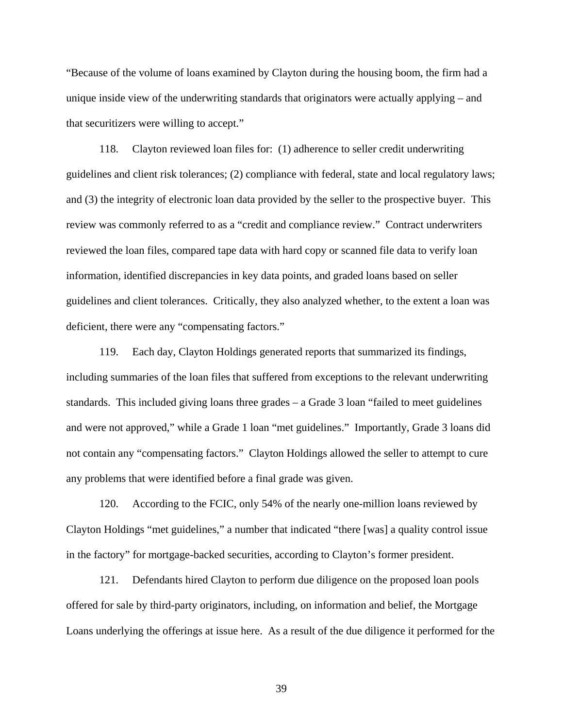"Because of the volume of loans examined by Clayton during the housing boom, the firm had a unique inside view of the underwriting standards that originators were actually applying – and that securitizers were willing to accept."

118. Clayton reviewed loan files for: (1) adherence to seller credit underwriting guidelines and client risk tolerances; (2) compliance with federal, state and local regulatory laws; and (3) the integrity of electronic loan data provided by the seller to the prospective buyer. This review was commonly referred to as a "credit and compliance review." Contract underwriters reviewed the loan files, compared tape data with hard copy or scanned file data to verify loan information, identified discrepancies in key data points, and graded loans based on seller guidelines and client tolerances. Critically, they also analyzed whether, to the extent a loan was deficient, there were any "compensating factors."

119. Each day, Clayton Holdings generated reports that summarized its findings, including summaries of the loan files that suffered from exceptions to the relevant underwriting standards. This included giving loans three grades – a Grade 3 loan "failed to meet guidelines and were not approved," while a Grade 1 loan "met guidelines." Importantly, Grade 3 loans did not contain any "compensating factors." Clayton Holdings allowed the seller to attempt to cure any problems that were identified before a final grade was given.

120. According to the FCIC, only 54% of the nearly one-million loans reviewed by Clayton Holdings "met guidelines," a number that indicated "there [was] a quality control issue in the factory" for mortgage-backed securities, according to Clayton's former president.

121. Defendants hired Clayton to perform due diligence on the proposed loan pools offered for sale by third-party originators, including, on information and belief, the Mortgage Loans underlying the offerings at issue here. As a result of the due diligence it performed for the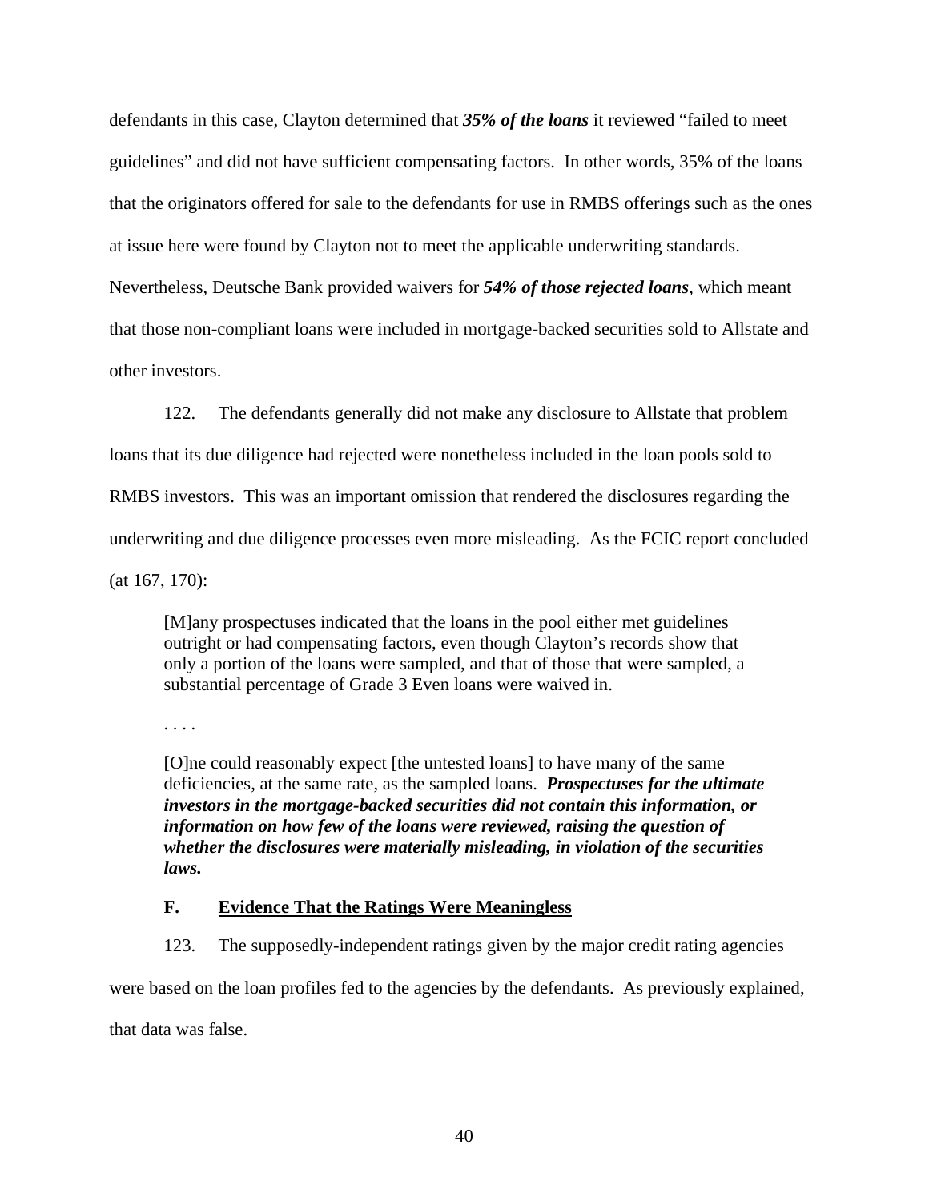defendants in this case, Clayton determined that ***35% of the loans*** it reviewed "failed to meet guidelines" and did not have sufficient compensating factors. In other words, 35% of the loans that the originators offered for sale to the defendants for use in RMBS offerings such as the ones at issue here were found by Clayton not to meet the applicable underwriting standards. Nevertheless, Deutsche Bank provided waivers for ***54% of those rejected loans***, which meant that those non-compliant loans were included in mortgage-backed securities sold to Allstate and other investors.

122. The defendants generally did not make any disclosure to Allstate that problem loans that its due diligence had rejected were nonetheless included in the loan pools sold to RMBS investors. This was an important omission that rendered the disclosures regarding the underwriting and due diligence processes even more misleading. As the FCIC report concluded (at 167, 170):

> [M]any prospectuses indicated that the loans in the pool either met guidelines outright or had compensating factors, even though Clayton's records show that only a portion of the loans were sampled, and that of those that were sampled, a substantial percentage of Grade 3 Even loans were waived in.
>
> . . . .
>
> [O]ne could reasonably expect [the untested loans] to have many of the same deficiencies, at the same rate, as the sampled loans. ***Prospectuses for the ultimate investors in the mortgage-backed securities did not contain this information, or information on how few of the loans were reviewed, raising the question of whether the disclosures were materially misleading, in violation of the securities laws.***

### F. Evidence That the Ratings Were Meaningless

123. The supposedly-independent ratings given by the major credit rating agencies were based on the loan profiles fed to the agencies by the defendants. As previously explained, that data was false.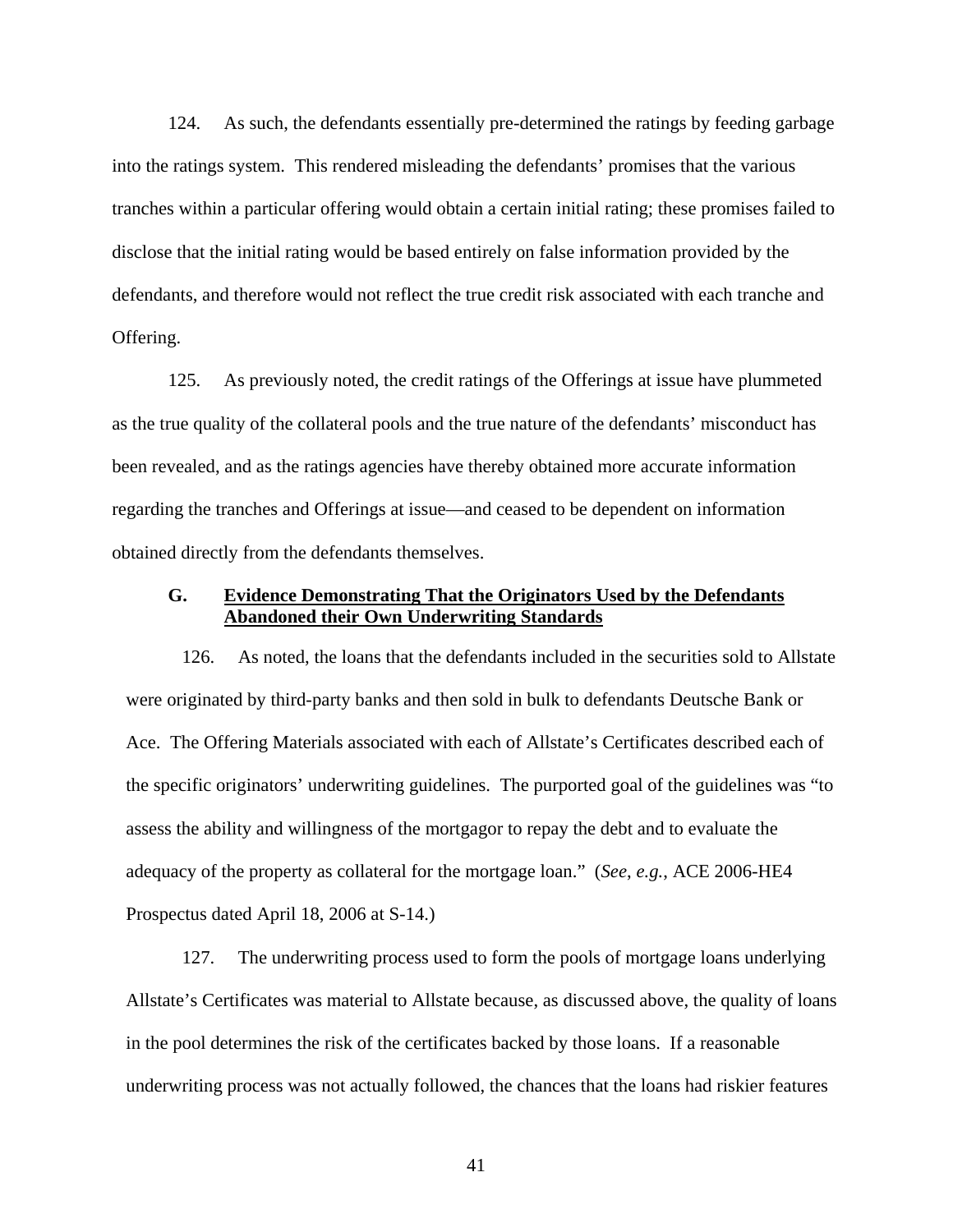124. As such, the defendants essentially pre-determined the ratings by feeding garbage into the ratings system. This rendered misleading the defendants' promises that the various tranches within a particular offering would obtain a certain initial rating; these promises failed to disclose that the initial rating would be based entirely on false information provided by the defendants, and therefore would not reflect the true credit risk associated with each tranche and Offering.

125. As previously noted, the credit ratings of the Offerings at issue have plummeted as the true quality of the collateral pools and the true nature of the defendants' misconduct has been revealed, and as the ratings agencies have thereby obtained more accurate information regarding the tranches and Offerings at issue—and ceased to be dependent on information obtained directly from the defendants themselves.

### G. **Evidence Demonstrating That the Originators Used by the Defendants Abandoned their Own Underwriting Standards**

126. As noted, the loans that the defendants included in the securities sold to Allstate were originated by third-party banks and then sold in bulk to defendants Deutsche Bank or Ace. The Offering Materials associated with each of Allstate's Certificates described each of the specific originators' underwriting guidelines. The purported goal of the guidelines was "to assess the ability and willingness of the mortgagor to repay the debt and to evaluate the adequacy of the property as collateral for the mortgage loan." (*See*, *e.g.*, ACE 2006-HE4 Prospectus dated April 18, 2006 at S-14.)

127. The underwriting process used to form the pools of mortgage loans underlying Allstate's Certificates was material to Allstate because, as discussed above, the quality of loans in the pool determines the risk of the certificates backed by those loans. If a reasonable underwriting process was not actually followed, the chances that the loans had riskier features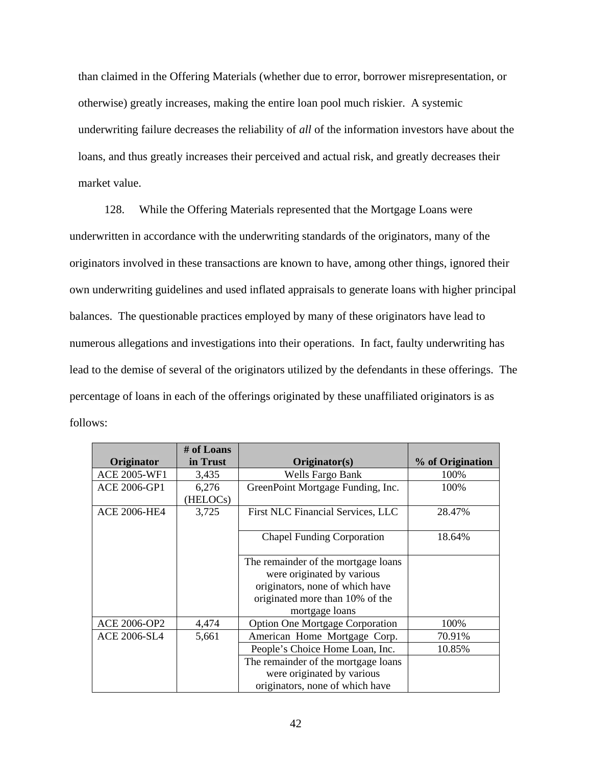than claimed in the Offering Materials (whether due to error, borrower misrepresentation, or otherwise) greatly increases, making the entire loan pool much riskier. A systemic underwriting failure decreases the reliability of *all* of the information investors have about the loans, and thus greatly increases their perceived and actual risk, and greatly decreases their market value.

128. While the Offering Materials represented that the Mortgage Loans were underwritten in accordance with the underwriting standards of the originators, many of the originators involved in these transactions are known to have, among other things, ignored their own underwriting guidelines and used inflated appraisals to generate loans with higher principal balances. The questionable practices employed by many of these originators have lead to numerous allegations and investigations into their operations. In fact, faulty underwriting has lead to the demise of several of the originators utilized by the defendants in these offerings. The percentage of loans in each of the offerings originated by these unaffiliated originators is as follows:

| Originator | # of Loans in Trust | Originator(s) | % of Origination |
|---|---|---|---|
| ACE 2005-WF1 | 3,435 | Wells Fargo Bank | 100% |
| ACE 2006-GP1 | 6,276 (HELOCs) | GreenPoint Mortgage Funding, Inc. | 100% |
| ACE 2006-HE4 | 3,725 | First NLC Financial Services, LLC | 28.47% |
| | | Chapel Funding Corporation | 18.64% |
| | | The remainder of the mortgage loans were originated by various originators, none of which have originated more than 10% of the mortgage loans | |
| ACE 2006-OP2 | 4,474 | Option One Mortgage Corporation | 100% |
| ACE 2006-SL4 | 5,661 | American Home Mortgage Corp. | 70.91% |
| | | People's Choice Home Loan, Inc. | 10.85% |
| | | The remainder of the mortgage loans were originated by various originators, none of which have | |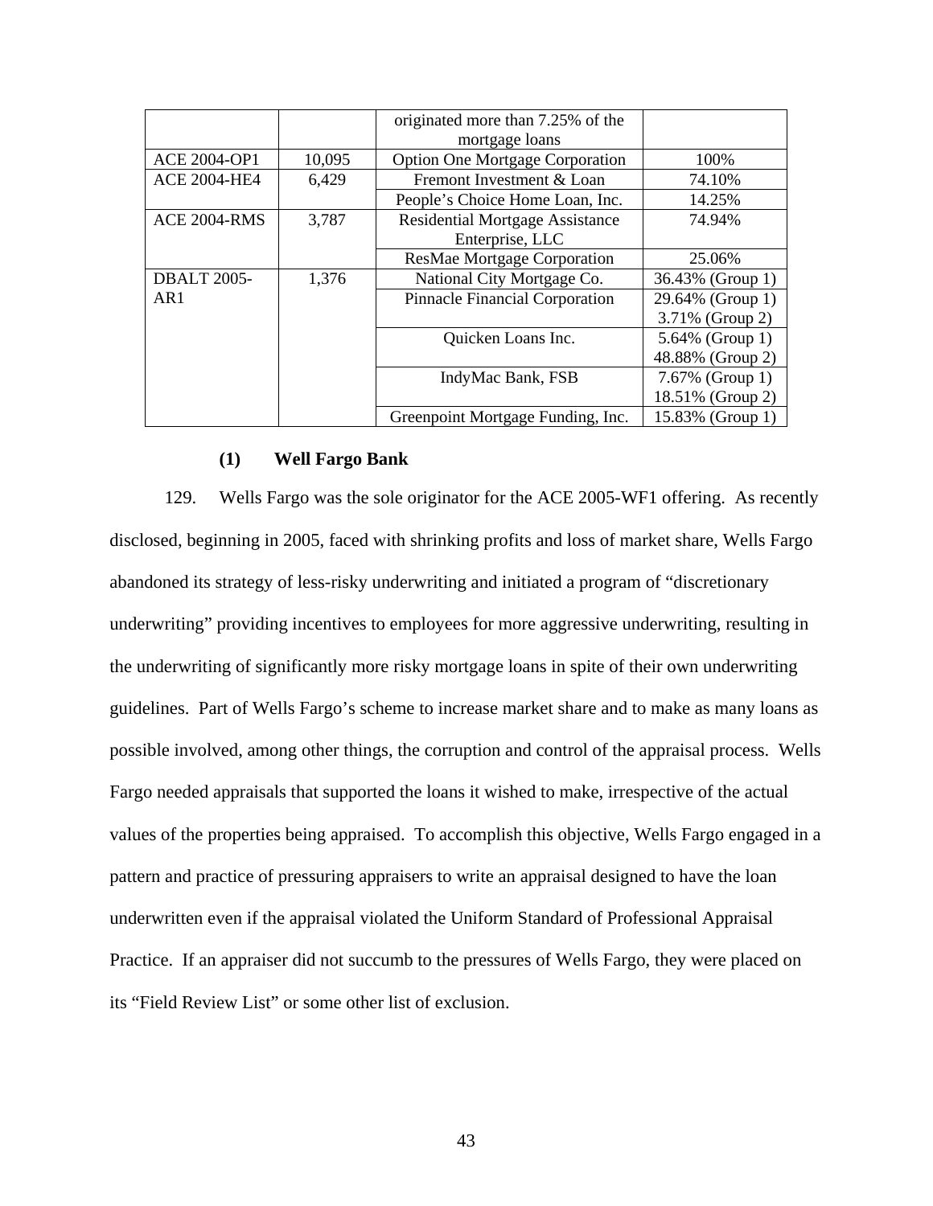| | | originated more than 7.25% of the mortgage loans | |
|---|---|---|---|
| ACE 2004-OP1 | 10,095 | Option One Mortgage Corporation | 100% |
| ACE 2004-HE4 | 6,429 | Fremont Investment & Loan | 74.10% |
| | | People's Choice Home Loan, Inc. | 14.25% |
| ACE 2004-RMS | 3,787 | Residential Mortgage Assistance Enterprise, LLC | 74.94% |
| | | ResMae Mortgage Corporation | 25.06% |
| DBALT 2005-AR1 | 1,376 | National City Mortgage Co. | 36.43% (Group 1) |
| | | Pinnacle Financial Corporation | 29.64% (Group 1) 3.71% (Group 2) |
| | | Quicken Loans Inc. | 5.64% (Group 1) 48.88% (Group 2) |
| | | IndyMac Bank, FSB | 7.67% (Group 1) 18.51% (Group 2) |
| | | Greenpoint Mortgage Funding, Inc. | 15.83% (Group 1) |

**(1) Well Fargo Bank**

129. Wells Fargo was the sole originator for the ACE 2005-WF1 offering. As recently disclosed, beginning in 2005, faced with shrinking profits and loss of market share, Wells Fargo abandoned its strategy of less-risky underwriting and initiated a program of "discretionary underwriting" providing incentives to employees for more aggressive underwriting, resulting in the underwriting of significantly more risky mortgage loans in spite of their own underwriting guidelines. Part of Wells Fargo's scheme to increase market share and to make as many loans as possible involved, among other things, the corruption and control of the appraisal process. Wells Fargo needed appraisals that supported the loans it wished to make, irrespective of the actual values of the properties being appraised. To accomplish this objective, Wells Fargo engaged in a pattern and practice of pressuring appraisers to write an appraisal designed to have the loan underwritten even if the appraisal violated the Uniform Standard of Professional Appraisal Practice. If an appraiser did not succumb to the pressures of Wells Fargo, they were placed on its "Field Review List" or some other list of exclusion.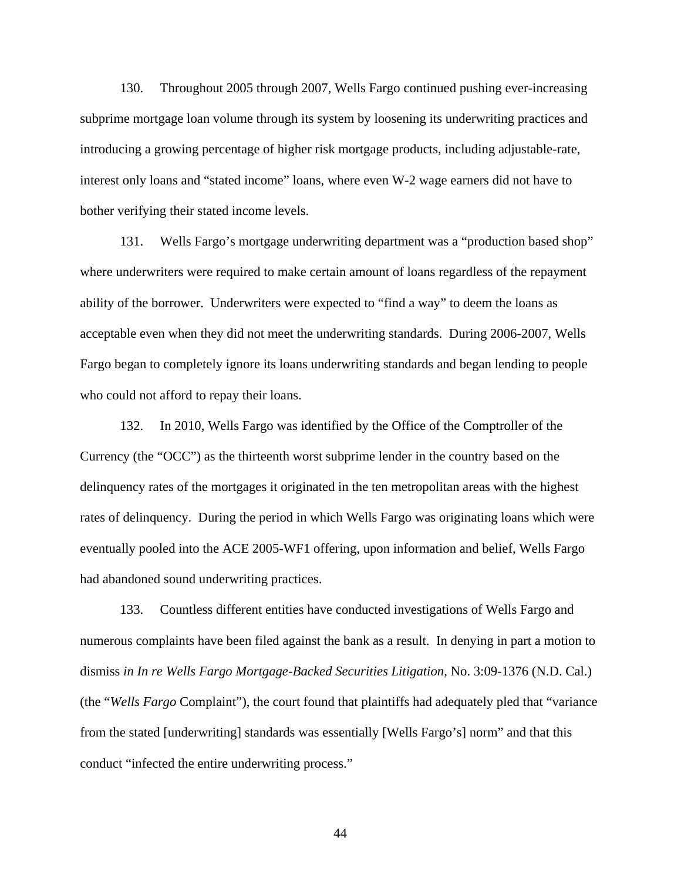130. Throughout 2005 through 2007, Wells Fargo continued pushing ever-increasing subprime mortgage loan volume through its system by loosening its underwriting practices and introducing a growing percentage of higher risk mortgage products, including adjustable-rate, interest only loans and "stated income" loans, where even W-2 wage earners did not have to bother verifying their stated income levels.

131. Wells Fargo's mortgage underwriting department was a "production based shop" where underwriters were required to make certain amount of loans regardless of the repayment ability of the borrower. Underwriters were expected to "find a way" to deem the loans as acceptable even when they did not meet the underwriting standards. During 2006-2007, Wells Fargo began to completely ignore its loans underwriting standards and began lending to people who could not afford to repay their loans.

132. In 2010, Wells Fargo was identified by the Office of the Comptroller of the Currency (the "OCC") as the thirteenth worst subprime lender in the country based on the delinquency rates of the mortgages it originated in the ten metropolitan areas with the highest rates of delinquency. During the period in which Wells Fargo was originating loans which were eventually pooled into the ACE 2005-WF1 offering, upon information and belief, Wells Fargo had abandoned sound underwriting practices.

133. Countless different entities have conducted investigations of Wells Fargo and numerous complaints have been filed against the bank as a result. In denying in part a motion to dismiss *in In re Wells Fargo Mortgage-Backed Securities Litigation,* No. 3:09-1376 (N.D. Cal.) (the "*Wells Fargo* Complaint"), the court found that plaintiffs had adequately pled that "variance from the stated [underwriting] standards was essentially [Wells Fargo's] norm" and that this conduct "infected the entire underwriting process."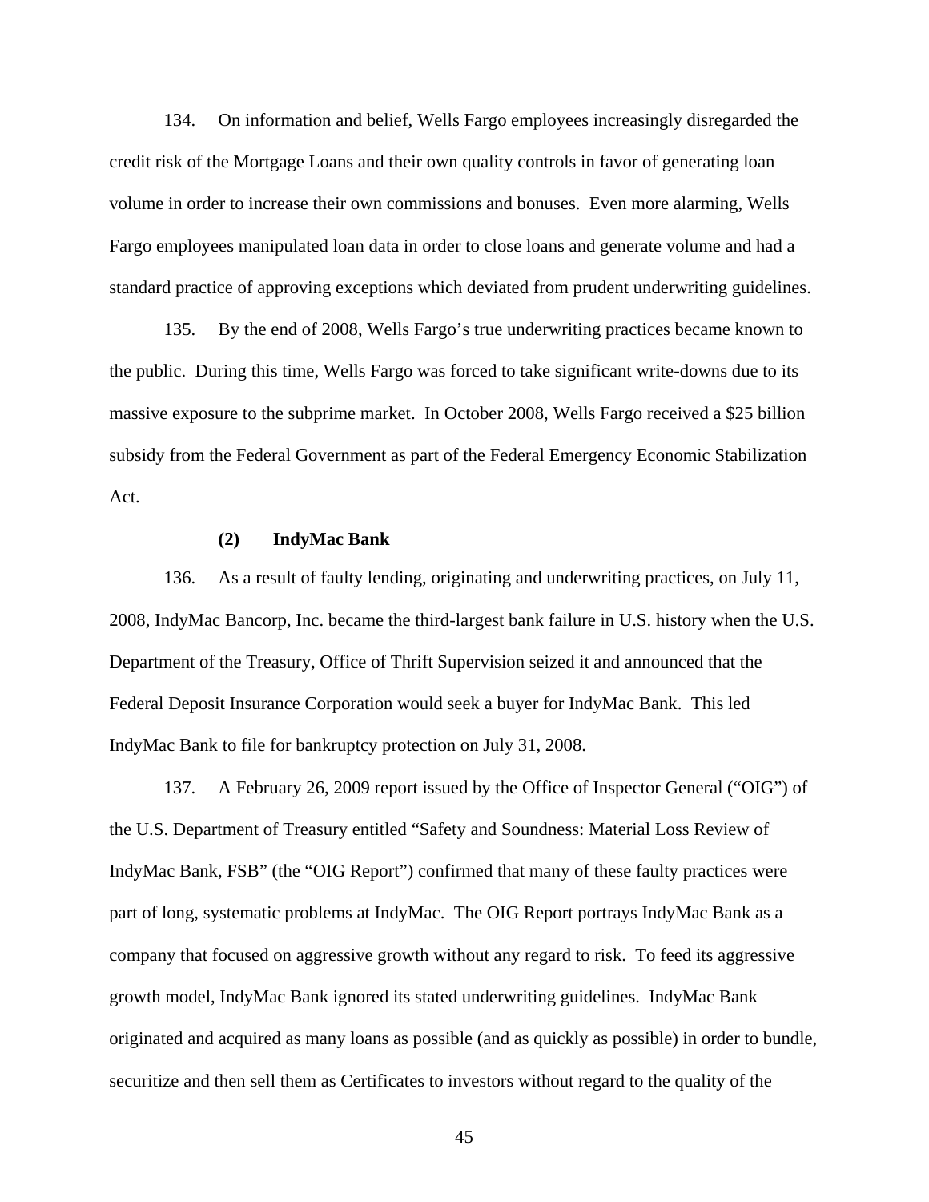134. On information and belief, Wells Fargo employees increasingly disregarded the credit risk of the Mortgage Loans and their own quality controls in favor of generating loan volume in order to increase their own commissions and bonuses. Even more alarming, Wells Fargo employees manipulated loan data in order to close loans and generate volume and had a standard practice of approving exceptions which deviated from prudent underwriting guidelines.

135. By the end of 2008, Wells Fargo's true underwriting practices became known to the public. During this time, Wells Fargo was forced to take significant write-downs due to its massive exposure to the subprime market. In October 2008, Wells Fargo received a $25 billion subsidy from the Federal Government as part of the Federal Emergency Economic Stabilization Act.

**(2) IndyMac Bank**

136. As a result of faulty lending, originating and underwriting practices, on July 11, 2008, IndyMac Bancorp, Inc. became the third-largest bank failure in U.S. history when the U.S. Department of the Treasury, Office of Thrift Supervision seized it and announced that the Federal Deposit Insurance Corporation would seek a buyer for IndyMac Bank. This led IndyMac Bank to file for bankruptcy protection on July 31, 2008.

137. A February 26, 2009 report issued by the Office of Inspector General ("OIG") of the U.S. Department of Treasury entitled "Safety and Soundness: Material Loss Review of IndyMac Bank, FSB" (the "OIG Report") confirmed that many of these faulty practices were part of long, systematic problems at IndyMac. The OIG Report portrays IndyMac Bank as a company that focused on aggressive growth without any regard to risk. To feed its aggressive growth model, IndyMac Bank ignored its stated underwriting guidelines. IndyMac Bank originated and acquired as many loans as possible (and as quickly as possible) in order to bundle, securitize and then sell them as Certificates to investors without regard to the quality of the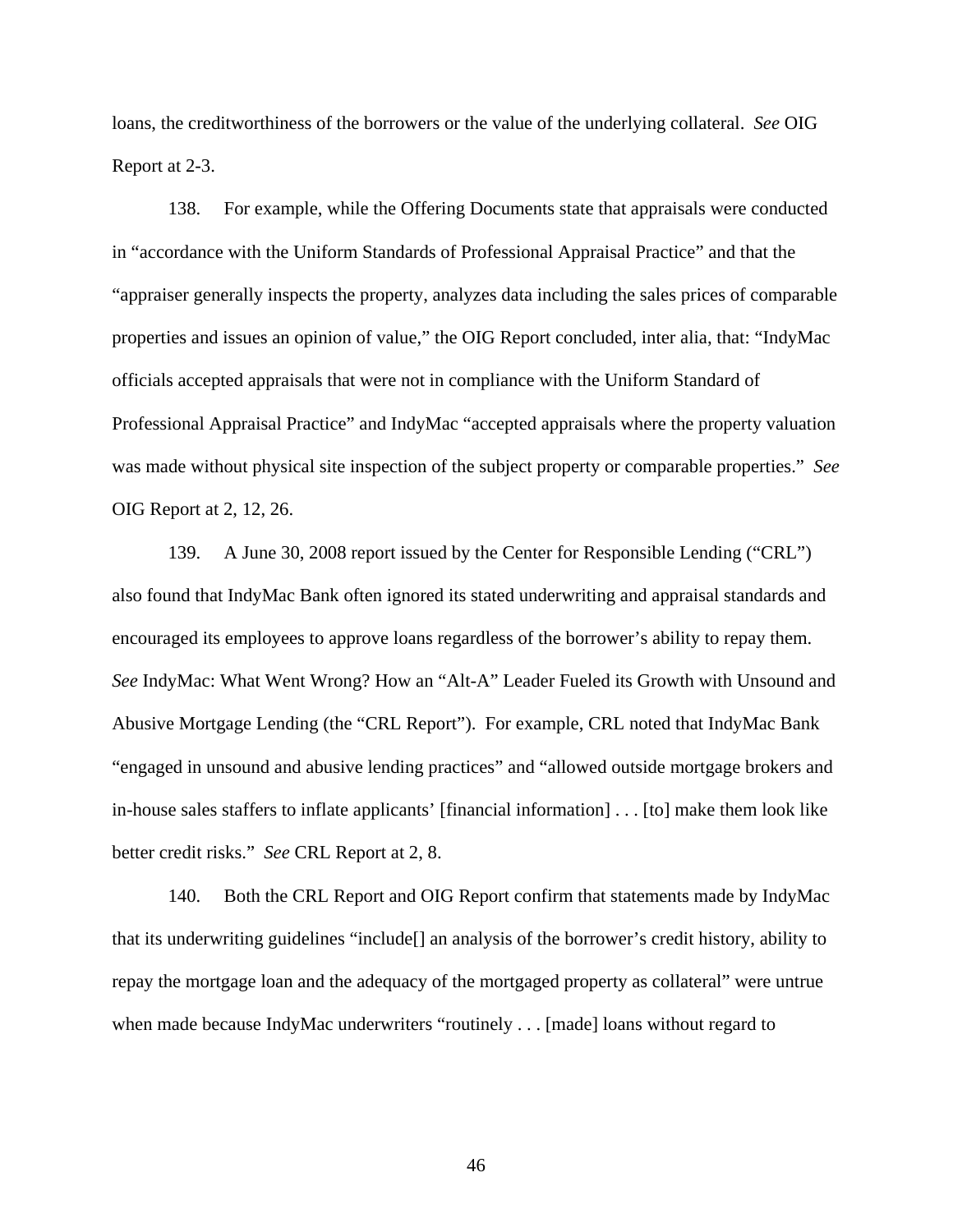loans, the creditworthiness of the borrowers or the value of the underlying collateral. *See* OIG Report at 2-3.

138. For example, while the Offering Documents state that appraisals were conducted in "accordance with the Uniform Standards of Professional Appraisal Practice" and that the "appraiser generally inspects the property, analyzes data including the sales prices of comparable properties and issues an opinion of value," the OIG Report concluded, inter alia, that: "IndyMac officials accepted appraisals that were not in compliance with the Uniform Standard of Professional Appraisal Practice" and IndyMac "accepted appraisals where the property valuation was made without physical site inspection of the subject property or comparable properties." *See* OIG Report at 2, 12, 26.

139. A June 30, 2008 report issued by the Center for Responsible Lending ("CRL") also found that IndyMac Bank often ignored its stated underwriting and appraisal standards and encouraged its employees to approve loans regardless of the borrower's ability to repay them. *See* IndyMac: What Went Wrong? How an "Alt-A" Leader Fueled its Growth with Unsound and Abusive Mortgage Lending (the "CRL Report"). For example, CRL noted that IndyMac Bank "engaged in unsound and abusive lending practices" and "allowed outside mortgage brokers and in-house sales staffers to inflate applicants' [financial information] . . . [to] make them look like better credit risks." *See* CRL Report at 2, 8.

140. Both the CRL Report and OIG Report confirm that statements made by IndyMac that its underwriting guidelines "include[] an analysis of the borrower's credit history, ability to repay the mortgage loan and the adequacy of the mortgaged property as collateral" were untrue when made because IndyMac underwriters "routinely . . . [made] loans without regard to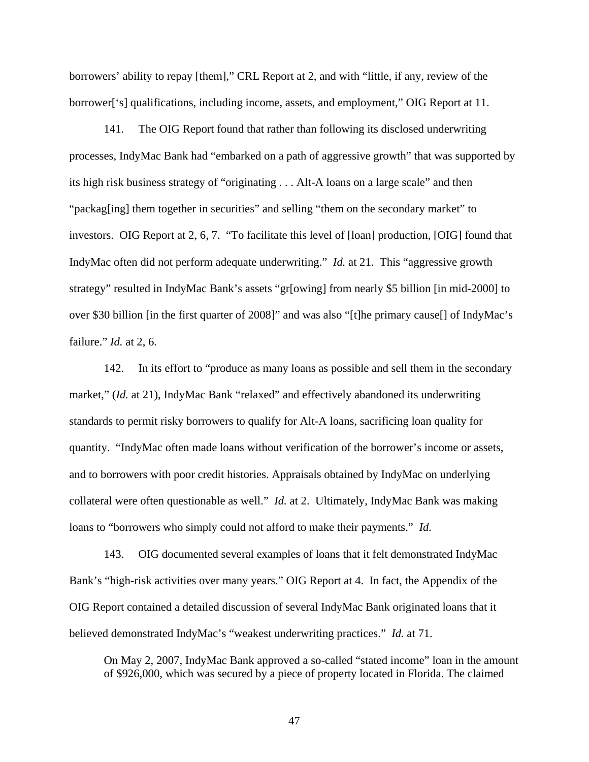borrowers' ability to repay [them]," CRL Report at 2, and with "little, if any, review of the borrower['s] qualifications, including income, assets, and employment," OIG Report at 11.

141. The OIG Report found that rather than following its disclosed underwriting processes, IndyMac Bank had "embarked on a path of aggressive growth" that was supported by its high risk business strategy of "originating . . . Alt-A loans on a large scale" and then "packag[ing] them together in securities" and selling "them on the secondary market" to investors. OIG Report at 2, 6, 7. "To facilitate this level of [loan] production, [OIG] found that IndyMac often did not perform adequate underwriting." *Id.* at 21. This "aggressive growth strategy" resulted in IndyMac Bank's assets "gr[owing] from nearly $5 billion [in mid-2000] to over $30 billion [in the first quarter of 2008]" and was also "[t]he primary cause[] of IndyMac's failure." *Id.* at 2, 6.

142. In its effort to "produce as many loans as possible and sell them in the secondary market," (*Id.* at 21), IndyMac Bank "relaxed" and effectively abandoned its underwriting standards to permit risky borrowers to qualify for Alt-A loans, sacrificing loan quality for quantity. "IndyMac often made loans without verification of the borrower's income or assets, and to borrowers with poor credit histories. Appraisals obtained by IndyMac on underlying collateral were often questionable as well." *Id.* at 2. Ultimately, IndyMac Bank was making loans to "borrowers who simply could not afford to make their payments." *Id.*

143. OIG documented several examples of loans that it felt demonstrated IndyMac Bank's "high-risk activities over many years." OIG Report at 4. In fact, the Appendix of the OIG Report contained a detailed discussion of several IndyMac Bank originated loans that it believed demonstrated IndyMac's "weakest underwriting practices." *Id.* at 71.

> On May 2, 2007, IndyMac Bank approved a so-called "stated income" loan in the amount of $926,000, which was secured by a piece of property located in Florida. The claimed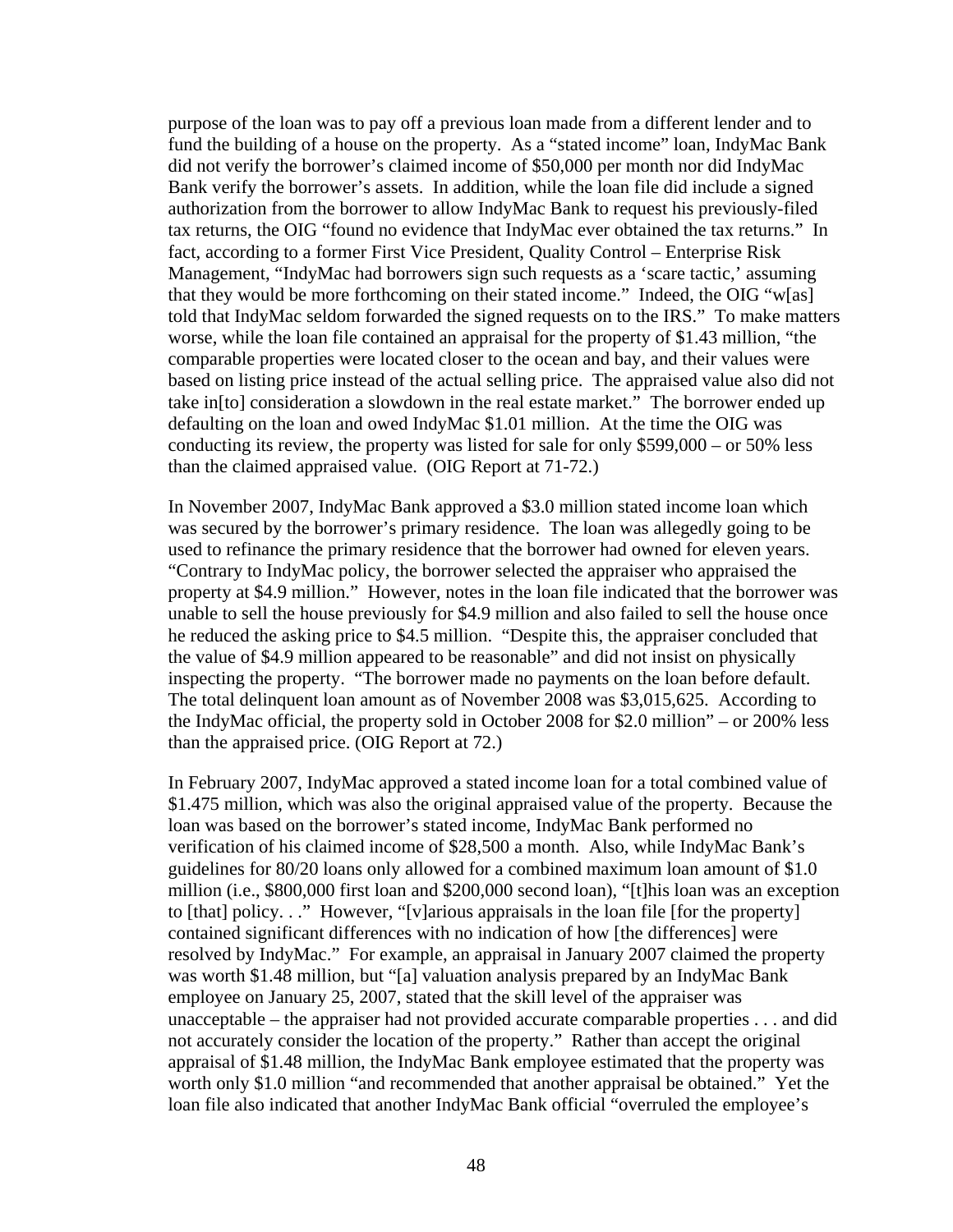purpose of the loan was to pay off a previous loan made from a different lender and to fund the building of a house on the property. As a "stated income" loan, IndyMac Bank did not verify the borrower's claimed income of $50,000 per month nor did IndyMac Bank verify the borrower's assets. In addition, while the loan file did include a signed authorization from the borrower to allow IndyMac Bank to request his previously-filed tax returns, the OIG "found no evidence that IndyMac ever obtained the tax returns." In fact, according to a former First Vice President, Quality Control – Enterprise Risk Management, "IndyMac had borrowers sign such requests as a 'scare tactic,' assuming that they would be more forthcoming on their stated income." Indeed, the OIG "w[as] told that IndyMac seldom forwarded the signed requests on to the IRS." To make matters worse, while the loan file contained an appraisal for the property of $1.43 million, "the comparable properties were located closer to the ocean and bay, and their values were based on listing price instead of the actual selling price. The appraised value also did not take in[to] consideration a slowdown in the real estate market." The borrower ended up defaulting on the loan and owed IndyMac $1.01 million. At the time the OIG was conducting its review, the property was listed for sale for only $599,000 – or 50% less than the claimed appraised value. (OIG Report at 71-72.)

In November 2007, IndyMac Bank approved a $3.0 million stated income loan which was secured by the borrower's primary residence. The loan was allegedly going to be used to refinance the primary residence that the borrower had owned for eleven years. "Contrary to IndyMac policy, the borrower selected the appraiser who appraised the property at $4.9 million." However, notes in the loan file indicated that the borrower was unable to sell the house previously for $4.9 million and also failed to sell the house once he reduced the asking price to $4.5 million. "Despite this, the appraiser concluded that the value of $4.9 million appeared to be reasonable" and did not insist on physically inspecting the property. "The borrower made no payments on the loan before default. The total delinquent loan amount as of November 2008 was $3,015,625. According to the IndyMac official, the property sold in October 2008 for $2.0 million" – or 200% less than the appraised price. (OIG Report at 72.)

In February 2007, IndyMac approved a stated income loan for a total combined value of $1.475 million, which was also the original appraised value of the property. Because the loan was based on the borrower's stated income, IndyMac Bank performed no verification of his claimed income of $28,500 a month. Also, while IndyMac Bank's guidelines for 80/20 loans only allowed for a combined maximum loan amount of $1.0 million (i.e., $800,000 first loan and $200,000 second loan), "[t]his loan was an exception to [that] policy. . ." However, "[v]arious appraisals in the loan file [for the property] contained significant differences with no indication of how [the differences] were resolved by IndyMac." For example, an appraisal in January 2007 claimed the property was worth $1.48 million, but "[a] valuation analysis prepared by an IndyMac Bank employee on January 25, 2007, stated that the skill level of the appraiser was unacceptable – the appraiser had not provided accurate comparable properties . . . and did not accurately consider the location of the property." Rather than accept the original appraisal of $1.48 million, the IndyMac Bank employee estimated that the property was worth only $1.0 million "and recommended that another appraisal be obtained." Yet the loan file also indicated that another IndyMac Bank official "overruled the employee's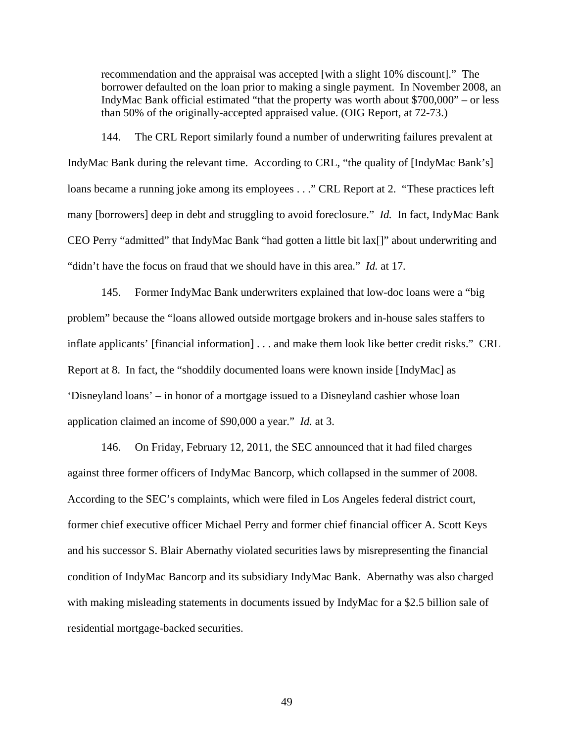> recommendation and the appraisal was accepted [with a slight 10% discount]." The borrower defaulted on the loan prior to making a single payment. In November 2008, an IndyMac Bank official estimated "that the property was worth about $700,000" – or less than 50% of the originally-accepted appraised value. (OIG Report, at 72-73.)

144. The CRL Report similarly found a number of underwriting failures prevalent at IndyMac Bank during the relevant time. According to CRL, "the quality of [IndyMac Bank's] loans became a running joke among its employees . . ." CRL Report at 2. "These practices left many [borrowers] deep in debt and struggling to avoid foreclosure." *Id.* In fact, IndyMac Bank CEO Perry "admitted" that IndyMac Bank "had gotten a little bit lax[]" about underwriting and "didn't have the focus on fraud that we should have in this area." *Id.* at 17.

145. Former IndyMac Bank underwriters explained that low-doc loans were a "big problem" because the "loans allowed outside mortgage brokers and in-house sales staffers to inflate applicants' [financial information] . . . and make them look like better credit risks." CRL Report at 8. In fact, the "shoddily documented loans were known inside [IndyMac] as 'Disneyland loans' – in honor of a mortgage issued to a Disneyland cashier whose loan application claimed an income of $90,000 a year." *Id.* at 3.

146. On Friday, February 12, 2011, the SEC announced that it had filed charges against three former officers of IndyMac Bancorp, which collapsed in the summer of 2008. According to the SEC's complaints, which were filed in Los Angeles federal district court, former chief executive officer Michael Perry and former chief financial officer A. Scott Keys and his successor S. Blair Abernathy violated securities laws by misrepresenting the financial condition of IndyMac Bancorp and its subsidiary IndyMac Bank. Abernathy was also charged with making misleading statements in documents issued by IndyMac for a $2.5 billion sale of residential mortgage-backed securities.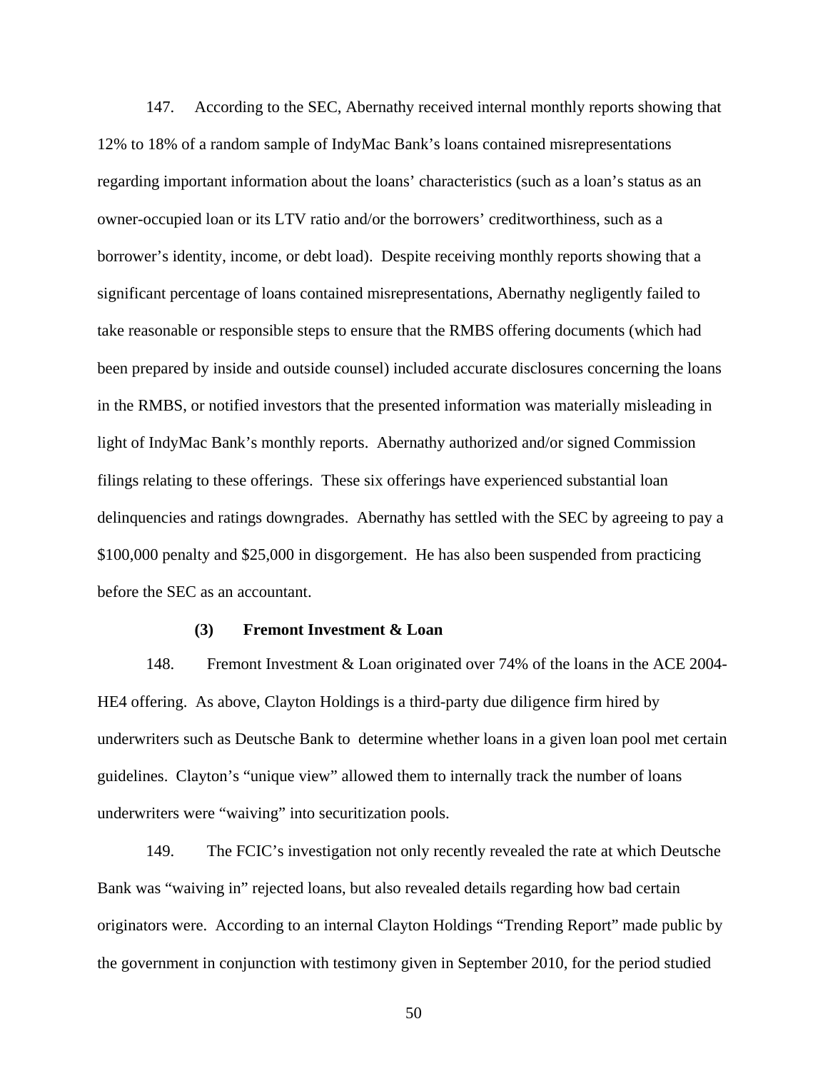147. According to the SEC, Abernathy received internal monthly reports showing that 12% to 18% of a random sample of IndyMac Bank's loans contained misrepresentations regarding important information about the loans' characteristics (such as a loan's status as an owner-occupied loan or its LTV ratio and/or the borrowers' creditworthiness, such as a borrower's identity, income, or debt load). Despite receiving monthly reports showing that a significant percentage of loans contained misrepresentations, Abernathy negligently failed to take reasonable or responsible steps to ensure that the RMBS offering documents (which had been prepared by inside and outside counsel) included accurate disclosures concerning the loans in the RMBS, or notified investors that the presented information was materially misleading in light of IndyMac Bank's monthly reports. Abernathy authorized and/or signed Commission filings relating to these offerings. These six offerings have experienced substantial loan delinquencies and ratings downgrades. Abernathy has settled with the SEC by agreeing to pay a $100,000 penalty and $25,000 in disgorgement. He has also been suspended from practicing before the SEC as an accountant.

**(3) Fremont Investment & Loan**

148. Fremont Investment & Loan originated over 74% of the loans in the ACE 2004-HE4 offering. As above, Clayton Holdings is a third-party due diligence firm hired by underwriters such as Deutsche Bank to determine whether loans in a given loan pool met certain guidelines. Clayton's "unique view" allowed them to internally track the number of loans underwriters were "waiving" into securitization pools.

149. The FCIC's investigation not only recently revealed the rate at which Deutsche Bank was "waiving in" rejected loans, but also revealed details regarding how bad certain originators were. According to an internal Clayton Holdings "Trending Report" made public by the government in conjunction with testimony given in September 2010, for the period studied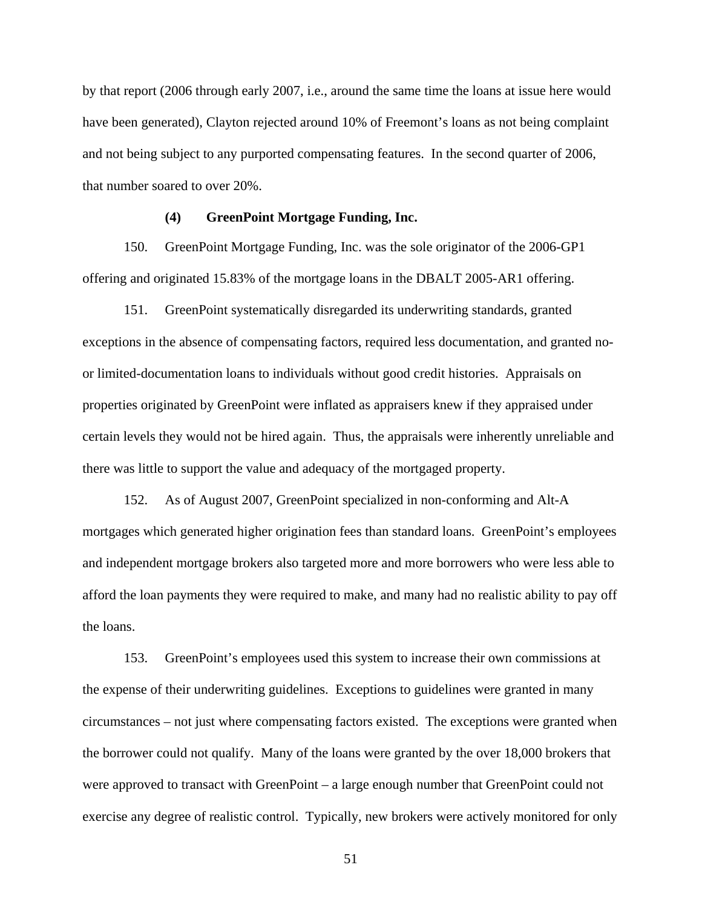by that report (2006 through early 2007, i.e., around the same time the loans at issue here would have been generated), Clayton rejected around 10% of Freemont's loans as not being complaint and not being subject to any purported compensating features. In the second quarter of 2006, that number soared to over 20%.

#### (4) GreenPoint Mortgage Funding, Inc.

150. GreenPoint Mortgage Funding, Inc. was the sole originator of the 2006-GP1 offering and originated 15.83% of the mortgage loans in the DBALT 2005-AR1 offering.

151. GreenPoint systematically disregarded its underwriting standards, granted exceptions in the absence of compensating factors, required less documentation, and granted no- or limited-documentation loans to individuals without good credit histories. Appraisals on properties originated by GreenPoint were inflated as appraisers knew if they appraised under certain levels they would not be hired again. Thus, the appraisals were inherently unreliable and there was little to support the value and adequacy of the mortgaged property.

152. As of August 2007, GreenPoint specialized in non-conforming and Alt-A mortgages which generated higher origination fees than standard loans. GreenPoint's employees and independent mortgage brokers also targeted more and more borrowers who were less able to afford the loan payments they were required to make, and many had no realistic ability to pay off the loans.

153. GreenPoint's employees used this system to increase their own commissions at the expense of their underwriting guidelines. Exceptions to guidelines were granted in many circumstances – not just where compensating factors existed. The exceptions were granted when the borrower could not qualify. Many of the loans were granted by the over 18,000 brokers that were approved to transact with GreenPoint – a large enough number that GreenPoint could not exercise any degree of realistic control. Typically, new brokers were actively monitored for only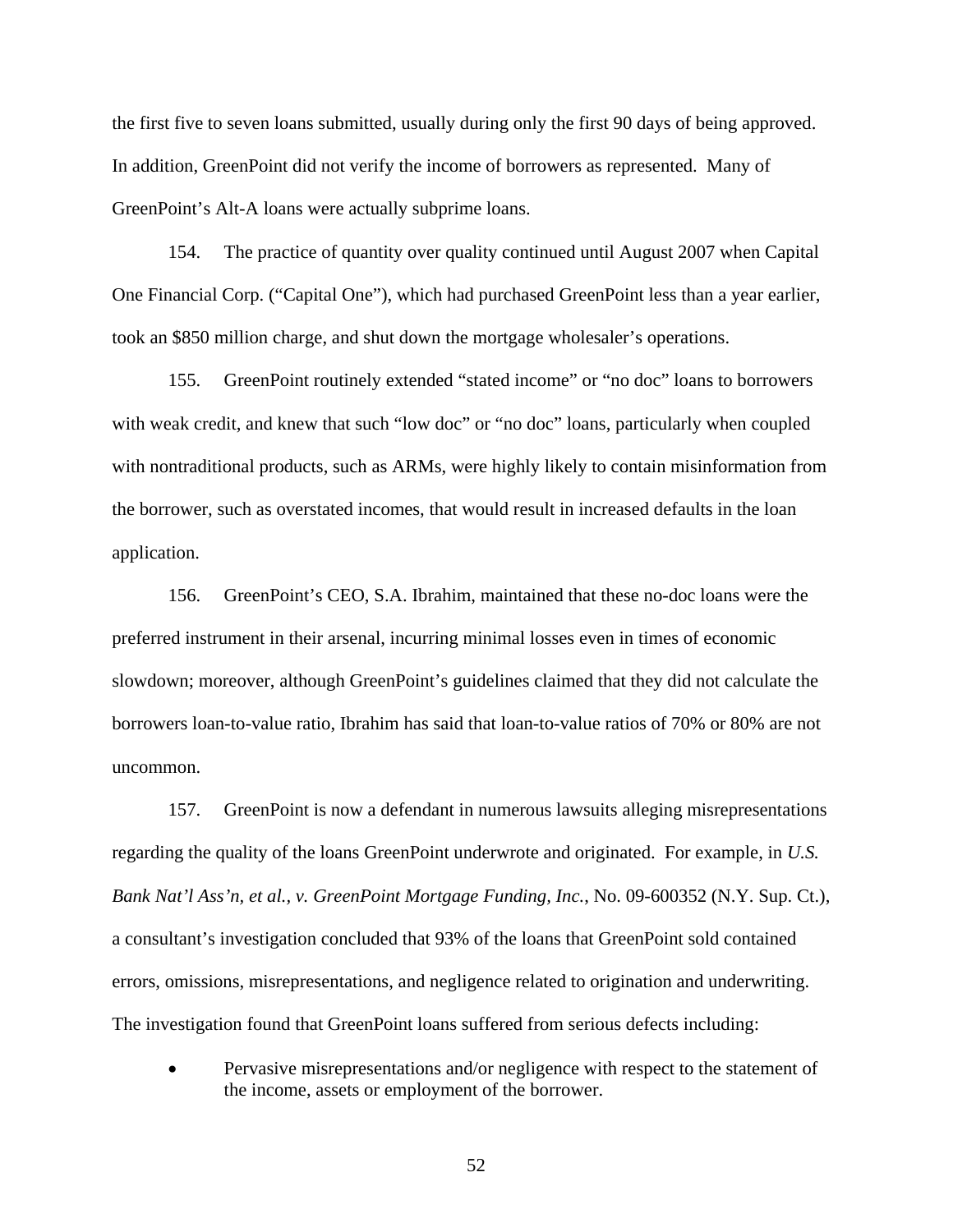the first five to seven loans submitted, usually during only the first 90 days of being approved. In addition, GreenPoint did not verify the income of borrowers as represented. Many of GreenPoint's Alt-A loans were actually subprime loans.

154. The practice of quantity over quality continued until August 2007 when Capital One Financial Corp. ("Capital One"), which had purchased GreenPoint less than a year earlier, took an $850 million charge, and shut down the mortgage wholesaler's operations.

155. GreenPoint routinely extended "stated income" or "no doc" loans to borrowers with weak credit, and knew that such "low doc" or "no doc" loans, particularly when coupled with nontraditional products, such as ARMs, were highly likely to contain misinformation from the borrower, such as overstated incomes, that would result in increased defaults in the loan application.

156. GreenPoint's CEO, S.A. Ibrahim, maintained that these no-doc loans were the preferred instrument in their arsenal, incurring minimal losses even in times of economic slowdown; moreover, although GreenPoint's guidelines claimed that they did not calculate the borrowers loan-to-value ratio, Ibrahim has said that loan-to-value ratios of 70% or 80% are not uncommon.

157. GreenPoint is now a defendant in numerous lawsuits alleging misrepresentations regarding the quality of the loans GreenPoint underwrote and originated. For example, in *U.S. Bank Nat'l Ass'n, et al., v. GreenPoint Mortgage Funding, Inc.*, No. 09-600352 (N.Y. Sup. Ct.), a consultant's investigation concluded that 93% of the loans that GreenPoint sold contained errors, omissions, misrepresentations, and negligence related to origination and underwriting. The investigation found that GreenPoint loans suffered from serious defects including:

- Pervasive misrepresentations and/or negligence with respect to the statement of the income, assets or employment of the borrower.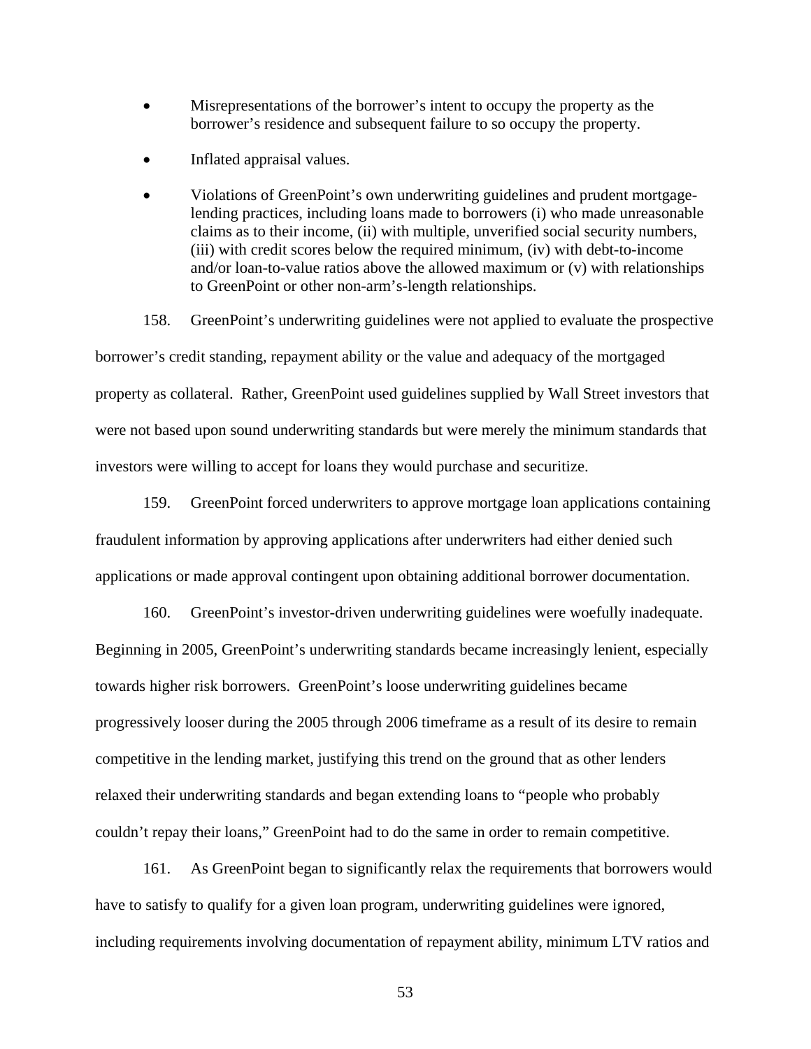- Misrepresentations of the borrower's intent to occupy the property as the borrower's residence and subsequent failure to so occupy the property.
- Inflated appraisal values.
- Violations of GreenPoint's own underwriting guidelines and prudent mortgage-lending practices, including loans made to borrowers (i) who made unreasonable claims as to their income, (ii) with multiple, unverified social security numbers, (iii) with credit scores below the required minimum, (iv) with debt-to-income and/or loan-to-value ratios above the allowed maximum or (v) with relationships to GreenPoint or other non-arm's-length relationships.

158. GreenPoint's underwriting guidelines were not applied to evaluate the prospective borrower's credit standing, repayment ability or the value and adequacy of the mortgaged property as collateral. Rather, GreenPoint used guidelines supplied by Wall Street investors that were not based upon sound underwriting standards but were merely the minimum standards that investors were willing to accept for loans they would purchase and securitize.

159. GreenPoint forced underwriters to approve mortgage loan applications containing fraudulent information by approving applications after underwriters had either denied such applications or made approval contingent upon obtaining additional borrower documentation.

160. GreenPoint's investor-driven underwriting guidelines were woefully inadequate. Beginning in 2005, GreenPoint's underwriting standards became increasingly lenient, especially towards higher risk borrowers. GreenPoint's loose underwriting guidelines became progressively looser during the 2005 through 2006 timeframe as a result of its desire to remain competitive in the lending market, justifying this trend on the ground that as other lenders relaxed their underwriting standards and began extending loans to "people who probably couldn't repay their loans," GreenPoint had to do the same in order to remain competitive.

161. As GreenPoint began to significantly relax the requirements that borrowers would have to satisfy to qualify for a given loan program, underwriting guidelines were ignored, including requirements involving documentation of repayment ability, minimum LTV ratios and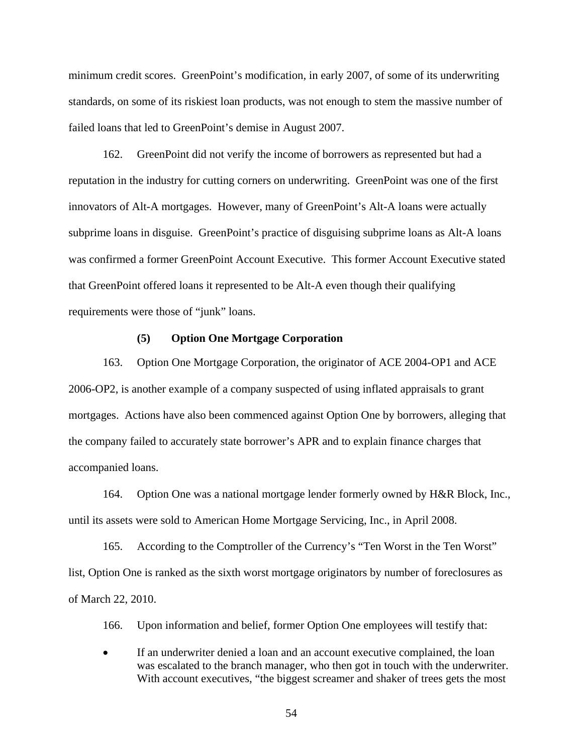minimum credit scores. GreenPoint's modification, in early 2007, of some of its underwriting standards, on some of its riskiest loan products, was not enough to stem the massive number of failed loans that led to GreenPoint's demise in August 2007.

162. GreenPoint did not verify the income of borrowers as represented but had a reputation in the industry for cutting corners on underwriting. GreenPoint was one of the first innovators of Alt-A mortgages. However, many of GreenPoint's Alt-A loans were actually subprime loans in disguise. GreenPoint's practice of disguising subprime loans as Alt-A loans was confirmed a former GreenPoint Account Executive. This former Account Executive stated that GreenPoint offered loans it represented to be Alt-A even though their qualifying requirements were those of "junk" loans.

**(5) Option One Mortgage Corporation**

163. Option One Mortgage Corporation, the originator of ACE 2004-OP1 and ACE 2006-OP2, is another example of a company suspected of using inflated appraisals to grant mortgages. Actions have also been commenced against Option One by borrowers, alleging that the company failed to accurately state borrower's APR and to explain finance charges that accompanied loans.

164. Option One was a national mortgage lender formerly owned by H&R Block, Inc., until its assets were sold to American Home Mortgage Servicing, Inc., in April 2008.

165. According to the Comptroller of the Currency's "Ten Worst in the Ten Worst" list, Option One is ranked as the sixth worst mortgage originators by number of foreclosures as of March 22, 2010.

166. Upon information and belief, former Option One employees will testify that:

- If an underwriter denied a loan and an account executive complained, the loan was escalated to the branch manager, who then got in touch with the underwriter. With account executives, "the biggest screamer and shaker of trees gets the most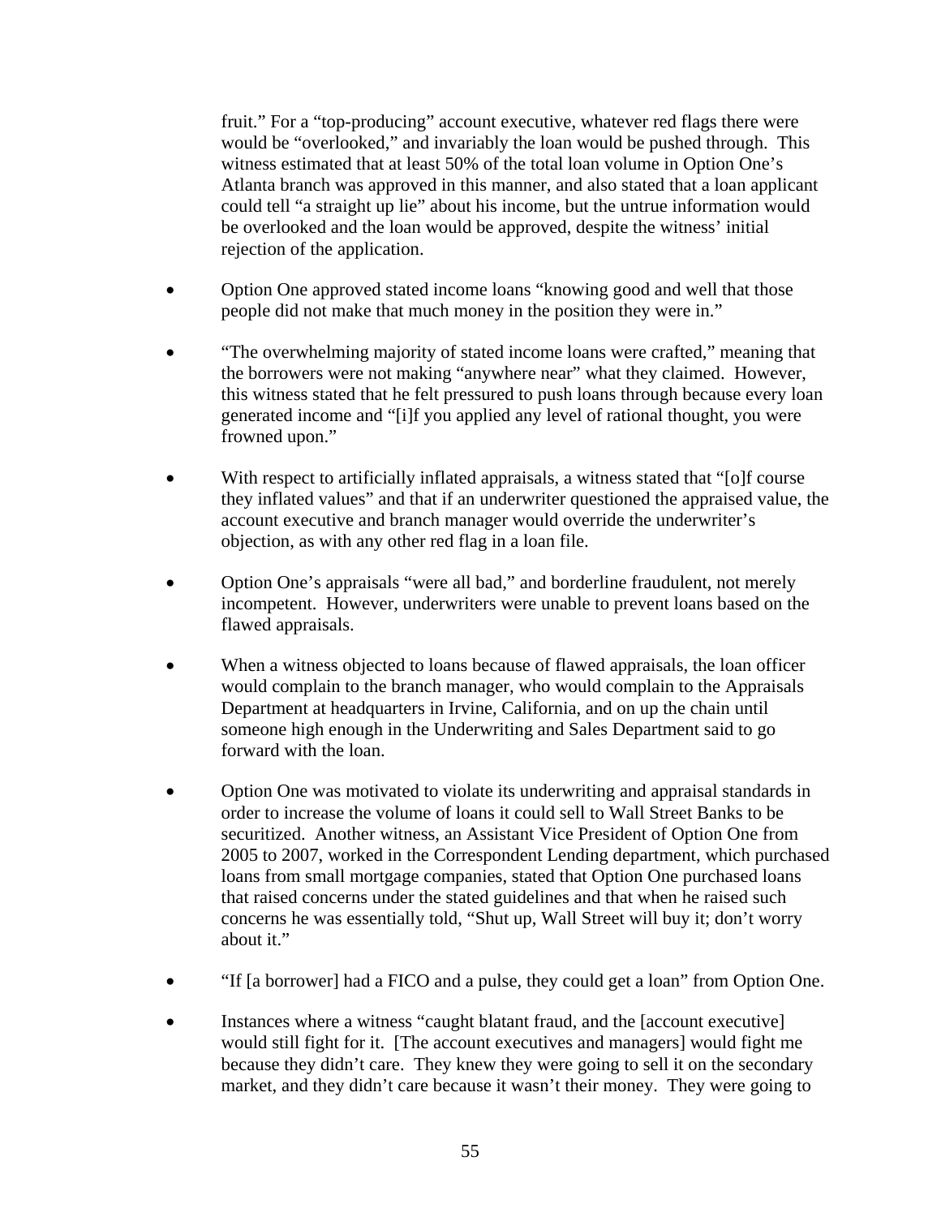fruit." For a "top-producing" account executive, whatever red flags there were would be "overlooked," and invariably the loan would be pushed through. This witness estimated that at least 50% of the total loan volume in Option One's Atlanta branch was approved in this manner, and also stated that a loan applicant could tell "a straight up lie" about his income, but the untrue information would be overlooked and the loan would be approved, despite the witness' initial rejection of the application.

- Option One approved stated income loans "knowing good and well that those people did not make that much money in the position they were in."

- "The overwhelming majority of stated income loans were crafted," meaning that the borrowers were not making "anywhere near" what they claimed. However, this witness stated that he felt pressured to push loans through because every loan generated income and "[i]f you applied any level of rational thought, you were frowned upon."

- With respect to artificially inflated appraisals, a witness stated that "[o]f course they inflated values" and that if an underwriter questioned the appraised value, the account executive and branch manager would override the underwriter's objection, as with any other red flag in a loan file.

- Option One's appraisals "were all bad," and borderline fraudulent, not merely incompetent. However, underwriters were unable to prevent loans based on the flawed appraisals.

- When a witness objected to loans because of flawed appraisals, the loan officer would complain to the branch manager, who would complain to the Appraisals Department at headquarters in Irvine, California, and on up the chain until someone high enough in the Underwriting and Sales Department said to go forward with the loan.

- Option One was motivated to violate its underwriting and appraisal standards in order to increase the volume of loans it could sell to Wall Street Banks to be securitized. Another witness, an Assistant Vice President of Option One from 2005 to 2007, worked in the Correspondent Lending department, which purchased loans from small mortgage companies, stated that Option One purchased loans that raised concerns under the stated guidelines and that when he raised such concerns he was essentially told, "Shut up, Wall Street will buy it; don't worry about it."

- "If [a borrower] had a FICO and a pulse, they could get a loan" from Option One.

- Instances where a witness "caught blatant fraud, and the [account executive] would still fight for it. [The account executives and managers] would fight me because they didn't care. They knew they were going to sell it on the secondary market, and they didn't care because it wasn't their money. They were going to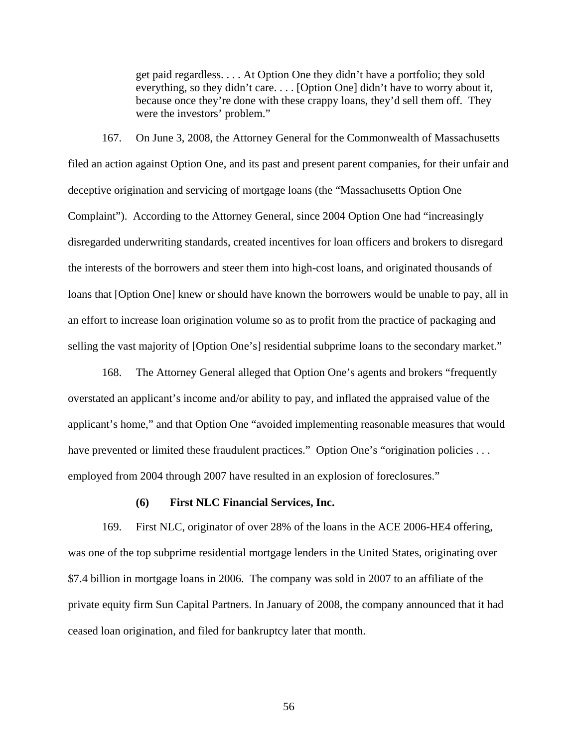> get paid regardless. . . . At Option One they didn't have a portfolio; they sold everything, so they didn't care. . . . [Option One] didn't have to worry about it, because once they're done with these crappy loans, they'd sell them off. They were the investors' problem."

167. On June 3, 2008, the Attorney General for the Commonwealth of Massachusetts filed an action against Option One, and its past and present parent companies, for their unfair and deceptive origination and servicing of mortgage loans (the "Massachusetts Option One Complaint"). According to the Attorney General, since 2004 Option One had "increasingly disregarded underwriting standards, created incentives for loan officers and brokers to disregard the interests of the borrowers and steer them into high-cost loans, and originated thousands of loans that [Option One] knew or should have known the borrowers would be unable to pay, all in an effort to increase loan origination volume so as to profit from the practice of packaging and selling the vast majority of [Option One's] residential subprime loans to the secondary market."

168. The Attorney General alleged that Option One's agents and brokers "frequently overstated an applicant's income and/or ability to pay, and inflated the appraised value of the applicant's home," and that Option One "avoided implementing reasonable measures that would have prevented or limited these fraudulent practices." Option One's "origination policies . . . employed from 2004 through 2007 have resulted in an explosion of foreclosures."

**(6) First NLC Financial Services, Inc.**

169. First NLC, originator of over 28% of the loans in the ACE 2006-HE4 offering, was one of the top subprime residential mortgage lenders in the United States, originating over $7.4 billion in mortgage loans in 2006. The company was sold in 2007 to an affiliate of the private equity firm Sun Capital Partners. In January of 2008, the company announced that it had ceased loan origination, and filed for bankruptcy later that month.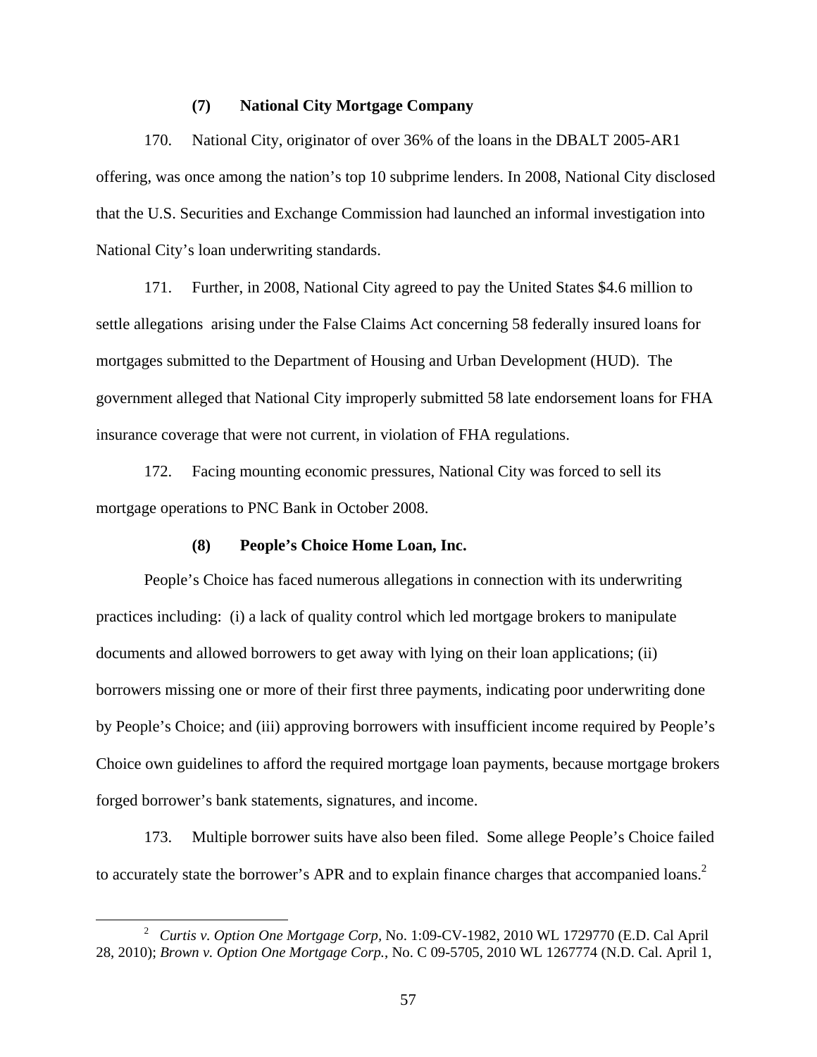#### (7) National City Mortgage Company

170. National City, originator of over 36% of the loans in the DBALT 2005-AR1 offering, was once among the nation's top 10 subprime lenders. In 2008, National City disclosed that the U.S. Securities and Exchange Commission had launched an informal investigation into National City's loan underwriting standards.

171. Further, in 2008, National City agreed to pay the United States $4.6 million to settle allegations arising under the False Claims Act concerning 58 federally insured loans for mortgages submitted to the Department of Housing and Urban Development (HUD). The government alleged that National City improperly submitted 58 late endorsement loans for FHA insurance coverage that were not current, in violation of FHA regulations.

172. Facing mounting economic pressures, National City was forced to sell its mortgage operations to PNC Bank in October 2008.

#### (8) People's Choice Home Loan, Inc.

People's Choice has faced numerous allegations in connection with its underwriting practices including: (i) a lack of quality control which led mortgage brokers to manipulate documents and allowed borrowers to get away with lying on their loan applications; (ii) borrowers missing one or more of their first three payments, indicating poor underwriting done by People's Choice; and (iii) approving borrowers with insufficient income required by People's Choice own guidelines to afford the required mortgage loan payments, because mortgage brokers forged borrower's bank statements, signatures, and income.

173. Multiple borrower suits have also been filed. Some allege People's Choice failed to accurately state the borrower's APR and to explain finance charges that accompanied loans.[2]

[2] *Curtis v. Option One Mortgage Corp,* No. 1:09-CV-1982, 2010 WL 1729770 (E.D. Cal April 28, 2010); *Brown v. Option One Mortgage Corp.*, No. C 09-5705, 2010 WL 1267774 (N.D. Cal. April 1,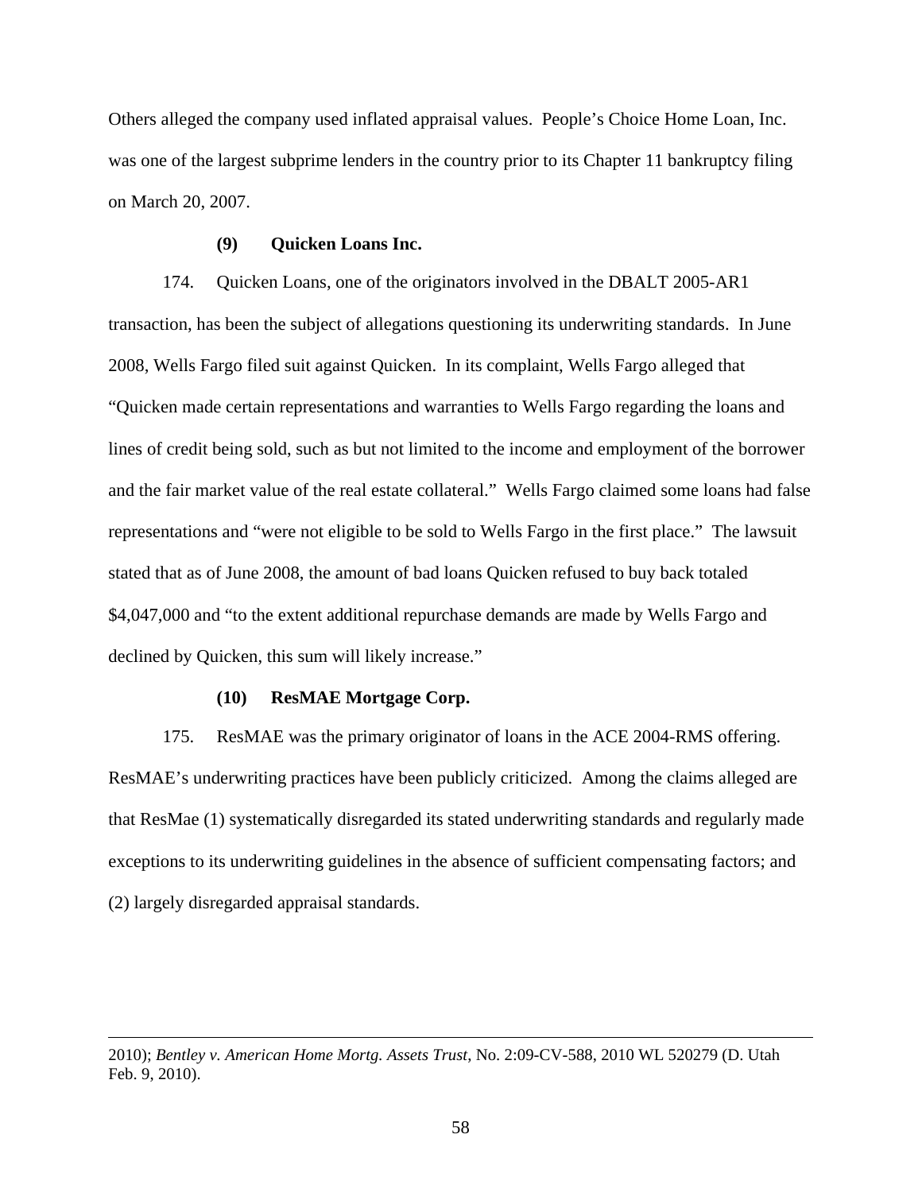Others alleged the company used inflated appraisal values. People's Choice Home Loan, Inc. was one of the largest subprime lenders in the country prior to its Chapter 11 bankruptcy filing on March 20, 2007.

**(9) Quicken Loans Inc.**

174. Quicken Loans, one of the originators involved in the DBALT 2005-AR1 transaction, has been the subject of allegations questioning its underwriting standards. In June 2008, Wells Fargo filed suit against Quicken. In its complaint, Wells Fargo alleged that "Quicken made certain representations and warranties to Wells Fargo regarding the loans and lines of credit being sold, such as but not limited to the income and employment of the borrower and the fair market value of the real estate collateral." Wells Fargo claimed some loans had false representations and "were not eligible to be sold to Wells Fargo in the first place." The lawsuit stated that as of June 2008, the amount of bad loans Quicken refused to buy back totaled $4,047,000 and "to the extent additional repurchase demands are made by Wells Fargo and declined by Quicken, this sum will likely increase."

**(10) ResMAE Mortgage Corp.**

175. ResMAE was the primary originator of loans in the ACE 2004-RMS offering. ResMAE's underwriting practices have been publicly criticized. Among the claims alleged are that ResMae (1) systematically disregarded its stated underwriting standards and regularly made exceptions to its underwriting guidelines in the absence of sufficient compensating factors; and (2) largely disregarded appraisal standards.

---

2010); *Bentley v. American Home Mortg. Assets Trust*, No. 2:09-CV-588, 2010 WL 520279 (D. Utah Feb. 9, 2010).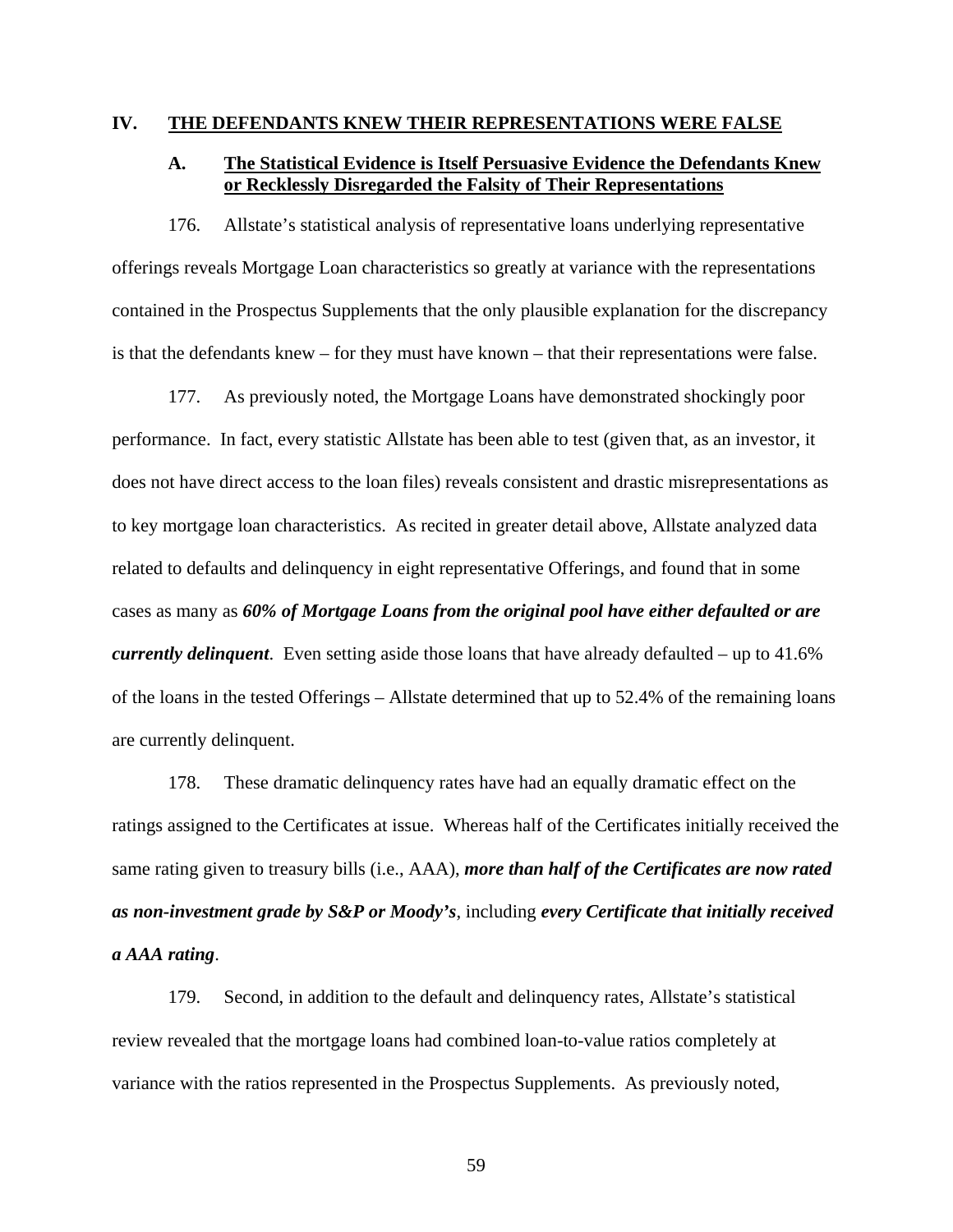## IV. THE DEFENDANTS KNEW THEIR REPRESENTATIONS WERE FALSE

### A. The Statistical Evidence is Itself Persuasive Evidence the Defendants Knew or Recklessly Disregarded the Falsity of Their Representations

176. Allstate's statistical analysis of representative loans underlying representative offerings reveals Mortgage Loan characteristics so greatly at variance with the representations contained in the Prospectus Supplements that the only plausible explanation for the discrepancy is that the defendants knew – for they must have known – that their representations were false.

177. As previously noted, the Mortgage Loans have demonstrated shockingly poor performance. In fact, every statistic Allstate has been able to test (given that, as an investor, it does not have direct access to the loan files) reveals consistent and drastic misrepresentations as to key mortgage loan characteristics. As recited in greater detail above, Allstate analyzed data related to defaults and delinquency in eight representative Offerings, and found that in some cases as many as ***60% of Mortgage Loans from the original pool have either defaulted or are currently delinquent***. Even setting aside those loans that have already defaulted – up to 41.6% of the loans in the tested Offerings – Allstate determined that up to 52.4% of the remaining loans are currently delinquent.

178. These dramatic delinquency rates have had an equally dramatic effect on the ratings assigned to the Certificates at issue. Whereas half of the Certificates initially received the same rating given to treasury bills (i.e., AAA), ***more than half of the Certificates are now rated as non-investment grade by S&P or Moody's***, including ***every Certificate that initially received a AAA rating***.

179. Second, in addition to the default and delinquency rates, Allstate's statistical review revealed that the mortgage loans had combined loan-to-value ratios completely at variance with the ratios represented in the Prospectus Supplements. As previously noted,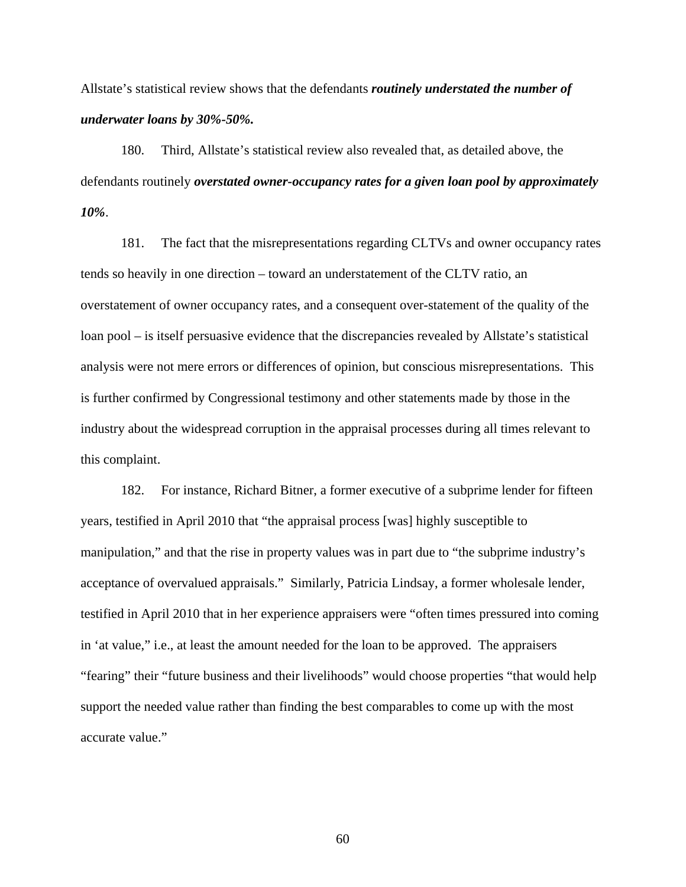Allstate's statistical review shows that the defendants ***routinely understated the number of underwater loans by 30%-50%.***

180. Third, Allstate's statistical review also revealed that, as detailed above, the defendants routinely ***overstated owner-occupancy rates for a given loan pool by approximately 10%***.

181. The fact that the misrepresentations regarding CLTVs and owner occupancy rates tends so heavily in one direction – toward an understatement of the CLTV ratio, an overstatement of owner occupancy rates, and a consequent over-statement of the quality of the loan pool – is itself persuasive evidence that the discrepancies revealed by Allstate's statistical analysis were not mere errors or differences of opinion, but conscious misrepresentations. This is further confirmed by Congressional testimony and other statements made by those in the industry about the widespread corruption in the appraisal processes during all times relevant to this complaint.

182. For instance, Richard Bitner, a former executive of a subprime lender for fifteen years, testified in April 2010 that "the appraisal process [was] highly susceptible to manipulation," and that the rise in property values was in part due to "the subprime industry's acceptance of overvalued appraisals." Similarly, Patricia Lindsay, a former wholesale lender, testified in April 2010 that in her experience appraisers were "often times pressured into coming in 'at value," i.e., at least the amount needed for the loan to be approved. The appraisers "fearing" their "future business and their livelihoods" would choose properties "that would help support the needed value rather than finding the best comparables to come up with the most accurate value."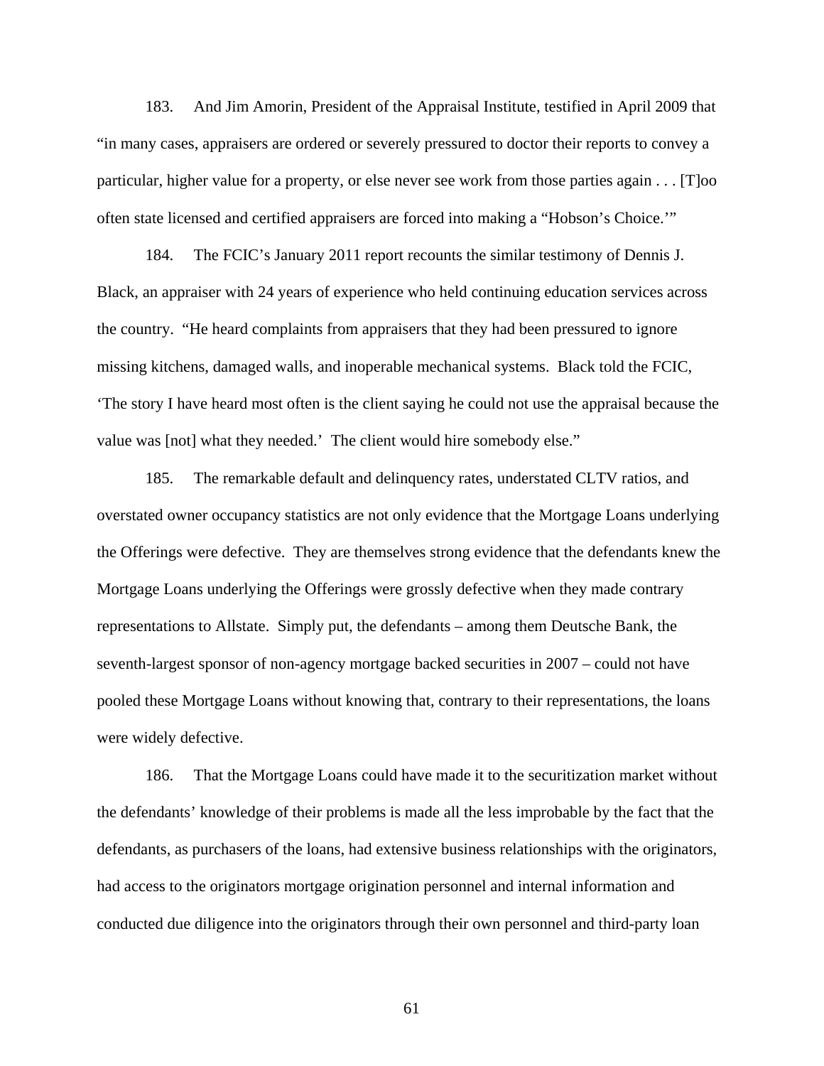183. And Jim Amorin, President of the Appraisal Institute, testified in April 2009 that "in many cases, appraisers are ordered or severely pressured to doctor their reports to convey a particular, higher value for a property, or else never see work from those parties again . . . [T]oo often state licensed and certified appraisers are forced into making a "Hobson's Choice.'"

184. The FCIC's January 2011 report recounts the similar testimony of Dennis J. Black, an appraiser with 24 years of experience who held continuing education services across the country. "He heard complaints from appraisers that they had been pressured to ignore missing kitchens, damaged walls, and inoperable mechanical systems. Black told the FCIC, 'The story I have heard most often is the client saying he could not use the appraisal because the value was [not] what they needed.' The client would hire somebody else."

185. The remarkable default and delinquency rates, understated CLTV ratios, and overstated owner occupancy statistics are not only evidence that the Mortgage Loans underlying the Offerings were defective. They are themselves strong evidence that the defendants knew the Mortgage Loans underlying the Offerings were grossly defective when they made contrary representations to Allstate. Simply put, the defendants – among them Deutsche Bank, the seventh-largest sponsor of non-agency mortgage backed securities in 2007 – could not have pooled these Mortgage Loans without knowing that, contrary to their representations, the loans were widely defective.

186. That the Mortgage Loans could have made it to the securitization market without the defendants' knowledge of their problems is made all the less improbable by the fact that the defendants, as purchasers of the loans, had extensive business relationships with the originators, had access to the originators mortgage origination personnel and internal information and conducted due diligence into the originators through their own personnel and third-party loan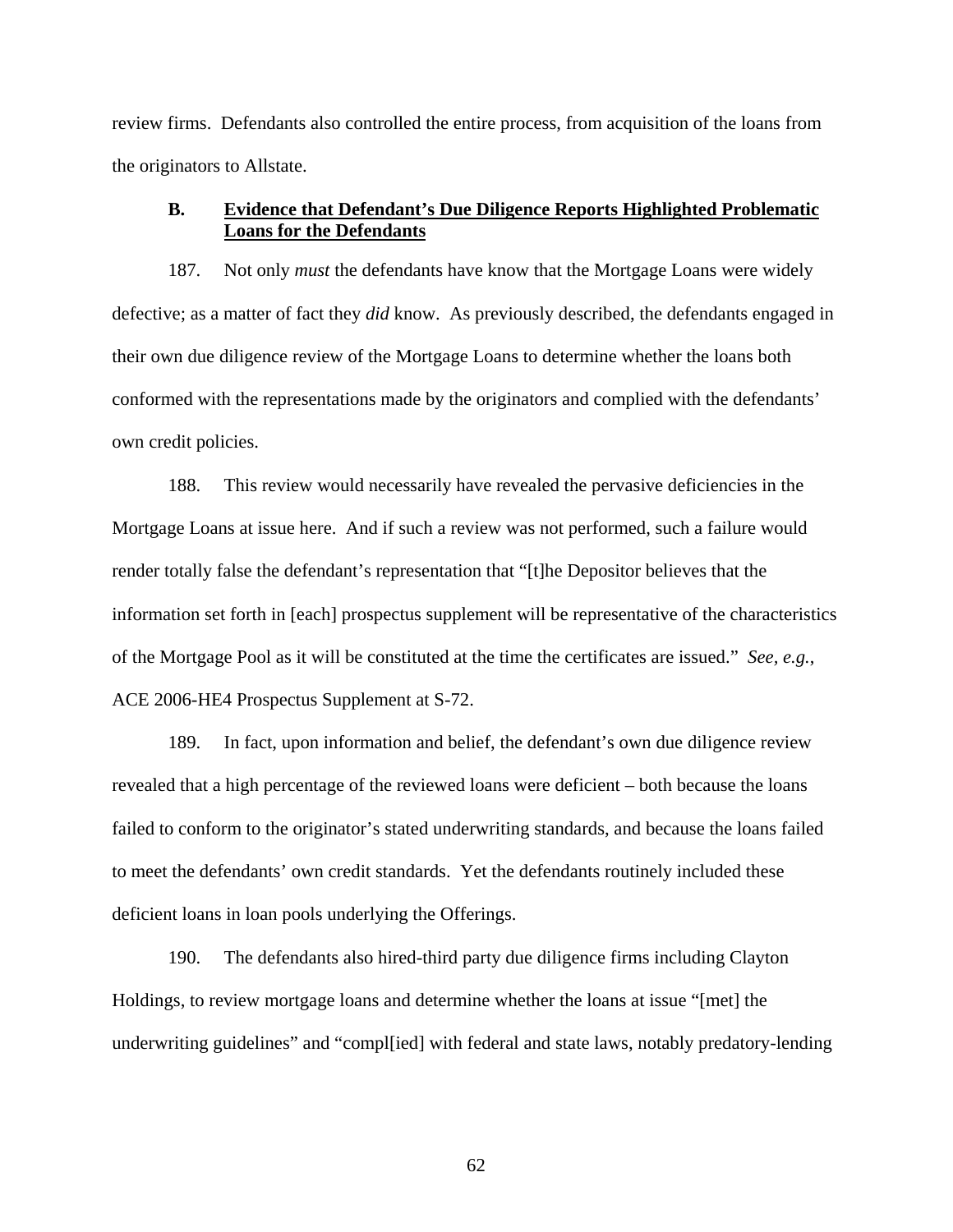review firms. Defendants also controlled the entire process, from acquisition of the loans from the originators to Allstate.

### B. <u>Evidence that Defendant's Due Diligence Reports Highlighted Problematic Loans for the Defendants</u>

187. Not only *must* the defendants have know that the Mortgage Loans were widely defective; as a matter of fact they *did* know. As previously described, the defendants engaged in their own due diligence review of the Mortgage Loans to determine whether the loans both conformed with the representations made by the originators and complied with the defendants' own credit policies.

188. This review would necessarily have revealed the pervasive deficiencies in the Mortgage Loans at issue here. And if such a review was not performed, such a failure would render totally false the defendant's representation that "[t]he Depositor believes that the information set forth in [each] prospectus supplement will be representative of the characteristics of the Mortgage Pool as it will be constituted at the time the certificates are issued." *See, e.g.*, ACE 2006-HE4 Prospectus Supplement at S-72.

189. In fact, upon information and belief, the defendant's own due diligence review revealed that a high percentage of the reviewed loans were deficient – both because the loans failed to conform to the originator's stated underwriting standards, and because the loans failed to meet the defendants' own credit standards. Yet the defendants routinely included these deficient loans in loan pools underlying the Offerings.

190. The defendants also hired-third party due diligence firms including Clayton Holdings, to review mortgage loans and determine whether the loans at issue "[met] the underwriting guidelines" and "compl[ied] with federal and state laws, notably predatory-lending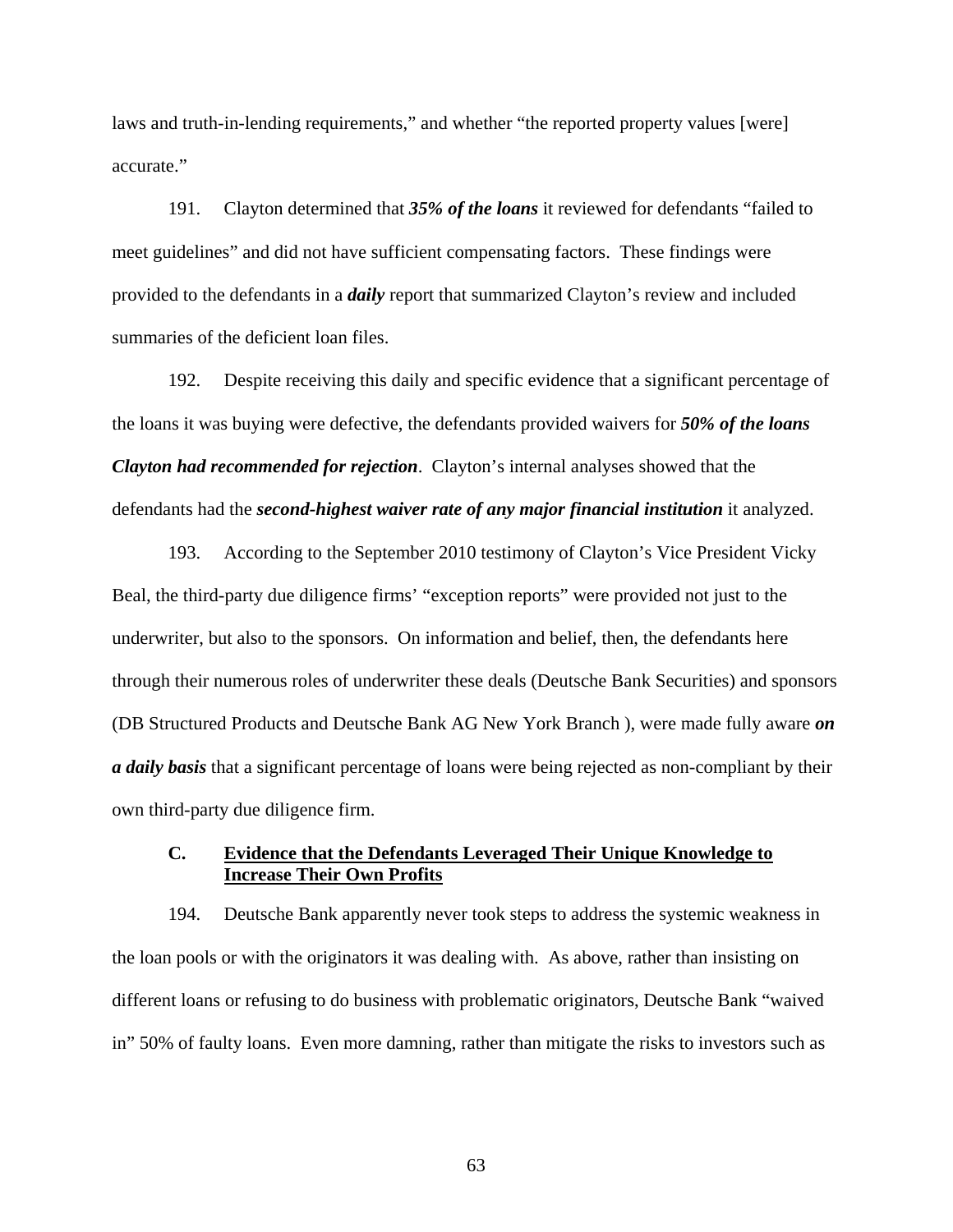laws and truth-in-lending requirements," and whether "the reported property values [were] accurate."

191. Clayton determined that ***35% of the loans*** it reviewed for defendants "failed to meet guidelines" and did not have sufficient compensating factors. These findings were provided to the defendants in a ***daily*** report that summarized Clayton's review and included summaries of the deficient loan files.

192. Despite receiving this daily and specific evidence that a significant percentage of the loans it was buying were defective, the defendants provided waivers for ***50% of the loans Clayton had recommended for rejection***. Clayton's internal analyses showed that the defendants had the ***second-highest waiver rate of any major financial institution*** it analyzed.

193. According to the September 2010 testimony of Clayton's Vice President Vicky Beal, the third-party due diligence firms' "exception reports" were provided not just to the underwriter, but also to the sponsors. On information and belief, then, the defendants here through their numerous roles of underwriter these deals (Deutsche Bank Securities) and sponsors (DB Structured Products and Deutsche Bank AG New York Branch ), were made fully aware ***on a daily basis*** that a significant percentage of loans were being rejected as non-compliant by their own third-party due diligence firm.

### C. Evidence that the Defendants Leveraged Their Unique Knowledge to Increase Their Own Profits

194. Deutsche Bank apparently never took steps to address the systemic weakness in the loan pools or with the originators it was dealing with. As above, rather than insisting on different loans or refusing to do business with problematic originators, Deutsche Bank "waived in" 50% of faulty loans. Even more damning, rather than mitigate the risks to investors such as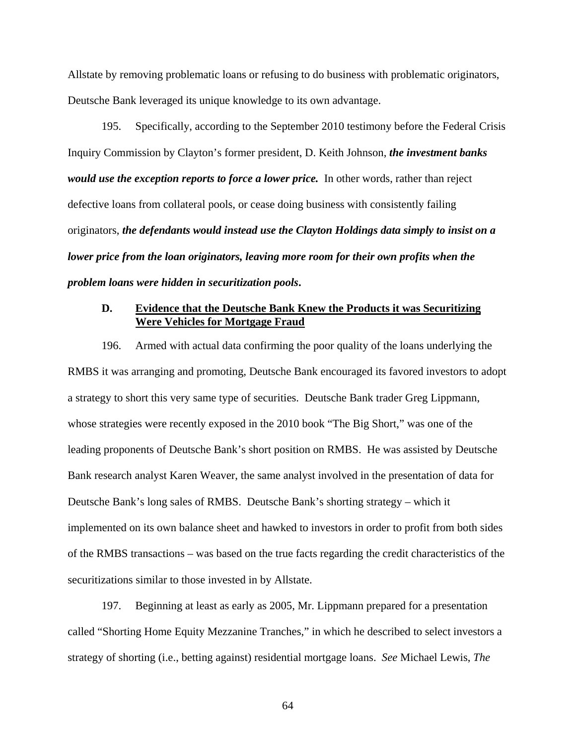Allstate by removing problematic loans or refusing to do business with problematic originators, Deutsche Bank leveraged its unique knowledge to its own advantage.

195. Specifically, according to the September 2010 testimony before the Federal Crisis Inquiry Commission by Clayton's former president, D. Keith Johnson, ***the investment banks would use the exception reports to force a lower price.*** In other words, rather than reject defective loans from collateral pools, or cease doing business with consistently failing originators, ***the defendants would instead use the Clayton Holdings data simply to insist on a lower price from the loan originators, leaving more room for their own profits when the problem loans were hidden in securitization pools***.

### D. Evidence that the Deutsche Bank Knew the Products it was Securitizing Were Vehicles for Mortgage Fraud

196. Armed with actual data confirming the poor quality of the loans underlying the RMBS it was arranging and promoting, Deutsche Bank encouraged its favored investors to adopt a strategy to short this very same type of securities. Deutsche Bank trader Greg Lippmann, whose strategies were recently exposed in the 2010 book "The Big Short," was one of the leading proponents of Deutsche Bank's short position on RMBS. He was assisted by Deutsche Bank research analyst Karen Weaver, the same analyst involved in the presentation of data for Deutsche Bank's long sales of RMBS. Deutsche Bank's shorting strategy – which it implemented on its own balance sheet and hawked to investors in order to profit from both sides of the RMBS transactions – was based on the true facts regarding the credit characteristics of the securitizations similar to those invested in by Allstate.

197. Beginning at least as early as 2005, Mr. Lippmann prepared for a presentation called "Shorting Home Equity Mezzanine Tranches," in which he described to select investors a strategy of shorting (i.e., betting against) residential mortgage loans. *See* Michael Lewis, *The*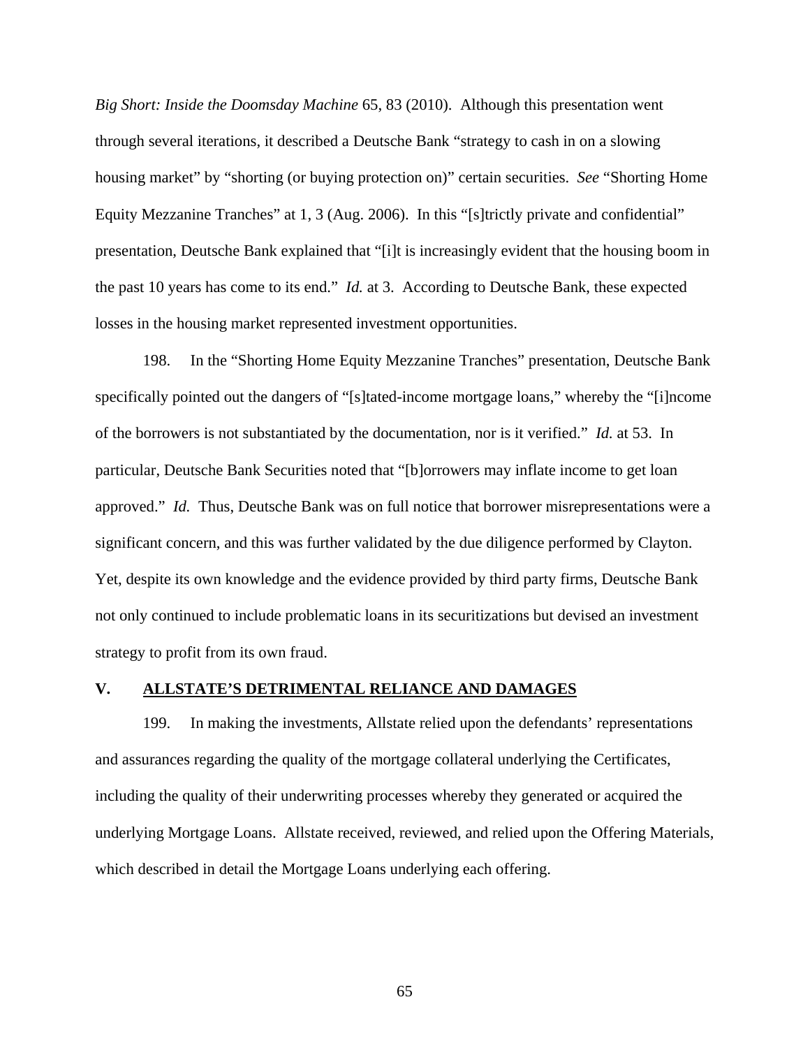*Big Short: Inside the Doomsday Machine* 65, 83 (2010). Although this presentation went through several iterations, it described a Deutsche Bank "strategy to cash in on a slowing housing market" by "shorting (or buying protection on)" certain securities. *See* "Shorting Home Equity Mezzanine Tranches" at 1, 3 (Aug. 2006). In this "[s]trictly private and confidential" presentation, Deutsche Bank explained that "[i]t is increasingly evident that the housing boom in the past 10 years has come to its end." *Id.* at 3. According to Deutsche Bank, these expected losses in the housing market represented investment opportunities.

198. In the "Shorting Home Equity Mezzanine Tranches" presentation, Deutsche Bank specifically pointed out the dangers of "[s]tated-income mortgage loans," whereby the "[i]ncome of the borrowers is not substantiated by the documentation, nor is it verified." *Id.* at 53. In particular, Deutsche Bank Securities noted that "[b]orrowers may inflate income to get loan approved." *Id.* Thus, Deutsche Bank was on full notice that borrower misrepresentations were a significant concern, and this was further validated by the due diligence performed by Clayton. Yet, despite its own knowledge and the evidence provided by third party firms, Deutsche Bank not only continued to include problematic loans in its securitizations but devised an investment strategy to profit from its own fraud.

## V. ALLSTATE'S DETRIMENTAL RELIANCE AND DAMAGES

199. In making the investments, Allstate relied upon the defendants' representations and assurances regarding the quality of the mortgage collateral underlying the Certificates, including the quality of their underwriting processes whereby they generated or acquired the underlying Mortgage Loans. Allstate received, reviewed, and relied upon the Offering Materials, which described in detail the Mortgage Loans underlying each offering.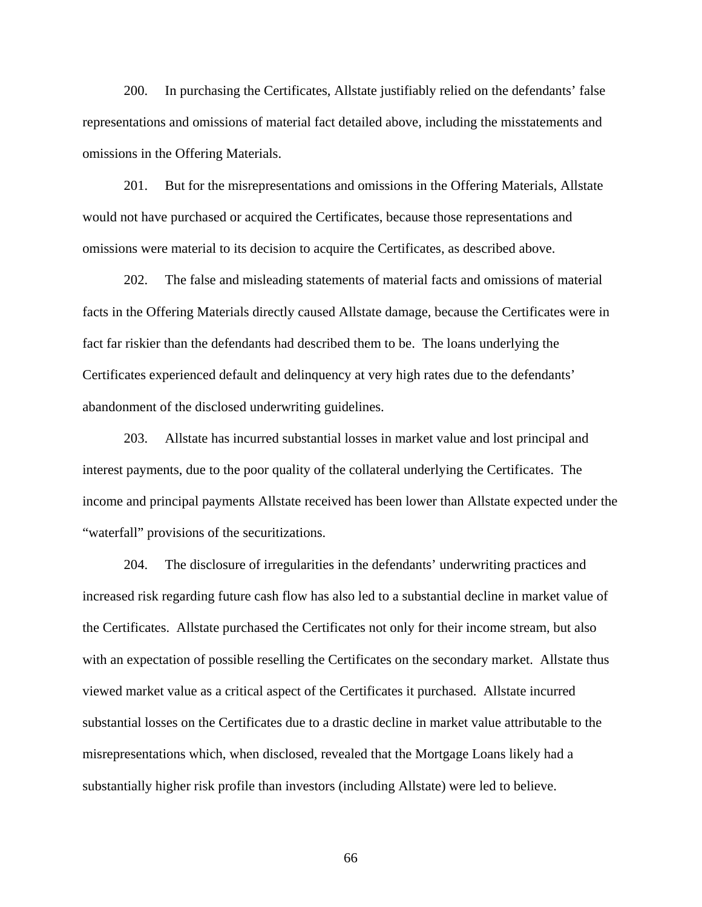200. In purchasing the Certificates, Allstate justifiably relied on the defendants' false representations and omissions of material fact detailed above, including the misstatements and omissions in the Offering Materials.

201. But for the misrepresentations and omissions in the Offering Materials, Allstate would not have purchased or acquired the Certificates, because those representations and omissions were material to its decision to acquire the Certificates, as described above.

202. The false and misleading statements of material facts and omissions of material facts in the Offering Materials directly caused Allstate damage, because the Certificates were in fact far riskier than the defendants had described them to be. The loans underlying the Certificates experienced default and delinquency at very high rates due to the defendants' abandonment of the disclosed underwriting guidelines.

203. Allstate has incurred substantial losses in market value and lost principal and interest payments, due to the poor quality of the collateral underlying the Certificates. The income and principal payments Allstate received has been lower than Allstate expected under the "waterfall" provisions of the securitizations.

204. The disclosure of irregularities in the defendants' underwriting practices and increased risk regarding future cash flow has also led to a substantial decline in market value of the Certificates. Allstate purchased the Certificates not only for their income stream, but also with an expectation of possible reselling the Certificates on the secondary market. Allstate thus viewed market value as a critical aspect of the Certificates it purchased. Allstate incurred substantial losses on the Certificates due to a drastic decline in market value attributable to the misrepresentations which, when disclosed, revealed that the Mortgage Loans likely had a substantially higher risk profile than investors (including Allstate) were led to believe.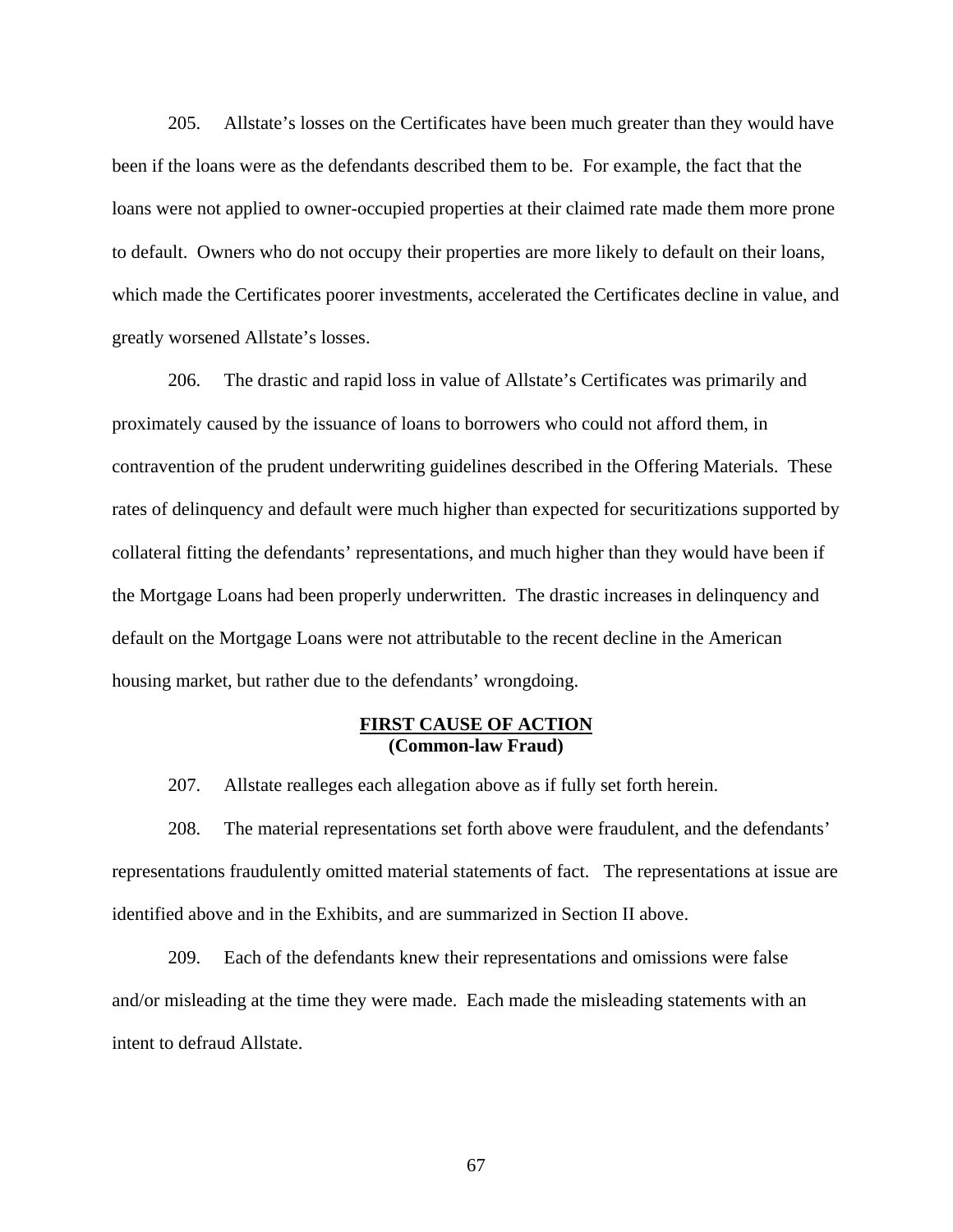205. Allstate's losses on the Certificates have been much greater than they would have been if the loans were as the defendants described them to be. For example, the fact that the loans were not applied to owner-occupied properties at their claimed rate made them more prone to default. Owners who do not occupy their properties are more likely to default on their loans, which made the Certificates poorer investments, accelerated the Certificates decline in value, and greatly worsened Allstate's losses.

206. The drastic and rapid loss in value of Allstate's Certificates was primarily and proximately caused by the issuance of loans to borrowers who could not afford them, in contravention of the prudent underwriting guidelines described in the Offering Materials. These rates of delinquency and default were much higher than expected for securitizations supported by collateral fitting the defendants' representations, and much higher than they would have been if the Mortgage Loans had been properly underwritten. The drastic increases in delinquency and default on the Mortgage Loans were not attributable to the recent decline in the American housing market, but rather due to the defendants' wrongdoing.

## FIRST CAUSE OF ACTION
**(Common-law Fraud)**

207. Allstate realleges each allegation above as if fully set forth herein.

208. The material representations set forth above were fraudulent, and the defendants' representations fraudulently omitted material statements of fact. The representations at issue are identified above and in the Exhibits, and are summarized in Section II above.

209. Each of the defendants knew their representations and omissions were false and/or misleading at the time they were made. Each made the misleading statements with an intent to defraud Allstate.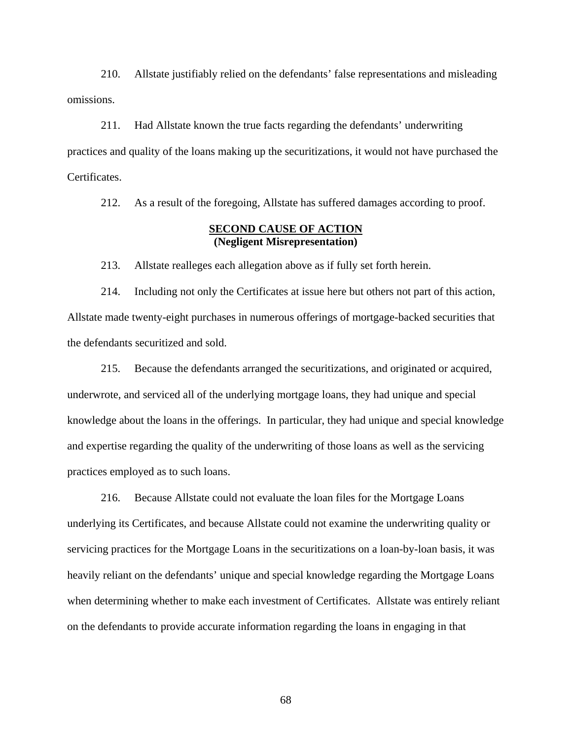210. Allstate justifiably relied on the defendants' false representations and misleading omissions.

211. Had Allstate known the true facts regarding the defendants' underwriting practices and quality of the loans making up the securitizations, it would not have purchased the Certificates.

212. As a result of the foregoing, Allstate has suffered damages according to proof.

## **SECOND CAUSE OF ACTION**
**(Negligent Misrepresentation)**

213. Allstate realleges each allegation above as if fully set forth herein.

214. Including not only the Certificates at issue here but others not part of this action, Allstate made twenty-eight purchases in numerous offerings of mortgage-backed securities that the defendants securitized and sold.

215. Because the defendants arranged the securitizations, and originated or acquired, underwrote, and serviced all of the underlying mortgage loans, they had unique and special knowledge about the loans in the offerings. In particular, they had unique and special knowledge and expertise regarding the quality of the underwriting of those loans as well as the servicing practices employed as to such loans.

216. Because Allstate could not evaluate the loan files for the Mortgage Loans underlying its Certificates, and because Allstate could not examine the underwriting quality or servicing practices for the Mortgage Loans in the securitizations on a loan-by-loan basis, it was heavily reliant on the defendants' unique and special knowledge regarding the Mortgage Loans when determining whether to make each investment of Certificates. Allstate was entirely reliant on the defendants to provide accurate information regarding the loans in engaging in that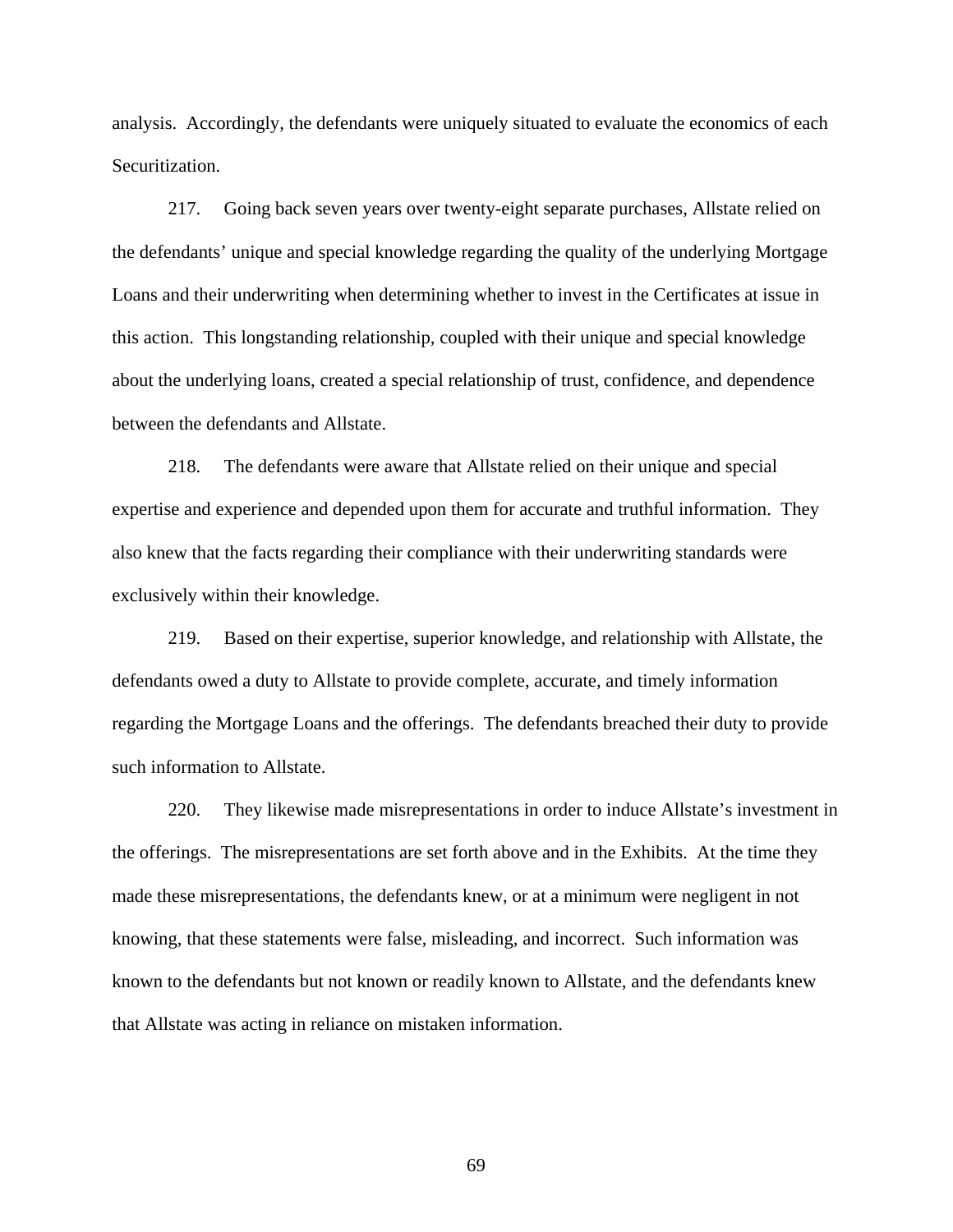analysis. Accordingly, the defendants were uniquely situated to evaluate the economics of each Securitization.

217. Going back seven years over twenty-eight separate purchases, Allstate relied on the defendants' unique and special knowledge regarding the quality of the underlying Mortgage Loans and their underwriting when determining whether to invest in the Certificates at issue in this action. This longstanding relationship, coupled with their unique and special knowledge about the underlying loans, created a special relationship of trust, confidence, and dependence between the defendants and Allstate.

218. The defendants were aware that Allstate relied on their unique and special expertise and experience and depended upon them for accurate and truthful information. They also knew that the facts regarding their compliance with their underwriting standards were exclusively within their knowledge.

219. Based on their expertise, superior knowledge, and relationship with Allstate, the defendants owed a duty to Allstate to provide complete, accurate, and timely information regarding the Mortgage Loans and the offerings. The defendants breached their duty to provide such information to Allstate.

220. They likewise made misrepresentations in order to induce Allstate's investment in the offerings. The misrepresentations are set forth above and in the Exhibits. At the time they made these misrepresentations, the defendants knew, or at a minimum were negligent in not knowing, that these statements were false, misleading, and incorrect. Such information was known to the defendants but not known or readily known to Allstate, and the defendants knew that Allstate was acting in reliance on mistaken information.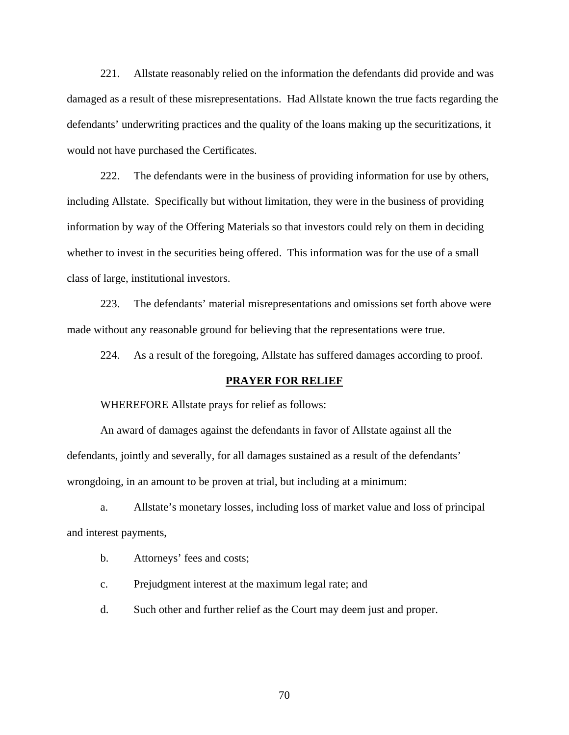221. Allstate reasonably relied on the information the defendants did provide and was damaged as a result of these misrepresentations. Had Allstate known the true facts regarding the defendants' underwriting practices and the quality of the loans making up the securitizations, it would not have purchased the Certificates.

222. The defendants were in the business of providing information for use by others, including Allstate. Specifically but without limitation, they were in the business of providing information by way of the Offering Materials so that investors could rely on them in deciding whether to invest in the securities being offered. This information was for the use of a small class of large, institutional investors.

223. The defendants' material misrepresentations and omissions set forth above were made without any reasonable ground for believing that the representations were true.

224. As a result of the foregoing, Allstate has suffered damages according to proof.

## PRAYER FOR RELIEF

WHEREFORE Allstate prays for relief as follows:

An award of damages against the defendants in favor of Allstate against all the defendants, jointly and severally, for all damages sustained as a result of the defendants' wrongdoing, in an amount to be proven at trial, but including at a minimum:

a. Allstate's monetary losses, including loss of market value and loss of principal and interest payments,

b. Attorneys' fees and costs;

c. Prejudgment interest at the maximum legal rate; and

d. Such other and further relief as the Court may deem just and proper.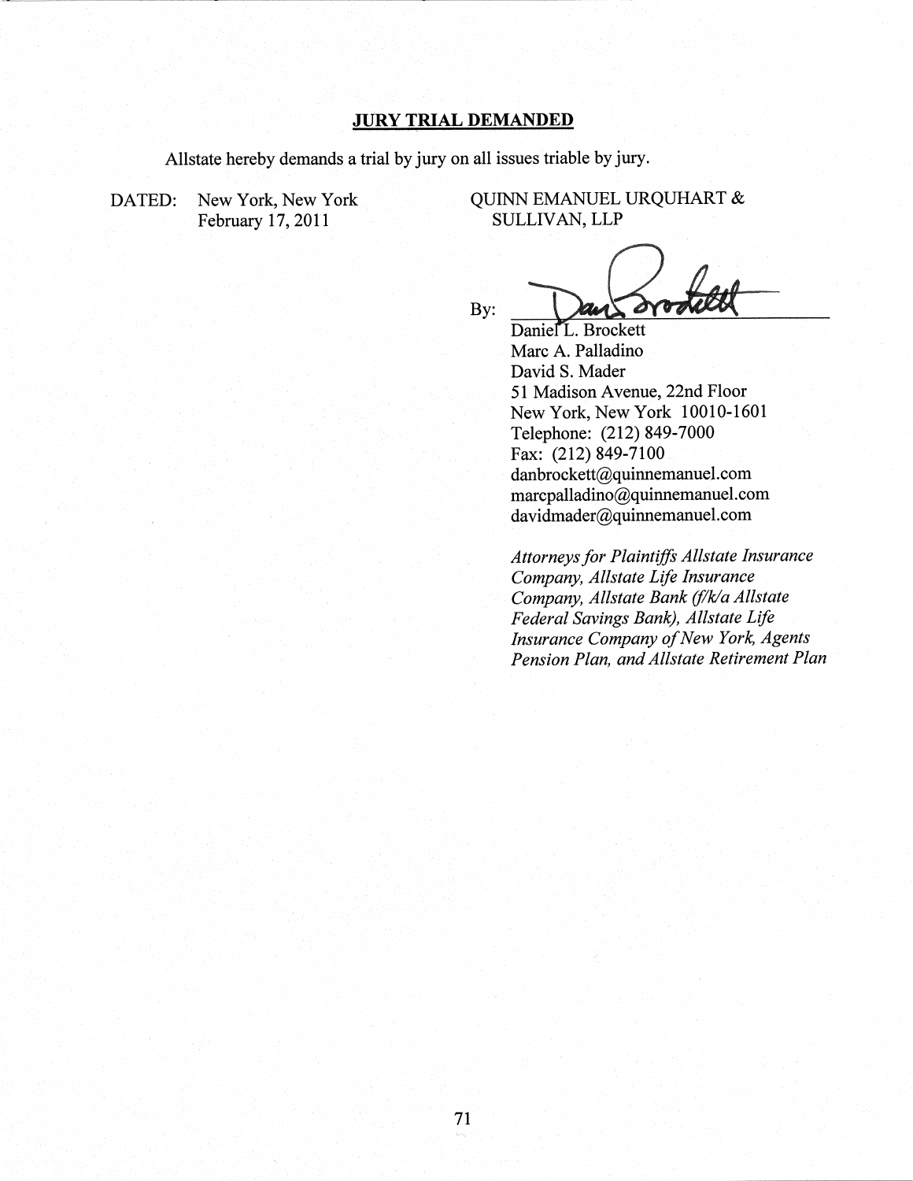## JURY TRIAL DEMANDED

Allstate hereby demands a trial by jury on all issues triable by jury.

DATED: New York, New York
February 17, 2011

QUINN EMANUEL URQUHART & SULLIVAN, LLP

By: ______________________

Daniel L. Brockett
Marc A. Palladino
David S. Mader
51 Madison Avenue, 22nd Floor
New York, New York 10010-1601
Telephone: (212) 849-7000
Fax: (212) 849-7100
danbrockett@quinnemanuel.com
marcpalladino@quinnemanuel.com
davidmader@quinnemanuel.com

*Attorneys for Plaintiffs Allstate Insurance Company, Allstate Life Insurance Company, Allstate Bank (f/k/a Allstate Federal Savings Bank), Allstate Life Insurance Company of New York, Agents Pension Plan, and Allstate Retirement Plan*